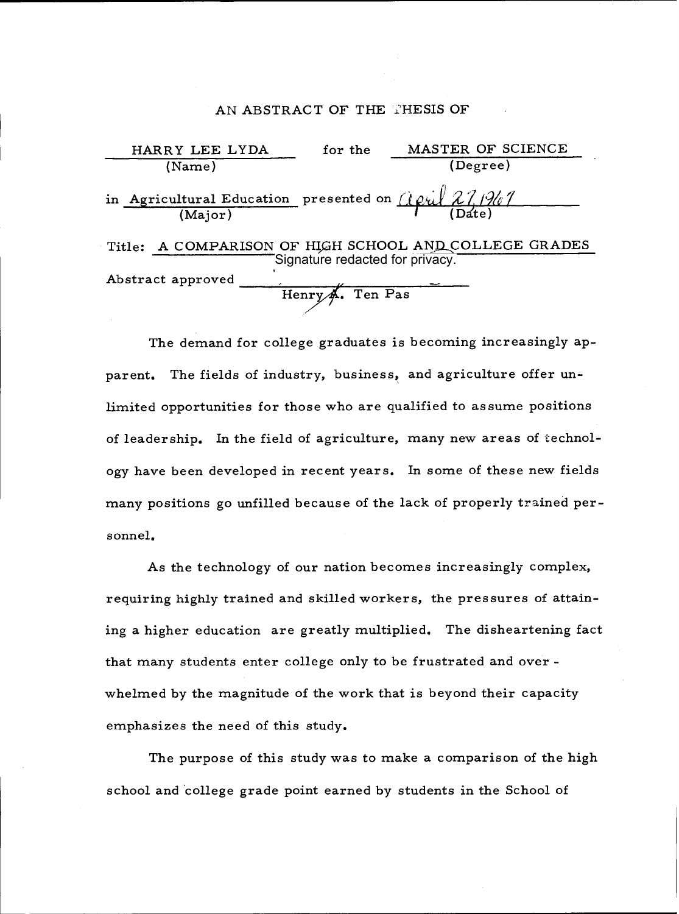AN ABSTRACT OF THE THESIS OF

HARRY LEE LYDA for the MASTER OF SCIENCE
(Name) (Degree)

in Agricultural Education presented on April 27, 1967
(Major) (Date)

Title: A COMPARISON OF HIGH SCHOOL AND COLLEGE GRADES

Signature redacted for privacy.

Abstract approved
Henry A. Ten Pas

The demand for college graduates is becoming increasingly apparent. The fields of industry, business, and agriculture offer unlimited opportunities for those who are qualified to assume positions of leadership. In the field of agriculture, many new areas of technology have been developed in recent years. In some of these new fields many positions go unfilled because of the lack of properly trained personnel.

As the technology of our nation becomes increasingly complex, requiring highly trained and skilled workers, the pressures of attaining a higher education are greatly multiplied. The disheartening fact that many students enter college only to be frustrated and overwhelmed by the magnitude of the work that is beyond their capacity emphasizes the need of this study.

The purpose of this study was to make a comparison of the high school and college grade point earned by students in the School of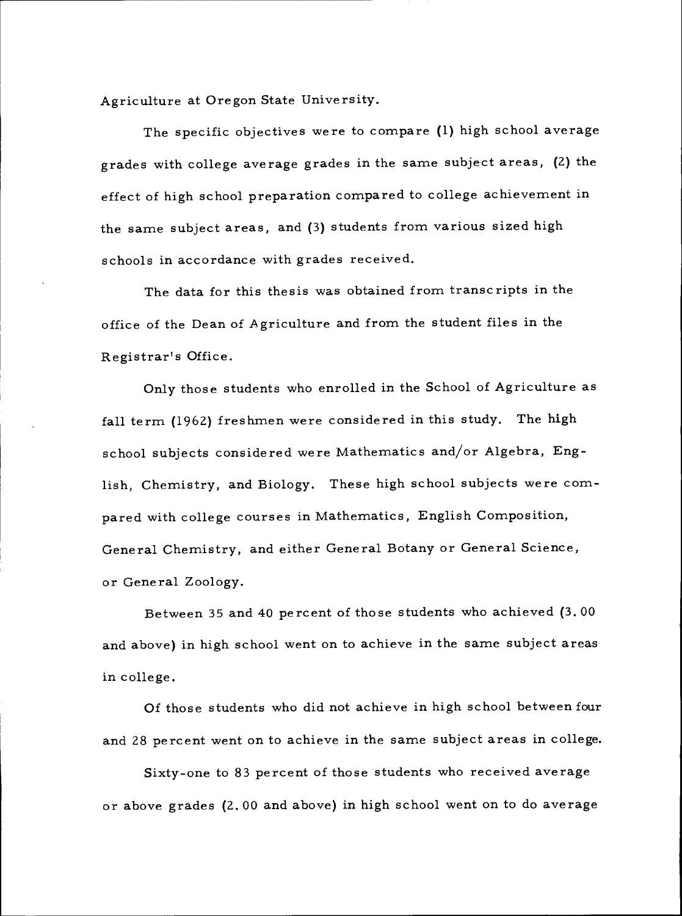Agriculture at Oregon State University.

The specific objectives were to compare (1) high school average grades with college average grades in the same subject areas, (2) the effect of high school preparation compared to college achievement in the same subject areas, and (3) students from various sized high schools in accordance with grades received.

The data for this thesis was obtained from transcripts in the office of the Dean of Agriculture and from the student files in the Registrar's Office.

Only those students who enrolled in the School of Agriculture as fall term (1962) freshmen were considered in this study. The high school subjects considered were Mathematics and/or Algebra, English, Chemistry, and Biology. These high school subjects were compared with college courses in Mathematics, English Composition, General Chemistry, and either General Botany or General Science, or General Zoology.

Between 35 and 40 percent of those students who achieved (3.00 and above) in high school went on to achieve in the same subject areas in college.

Of those students who did not achieve in high school between four and 28 percent went on to achieve in the same subject areas in college.

Sixty-one to 83 percent of those students who received average or above grades (2.00 and above) in high school went on to do average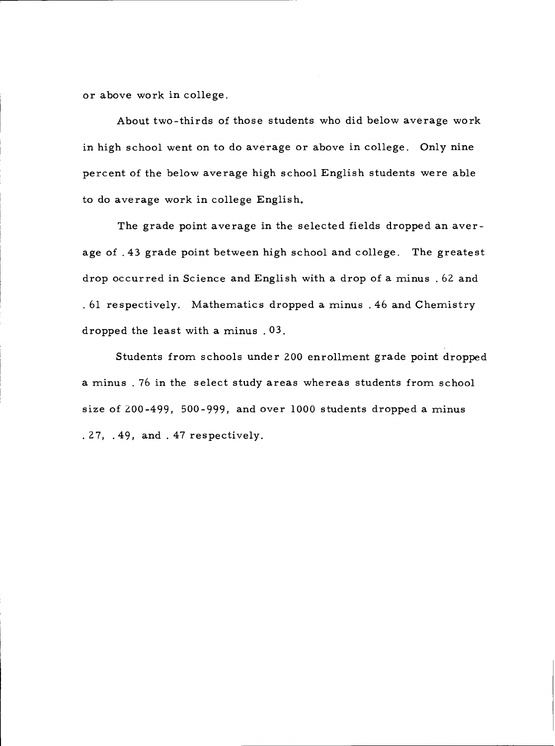or above work in college.

About two-thirds of those students who did below average work in high school went on to do average or above in college. Only nine percent of the below average high school English students were able to do average work in college English.

The grade point average in the selected fields dropped an average of .43 grade point between high school and college. The greatest drop occurred in Science and English with a drop of a minus .62 and .61 respectively. Mathematics dropped a minus .46 and Chemistry dropped the least with a minus .03.

Students from schools under 200 enrollment grade point dropped a minus .76 in the select study areas whereas students from school size of 200-499, 500-999, and over 1000 students dropped a minus .27, .49, and .47 respectively.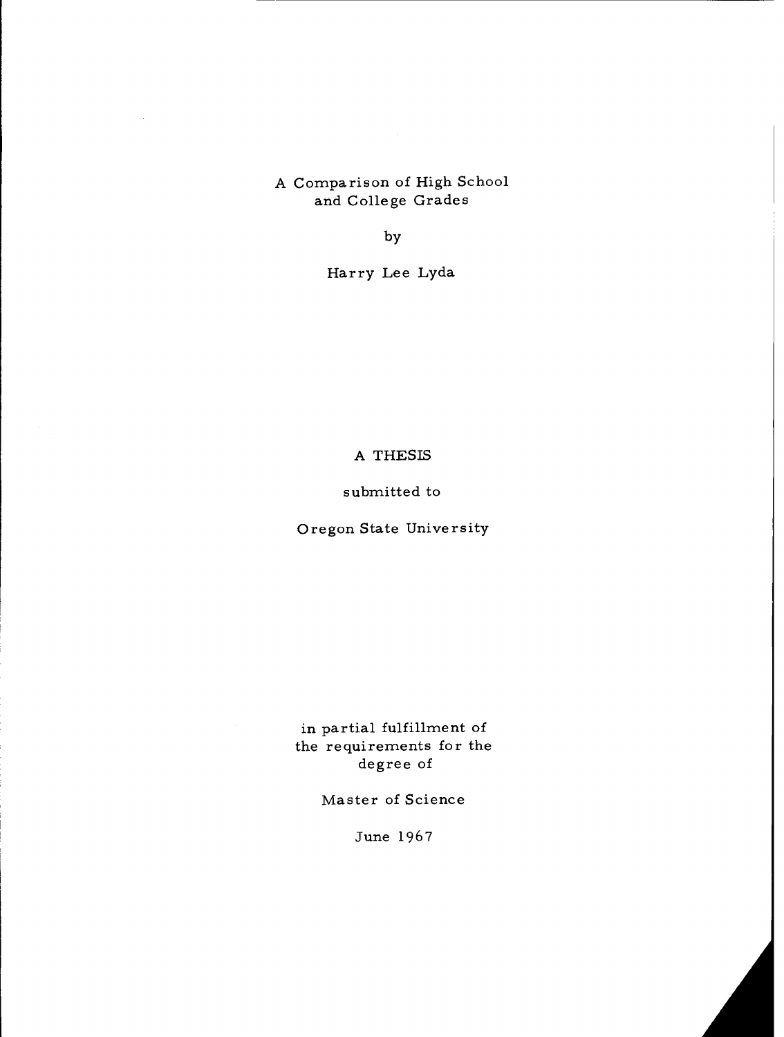A Comparison of High School and College Grades

by

Harry Lee Lyda

A THESIS

submitted to

Oregon State University

in partial fulfillment of the requirements for the degree of

Master of Science

June 1967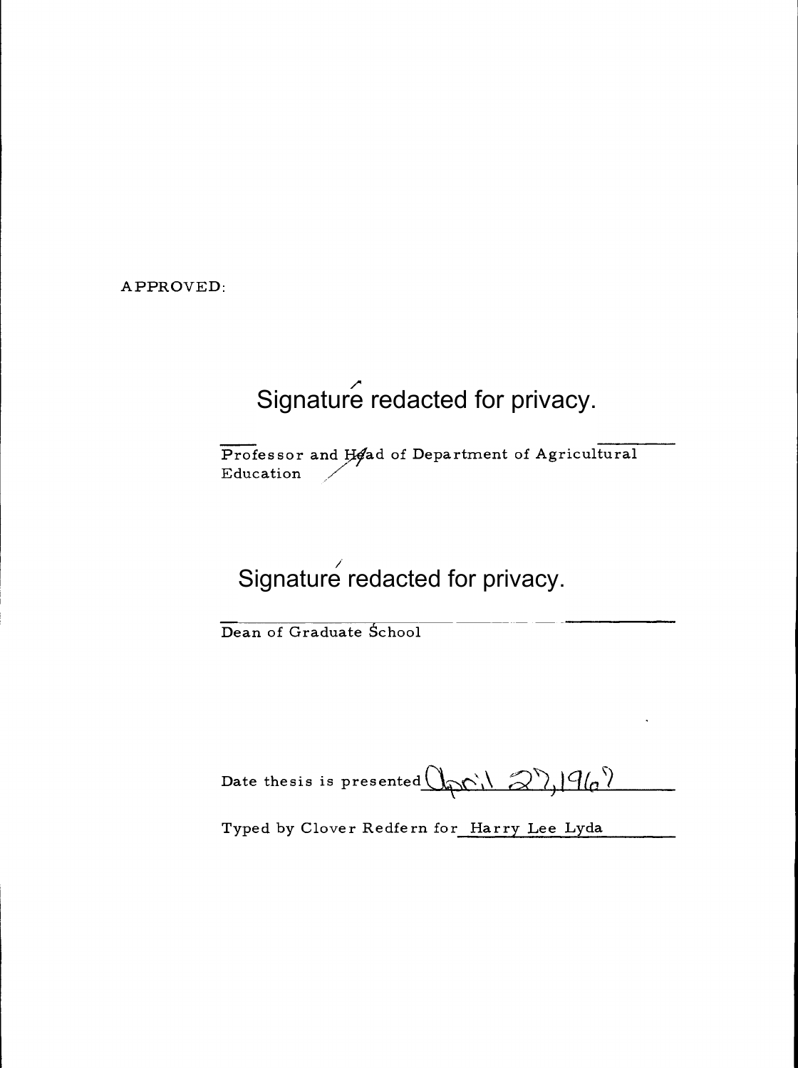APPROVED:

Signature redacted for privacy.

Professor and Head of Department of Agricultural Education

Signature redacted for privacy.

Dean of Graduate School

Date thesis is presented April 27, 1967

Typed by Clover Redfern for Harry Lee Lyda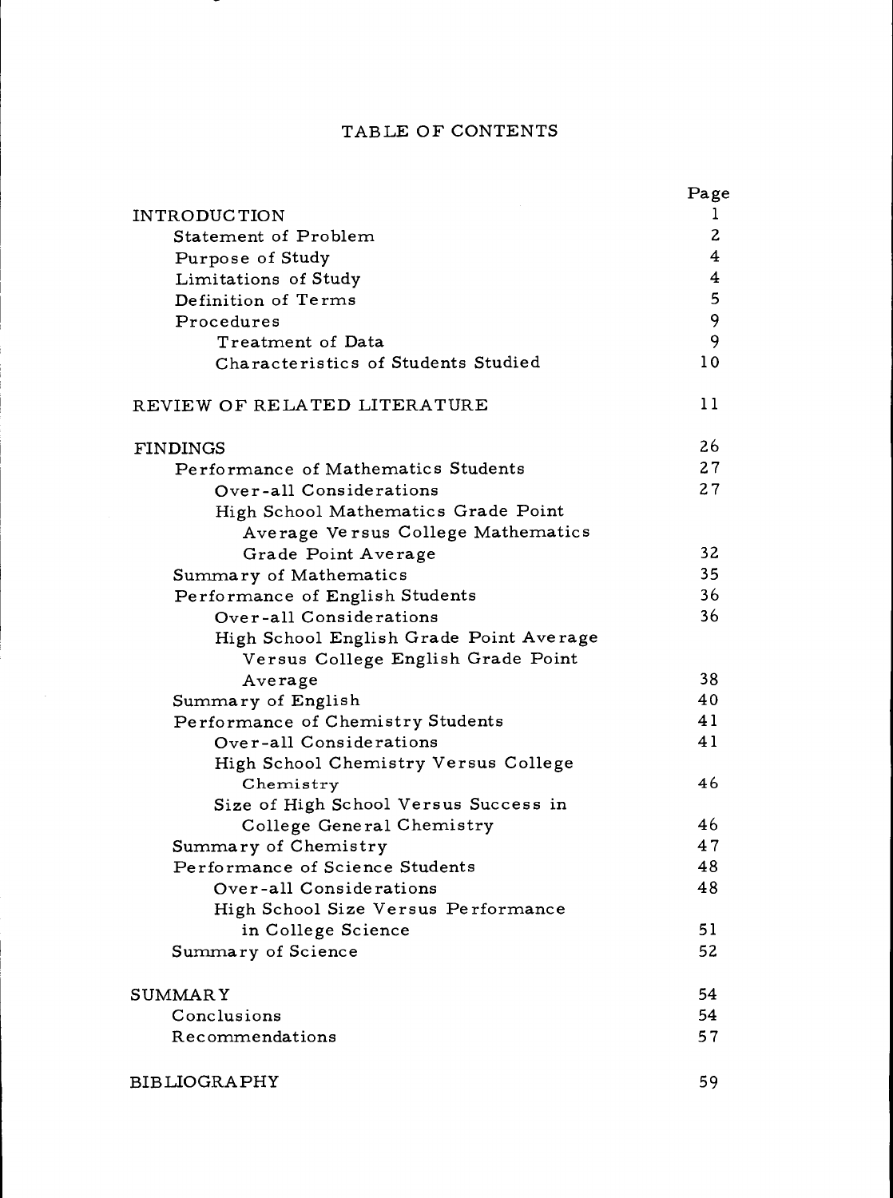# TABLE OF CONTENTS

| | Page |
|---|---|
| INTRODUCTION | 1 |
| Statement of Problem | 2 |
| Purpose of Study | 4 |
| Limitations of Study | 4 |
| Definition of Terms | 5 |
| Procedures | 9 |
| Treatment of Data | 9 |
| Characteristics of Students Studied | 10 |
| REVIEW OF RELATED LITERATURE | 11 |
| FINDINGS | 26 |
| Performance of Mathematics Students | 27 |
| Over-all Considerations | 27 |
| High School Mathematics Grade Point Average Versus College Mathematics Grade Point Average | 32 |
| Summary of Mathematics | 35 |
| Performance of English Students | 36 |
| Over-all Considerations | 36 |
| High School English Grade Point Average Versus College English Grade Point Average | 38 |
| Summary of English | 40 |
| Performance of Chemistry Students | 41 |
| Over-all Considerations | 41 |
| High School Chemistry Versus College Chemistry | 46 |
| Size of High School Versus Success in College General Chemistry | 46 |
| Summary of Chemistry | 47 |
| Performance of Science Students | 48 |
| Over-all Considerations | 48 |
| High School Size Versus Performance in College Science | 51 |
| Summary of Science | 52 |
| SUMMARY | 54 |
| Conclusions | 54 |
| Recommendations | 57 |
| BIBLIOGRAPHY | 59 |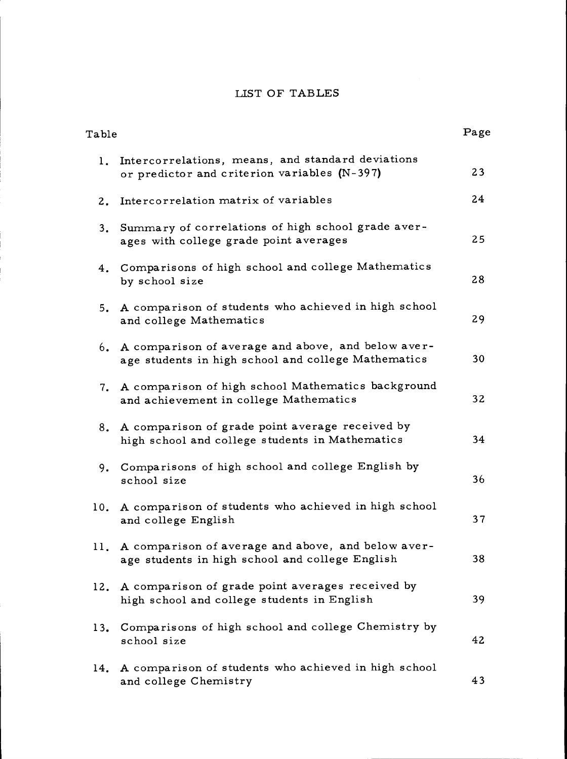# LIST OF TABLES

| Table | | Page |
|---|---|---|
| 1. | Intercorrelations, means, and standard deviations or predictor and criterion variables (N-397) | 23 |
| 2. | Intercorrelation matrix of variables | 24 |
| 3. | Summary of correlations of high school grade averages with college grade point averages | 25 |
| 4. | Comparisons of high school and college Mathematics by school size | 28 |
| 5. | A comparison of students who achieved in high school and college Mathematics | 29 |
| 6. | A comparison of average and above, and below average students in high school and college Mathematics | 30 |
| 7. | A comparison of high school Mathematics background and achievement in college Mathematics | 32 |
| 8. | A comparison of grade point average received by high school and college students in Mathematics | 34 |
| 9. | Comparisons of high school and college English by school size | 36 |
| 10. | A comparison of students who achieved in high school and college English | 37 |
| 11. | A comparison of average and above, and below average students in high school and college English | 38 |
| 12. | A comparison of grade point averages received by high school and college students in English | 39 |
| 13. | Comparisons of high school and college Chemistry by school size | 42 |
| 14. | A comparison of students who achieved in high school and college Chemistry | 43 |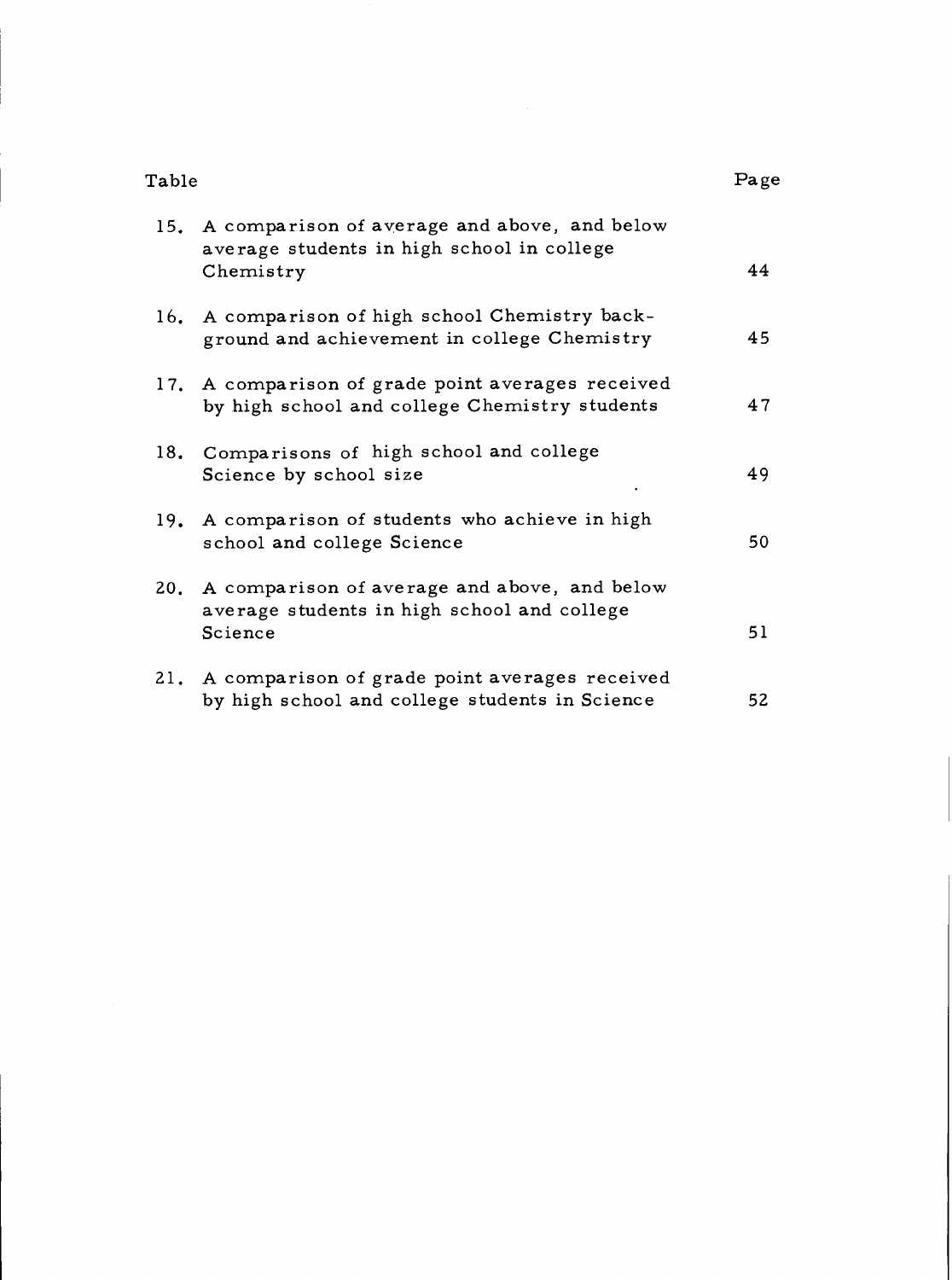| Table | | Page |
|---|---|---|
| 15. | A comparison of average and above, and below average students in high school in college Chemistry | 44 |
| 16. | A comparison of high school Chemistry background and achievement in college Chemistry | 45 |
| 17. | A comparison of grade point averages received by high school and college Chemistry students | 47 |
| 18. | Comparisons of high school and college Science by school size | 49 |
| 19. | A comparison of students who achieve in high school and college Science | 50 |
| 20. | A comparison of average and above, and below average students in high school and college Science | 51 |
| 21. | A comparison of grade point averages received by high school and college students in Science | 52 |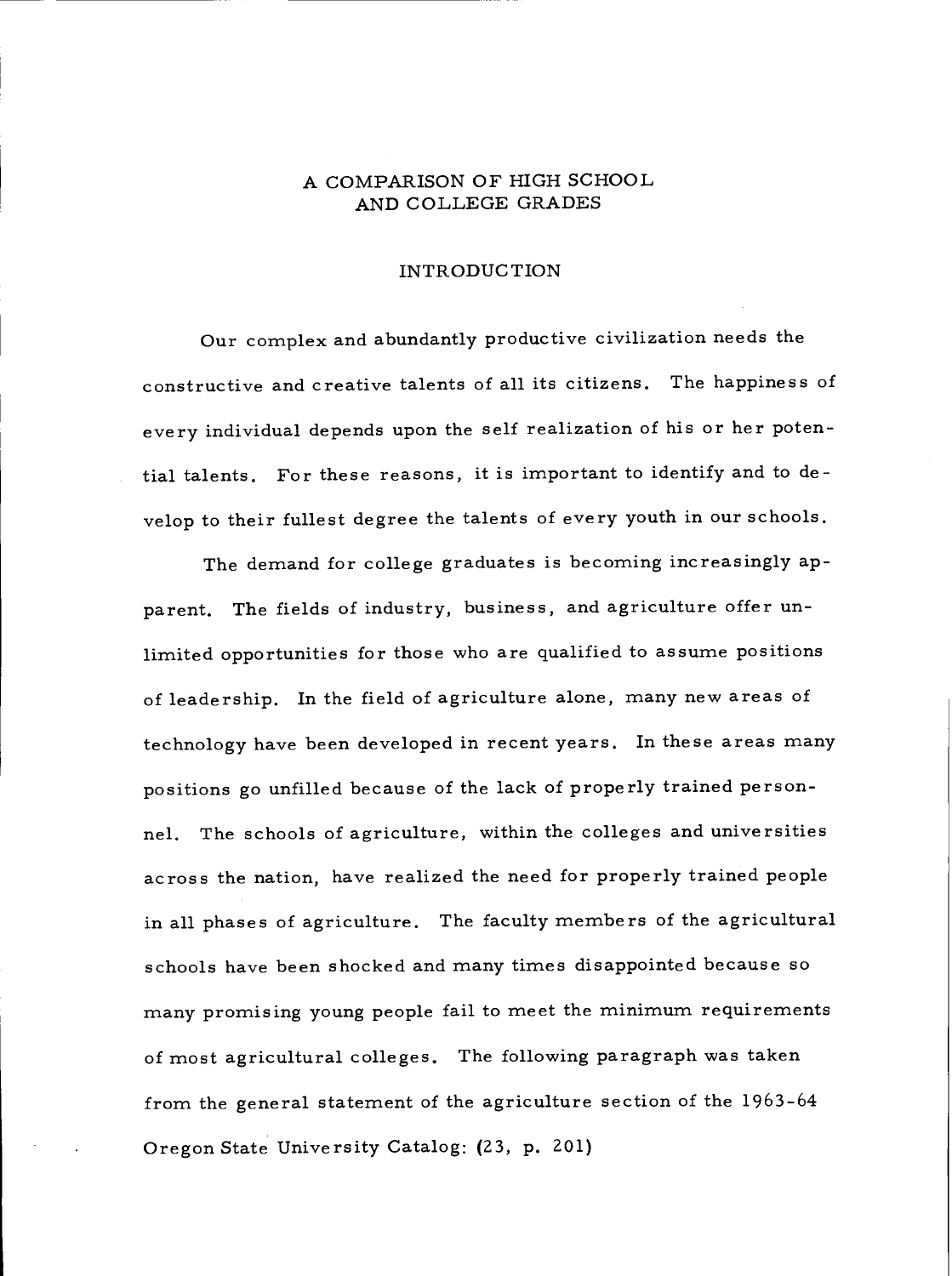# A COMPARISON OF HIGH SCHOOL AND COLLEGE GRADES

## INTRODUCTION

Our complex and abundantly productive civilization needs the constructive and creative talents of all its citizens. The happiness of every individual depends upon the self realization of his or her potential talents. For these reasons, it is important to identify and to develop to their fullest degree the talents of every youth in our schools.

The demand for college graduates is becoming increasingly apparent. The fields of industry, business, and agriculture offer unlimited opportunities for those who are qualified to assume positions of leadership. In the field of agriculture alone, many new areas of technology have been developed in recent years. In these areas many positions go unfilled because of the lack of properly trained personnel. The schools of agriculture, within the colleges and universities across the nation, have realized the need for properly trained people in all phases of agriculture. The faculty members of the agricultural schools have been shocked and many times disappointed because so many promising young people fail to meet the minimum requirements of most agricultural colleges. The following paragraph was taken from the general statement of the agriculture section of the 1963-64 Oregon State University Catalog: (23, p. 201)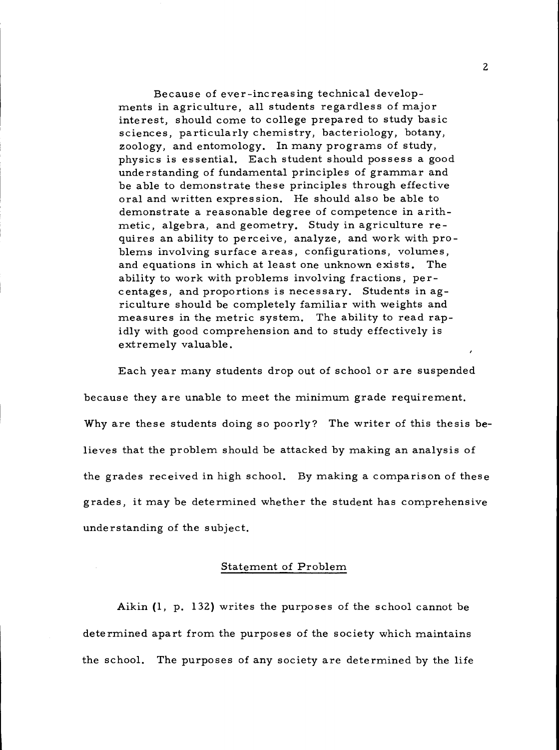> Because of ever-increasing technical developments in agriculture, all students regardless of major interest, should come to college prepared to study basic sciences, particularly chemistry, bacteriology, botany, zoology, and entomology. In many programs of study, physics is essential. Each student should possess a good understanding of fundamental principles of grammar and be able to demonstrate these principles through effective oral and written expression. He should also be able to demonstrate a reasonable degree of competence in arithmetic, algebra, and geometry. Study in agriculture requires an ability to perceive, analyze, and work with problems involving surface areas, configurations, volumes, and equations in which at least one unknown exists. The ability to work with problems involving fractions, percentages, and proportions is necessary. Students in agriculture should be completely familiar with weights and measures in the metric system. The ability to read rapidly with good comprehension and to study effectively is extremely valuable.

Each year many students drop out of school or are suspended because they are unable to meet the minimum grade requirement. Why are these students doing so poorly? The writer of this thesis believes that the problem should be attacked by making an analysis of the grades received in high school. By making a comparison of these grades, it may be determined whether the student has comprehensive understanding of the subject.

## Statement of Problem

Aikin (1, p. 132) writes the purposes of the school cannot be determined apart from the purposes of the society which maintains the school. The purposes of any society are determined by the life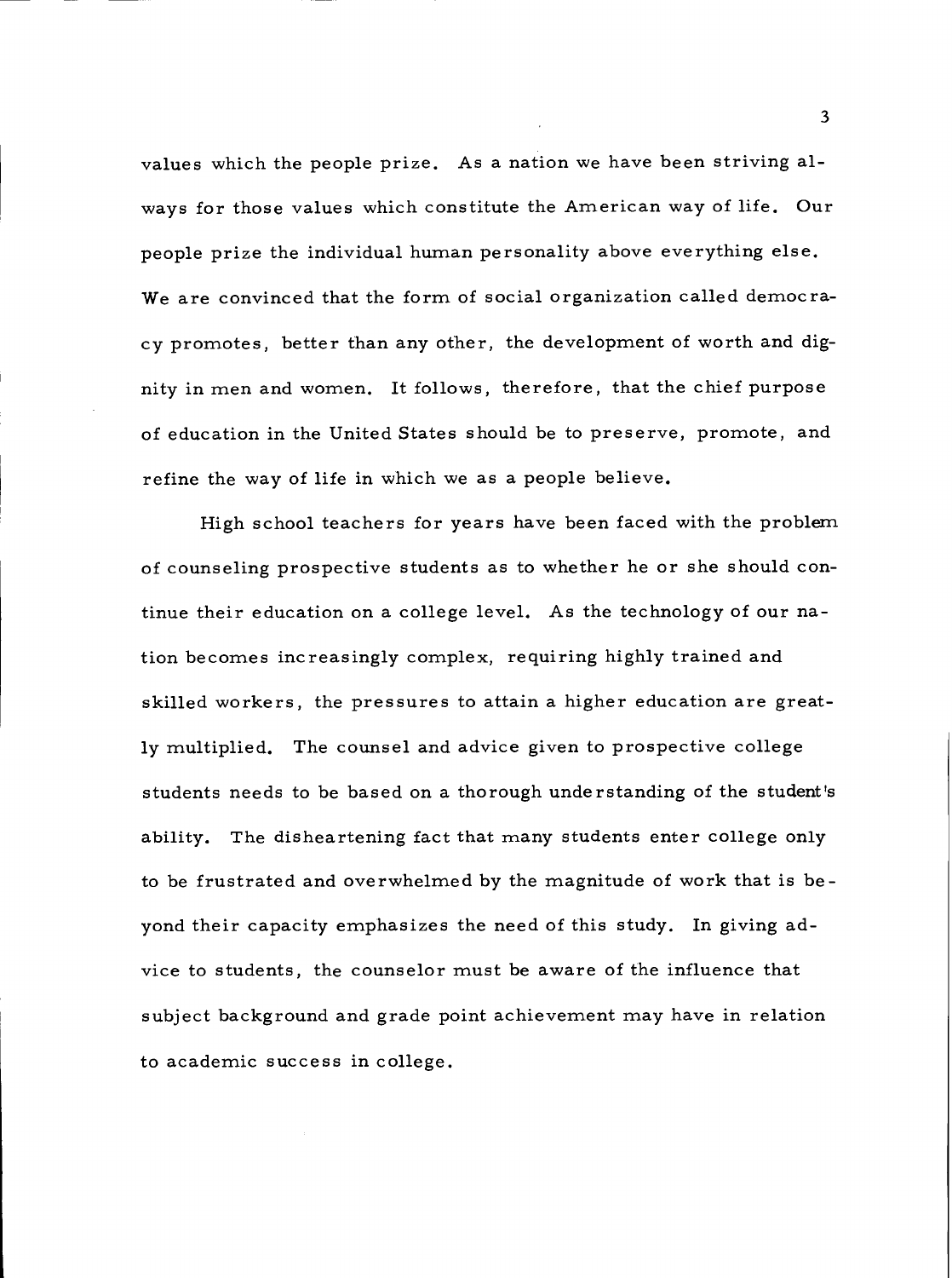values which the people prize. As a nation we have been striving always for those values which constitute the American way of life. Our people prize the individual human personality above everything else. We are convinced that the form of social organization called democracy promotes, better than any other, the development of worth and dignity in men and women. It follows, therefore, that the chief purpose of education in the United States should be to preserve, promote, and refine the way of life in which we as a people believe.

High school teachers for years have been faced with the problem of counseling prospective students as to whether he or she should continue their education on a college level. As the technology of our nation becomes increasingly complex, requiring highly trained and skilled workers, the pressures to attain a higher education are greatly multiplied. The counsel and advice given to prospective college students needs to be based on a thorough understanding of the student's ability. The disheartening fact that many students enter college only to be frustrated and overwhelmed by the magnitude of work that is beyond their capacity emphasizes the need of this study. In giving advice to students, the counselor must be aware of the influence that subject background and grade point achievement may have in relation to academic success in college.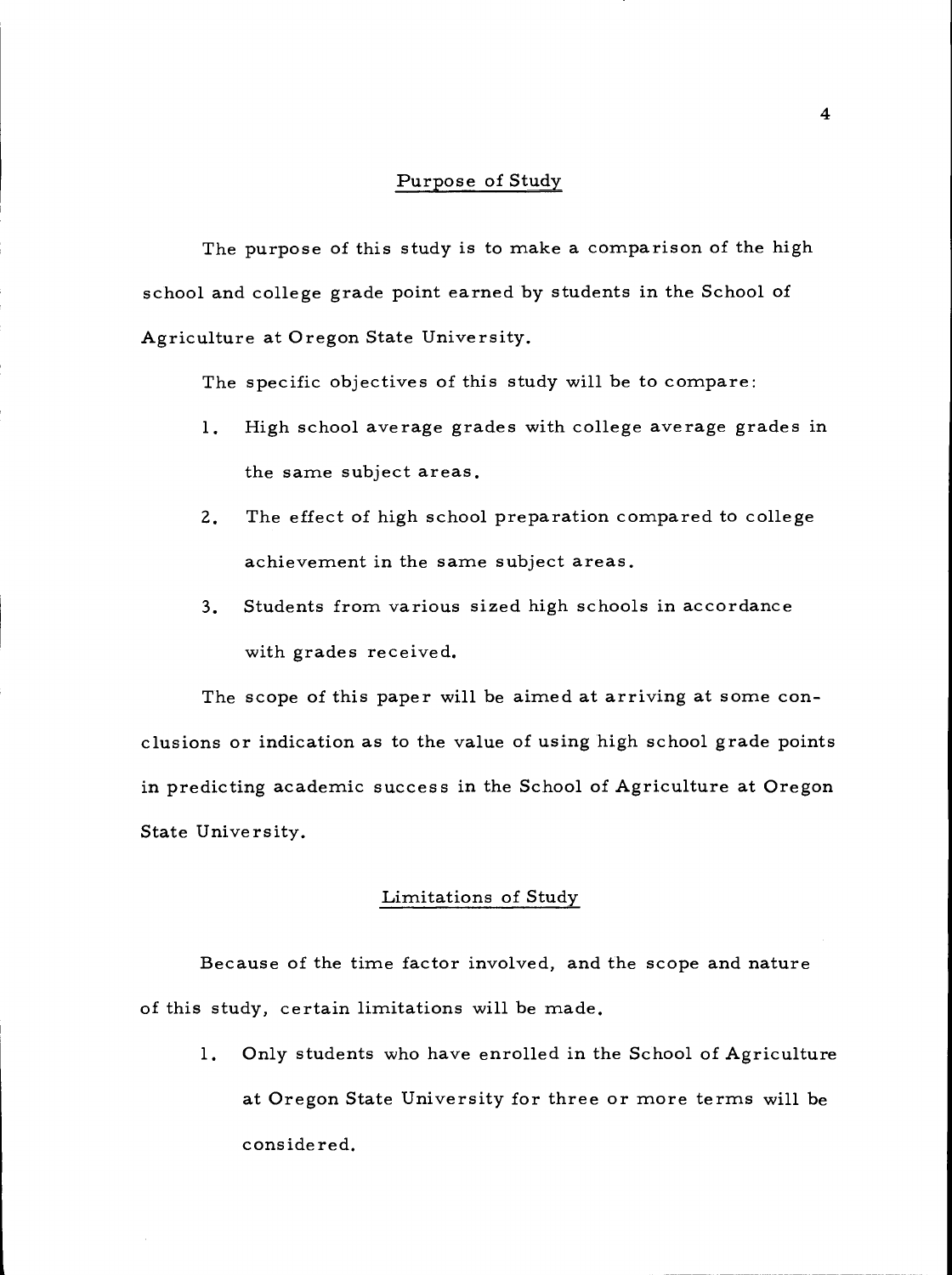## Purpose of Study

The purpose of this study is to make a comparison of the high school and college grade point earned by students in the School of Agriculture at Oregon State University.

The specific objectives of this study will be to compare:

1. High school average grades with college average grades in the same subject areas.
2. The effect of high school preparation compared to college achievement in the same subject areas.
3. Students from various sized high schools in accordance with grades received.

The scope of this paper will be aimed at arriving at some conclusions or indication as to the value of using high school grade points in predicting academic success in the School of Agriculture at Oregon State University.

## Limitations of Study

Because of the time factor involved, and the scope and nature of this study, certain limitations will be made.

1. Only students who have enrolled in the School of Agriculture at Oregon State University for three or more terms will be considered.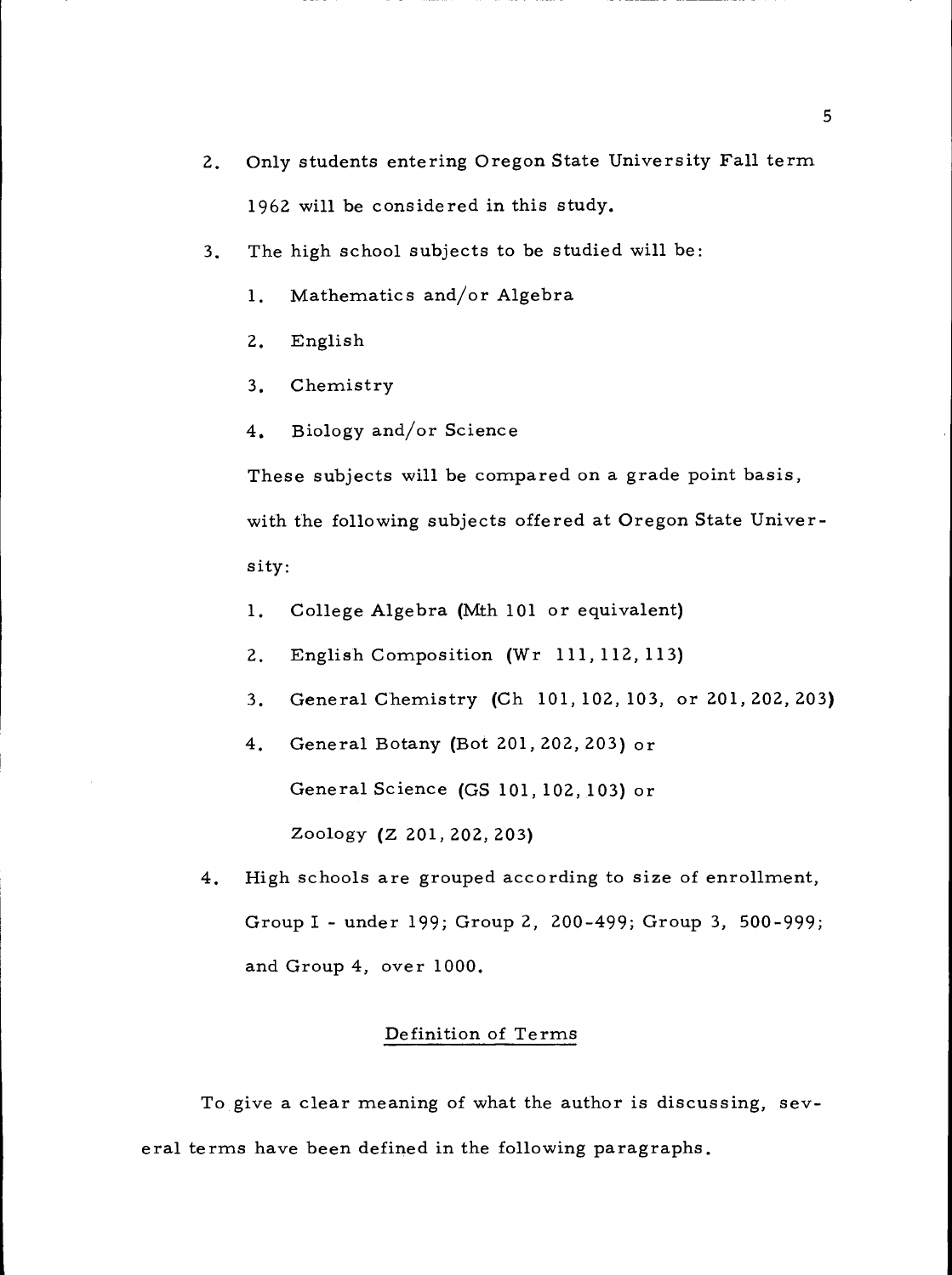2. Only students entering Oregon State University Fall term 1962 will be considered in this study.

3. The high school subjects to be studied will be:

    1. Mathematics and/or Algebra
    2. English
    3. Chemistry
    4. Biology and/or Science

    These subjects will be compared on a grade point basis, with the following subjects offered at Oregon State University:

    1. College Algebra (Mth 101 or equivalent)
    2. English Composition (Wr 111, 112, 113)
    3. General Chemistry (Ch 101, 102, 103, or 201, 202, 203)
    4. General Botany (Bot 201, 202, 203) or
       General Science (GS 101, 102, 103) or
       Zoology (Z 201, 202, 203)

4. High schools are grouped according to size of enrollment, Group I - under 199; Group 2, 200-499; Group 3, 500-999; and Group 4, over 1000.

## Definition of Terms

To give a clear meaning of what the author is discussing, several terms have been defined in the following paragraphs.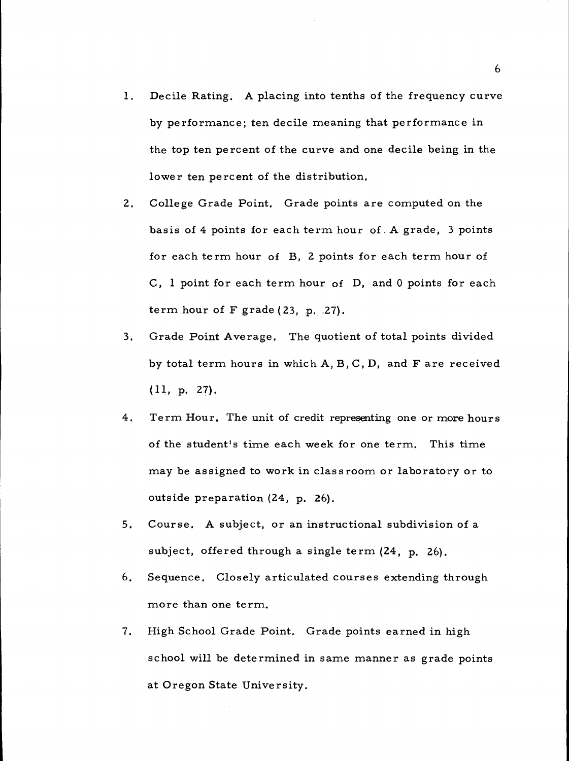1. Decile Rating. A placing into tenths of the frequency curve by performance; ten decile meaning that performance in the top ten percent of the curve and one decile being in the lower ten percent of the distribution.

2. College Grade Point. Grade points are computed on the basis of 4 points for each term hour of A grade, 3 points for each term hour of B, 2 points for each term hour of C, 1 point for each term hour of D, and 0 points for each term hour of F grade (23, p. 27).

3. Grade Point Average. The quotient of total points divided by total term hours in which A, B, C, D, and F are received (11, p. 27).

4. Term Hour. The unit of credit representing one or more hours of the student's time each week for one term. This time may be assigned to work in classroom or laboratory or to outside preparation (24, p. 26).

5. Course. A subject, or an instructional subdivision of a subject, offered through a single term (24, p. 26).

6. Sequence. Closely articulated courses extending through more than one term.

7. High School Grade Point. Grade points earned in high school will be determined in same manner as grade points at Oregon State University.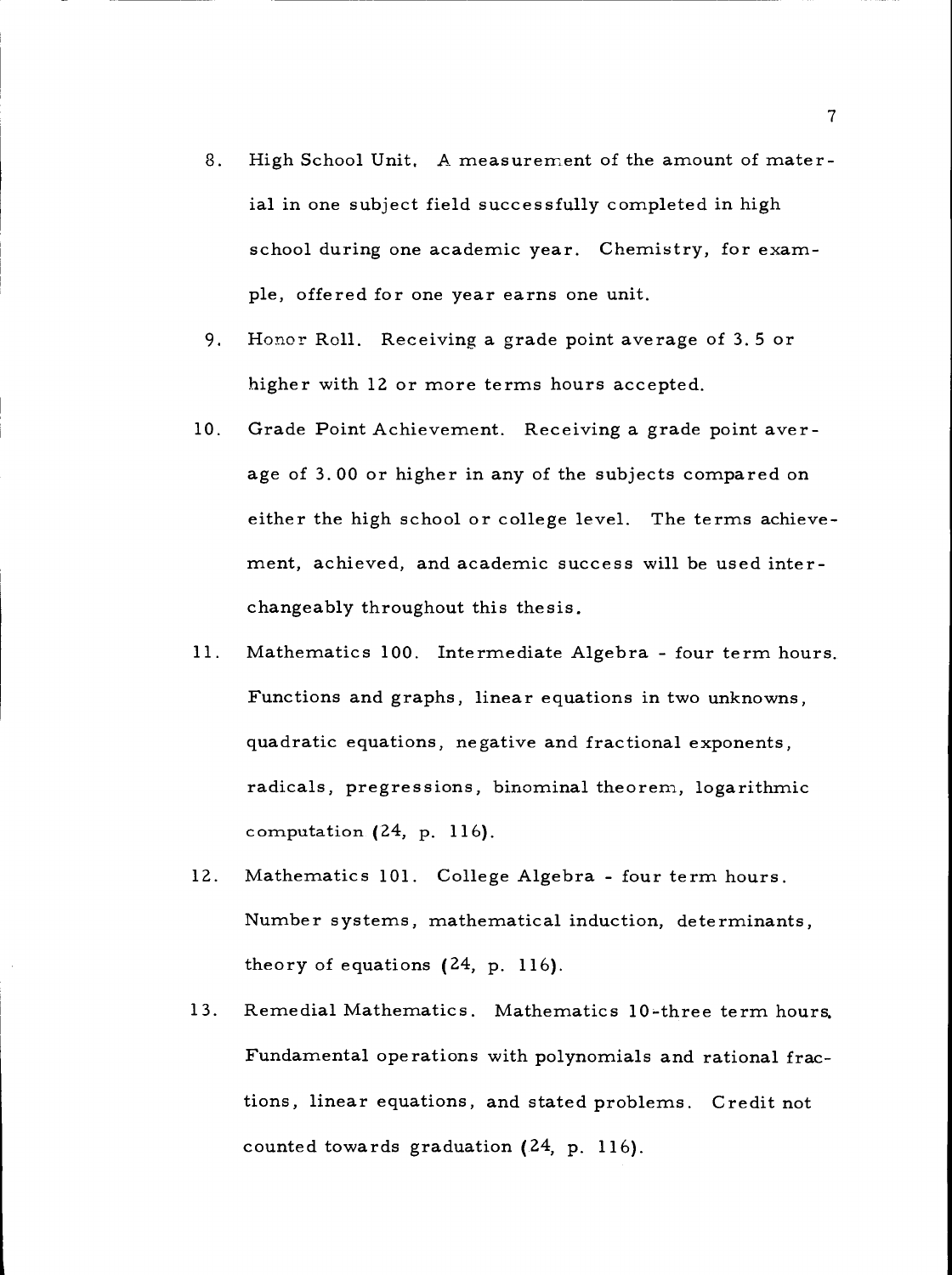8. High School Unit. A measurement of the amount of material in one subject field successfully completed in high school during one academic year. Chemistry, for example, offered for one year earns one unit.

9. Honor Roll. Receiving a grade point average of 3.5 or higher with 12 or more terms hours accepted.

10. Grade Point Achievement. Receiving a grade point average of 3.00 or higher in any of the subjects compared on either the high school or college level. The terms achievement, achieved, and academic success will be used interchangeably throughout this thesis.

11. Mathematics 100. Intermediate Algebra - four term hours. Functions and graphs, linear equations in two unknowns, quadratic equations, negative and fractional exponents, radicals, pregressions, binominal theorem, logarithmic computation (24, p. 116).

12. Mathematics 101. College Algebra - four term hours. Number systems, mathematical induction, determinants, theory of equations (24, p. 116).

13. Remedial Mathematics. Mathematics 10-three term hours. Fundamental operations with polynomials and rational fractions, linear equations, and stated problems. Credit not counted towards graduation (24, p. 116).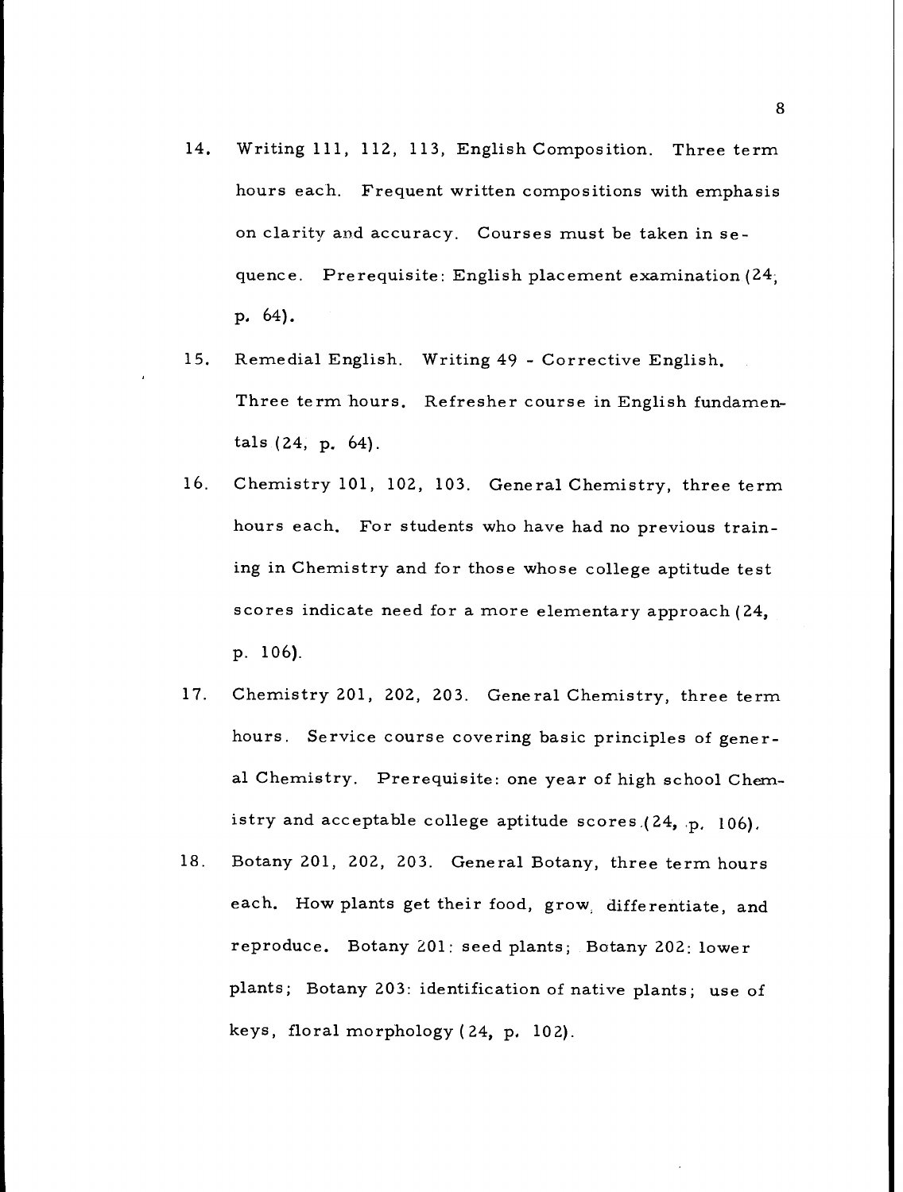14. Writing 111, 112, 113, English Composition. Three term hours each. Frequent written compositions with emphasis on clarity and accuracy. Courses must be taken in sequence. Prerequisite: English placement examination (24, p. 64).

15. Remedial English. Writing 49 - Corrective English. Three term hours. Refresher course in English fundamentals (24, p. 64).

16. Chemistry 101, 102, 103. General Chemistry, three term hours each. For students who have had no previous training in Chemistry and for those whose college aptitude test scores indicate need for a more elementary approach (24, p. 106).

17. Chemistry 201, 202, 203. General Chemistry, three term hours. Service course covering basic principles of general Chemistry. Prerequisite: one year of high school Chemistry and acceptable college aptitude scores (24, p. 106).

18. Botany 201, 202, 203. General Botany, three term hours each. How plants get their food, grow, differentiate, and reproduce. Botany 201: seed plants; Botany 202: lower plants; Botany 203: identification of native plants; use of keys, floral morphology (24, p. 102).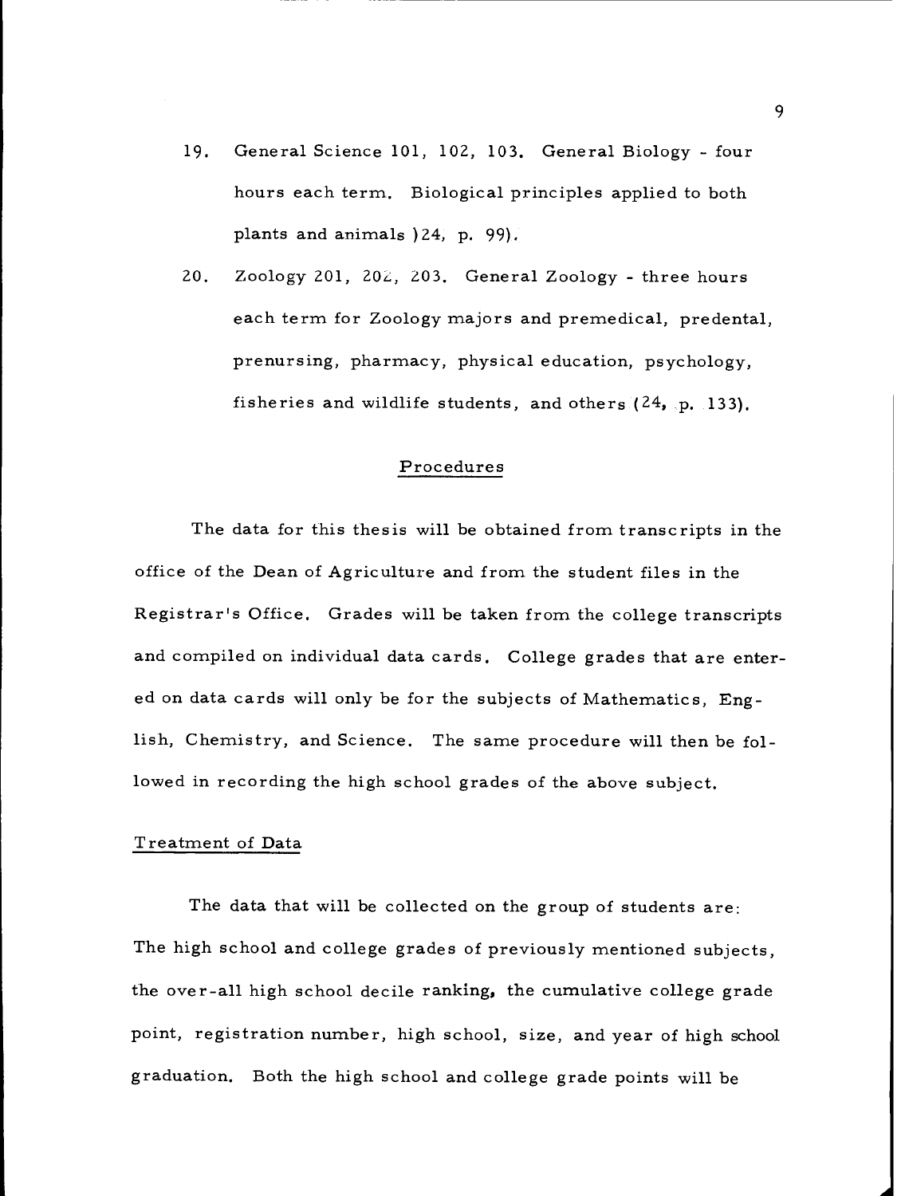19. General Science 101, 102, 103. General Biology - four hours each term. Biological principles applied to both plants and animals )24, p. 99).

20. Zoology 201, 202, 203. General Zoology - three hours each term for Zoology majors and premedical, predental, prenursing, pharmacy, physical education, psychology, fisheries and wildlife students, and others (24, p. 133).

## Procedures

The data for this thesis will be obtained from transcripts in the office of the Dean of Agriculture and from the student files in the Registrar's Office. Grades will be taken from the college transcripts and compiled on individual data cards. College grades that are entered on data cards will only be for the subjects of Mathematics, English, Chemistry, and Science. The same procedure will then be followed in recording the high school grades of the above subject.

### Treatment of Data

The data that will be collected on the group of students are: The high school and college grades of previously mentioned subjects, the over-all high school decile ranking, the cumulative college grade point, registration number, high school, size, and year of high school graduation. Both the high school and college grade points will be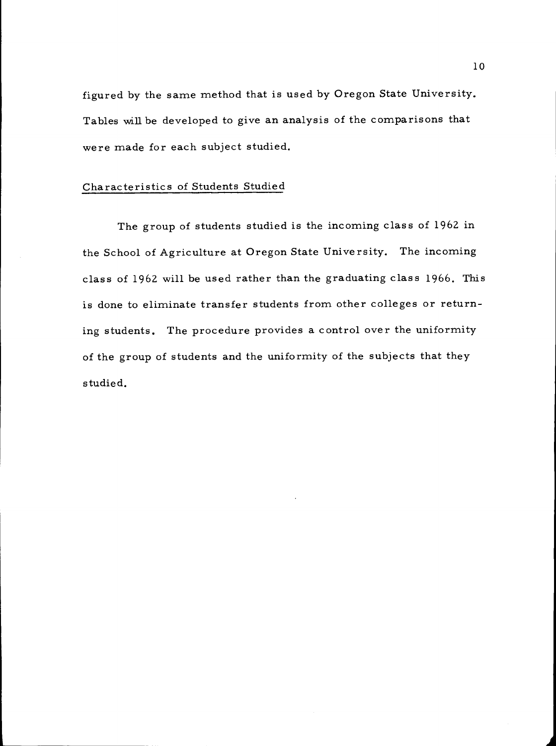figured by the same method that is used by Oregon State University. Tables will be developed to give an analysis of the comparisons that were made for each subject studied.

## Characteristics of Students Studied

The group of students studied is the incoming class of 1962 in the School of Agriculture at Oregon State University. The incoming class of 1962 will be used rather than the graduating class 1966. This is done to eliminate transfer students from other colleges or returning students. The procedure provides a control over the uniformity of the group of students and the uniformity of the subjects that they studied.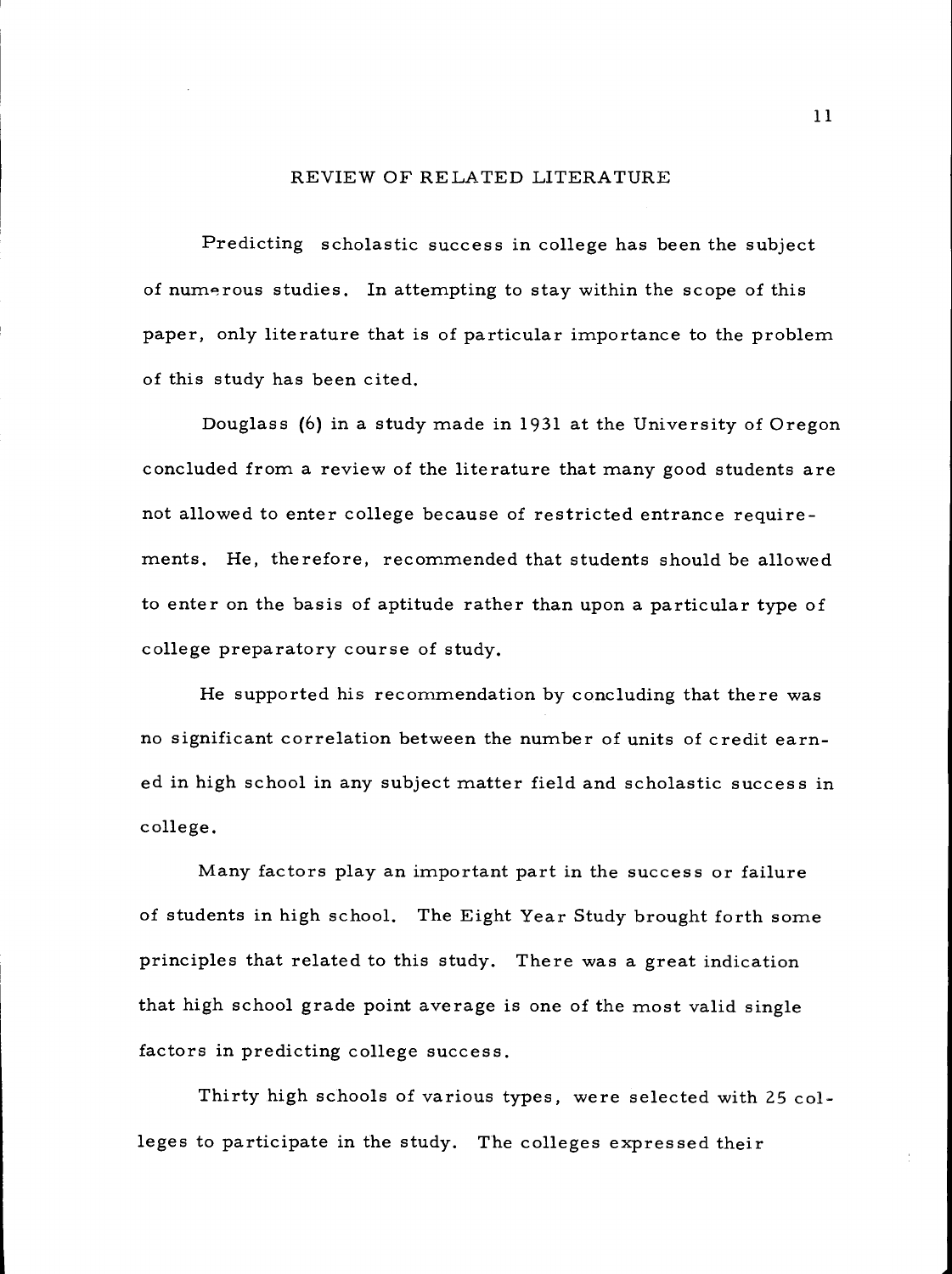## REVIEW OF RELATED LITERATURE

Predicting scholastic success in college has been the subject of numerous studies. In attempting to stay within the scope of this paper, only literature that is of particular importance to the problem of this study has been cited.

Douglass (6) in a study made in 1931 at the University of Oregon concluded from a review of the literature that many good students are not allowed to enter college because of restricted entrance requirements. He, therefore, recommended that students should be allowed to enter on the basis of aptitude rather than upon a particular type of college preparatory course of study.

He supported his recommendation by concluding that there was no significant correlation between the number of units of credit earned in high school in any subject matter field and scholastic success in college.

Many factors play an important part in the success or failure of students in high school. The Eight Year Study brought forth some principles that related to this study. There was a great indication that high school grade point average is one of the most valid single factors in predicting college success.

Thirty high schools of various types, were selected with 25 colleges to participate in the study. The colleges expressed their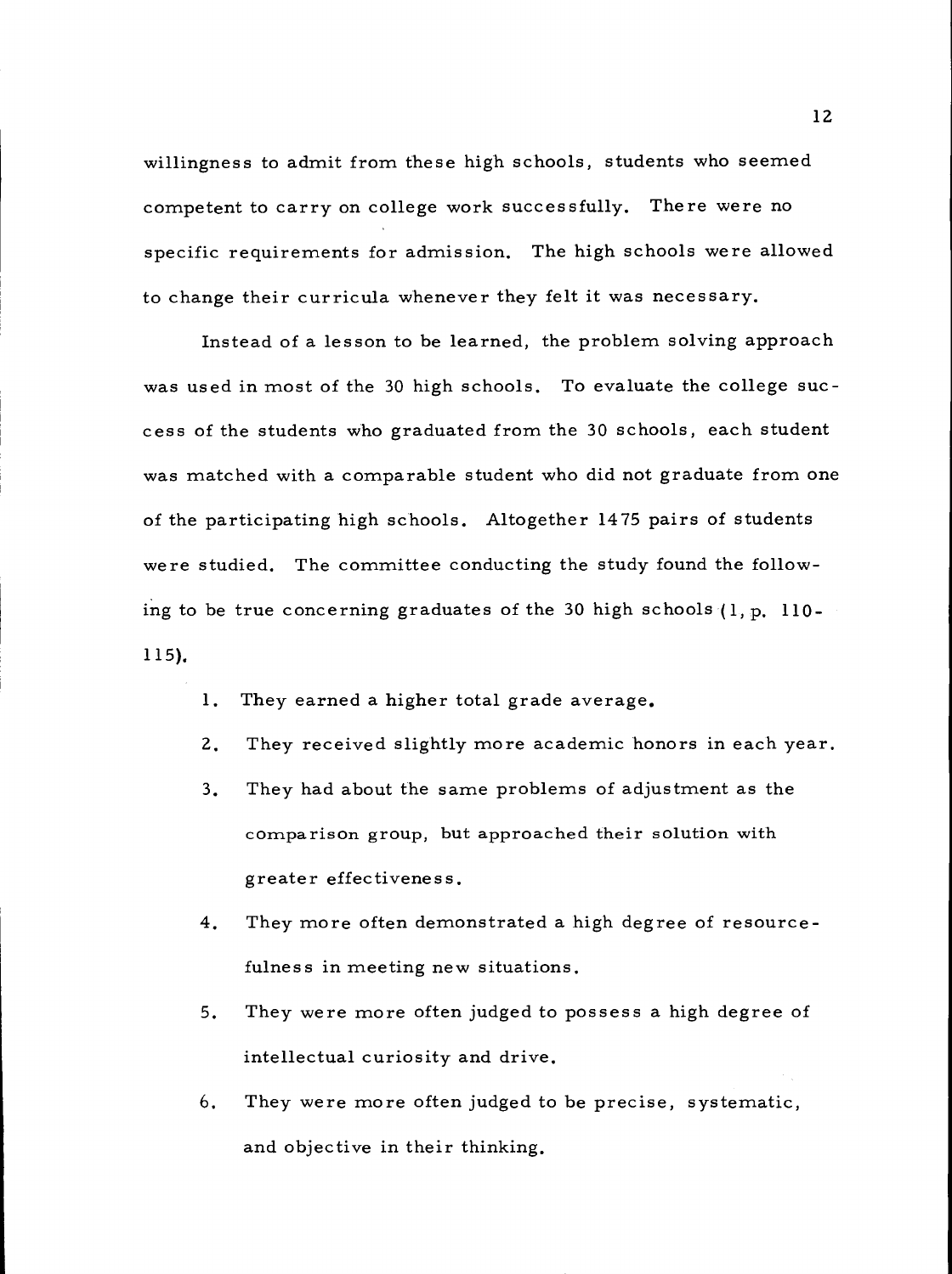willingness to admit from these high schools, students who seemed competent to carry on college work successfully. There were no specific requirements for admission. The high schools were allowed to change their curricula whenever they felt it was necessary.

Instead of a lesson to be learned, the problem solving approach was used in most of the 30 high schools. To evaluate the college success of the students who graduated from the 30 schools, each student was matched with a comparable student who did not graduate from one of the participating high schools. Altogether 1475 pairs of students were studied. The committee conducting the study found the following to be true concerning graduates of the 30 high schools (1, p. 110-115).

1. They earned a higher total grade average.
2. They received slightly more academic honors in each year.
3. They had about the same problems of adjustment as the comparison group, but approached their solution with greater effectiveness.
4. They more often demonstrated a high degree of resourcefulness in meeting new situations.
5. They were more often judged to possess a high degree of intellectual curiosity and drive.
6. They were more often judged to be precise, systematic, and objective in their thinking.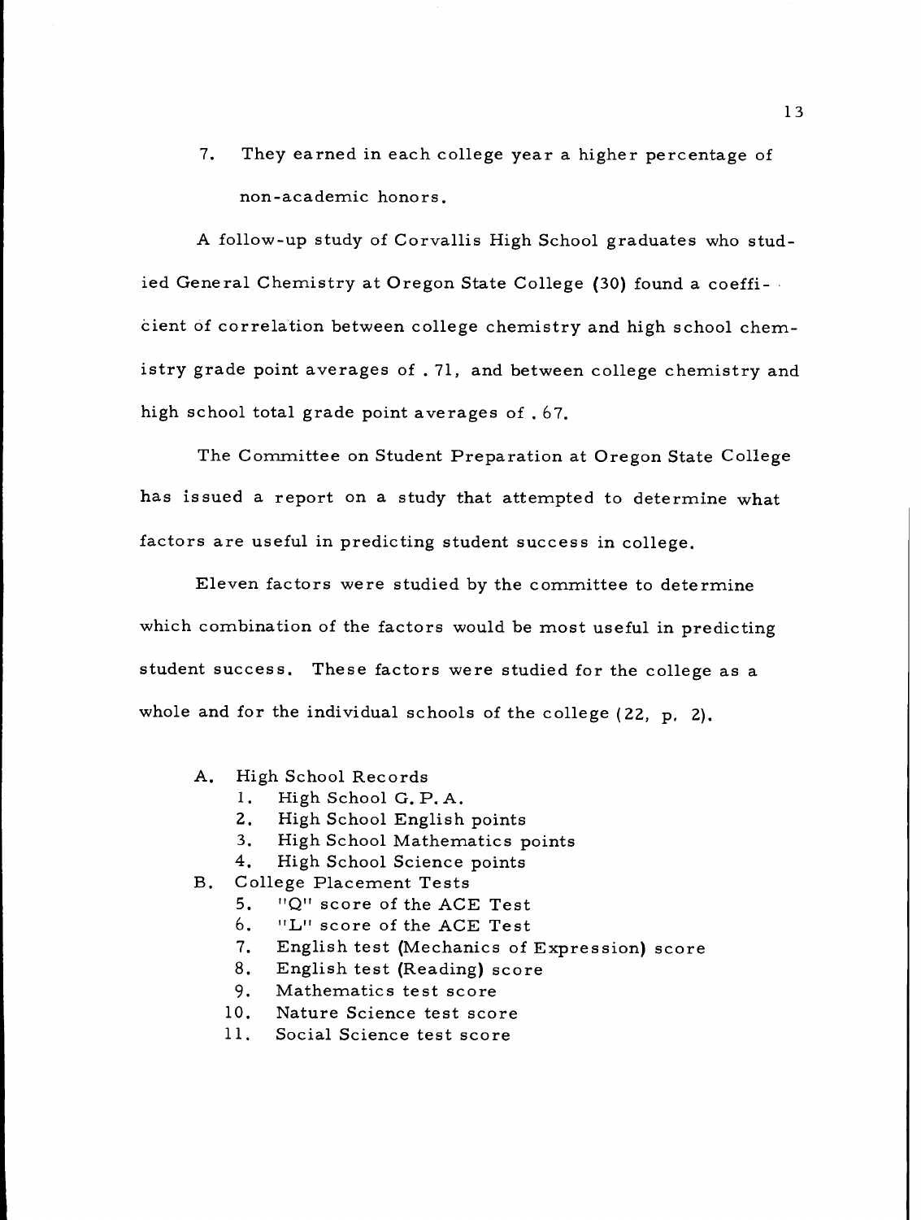7. They earned in each college year a higher percentage of non-academic honors.

A follow-up study of Corvallis High School graduates who studied General Chemistry at Oregon State College (30) found a coefficient of correlation between college chemistry and high school chemistry grade point averages of .71, and between college chemistry and high school total grade point averages of .67.

The Committee on Student Preparation at Oregon State College has issued a report on a study that attempted to determine what factors are useful in predicting student success in college.

Eleven factors were studied by the committee to determine which combination of the factors would be most useful in predicting student success. These factors were studied for the college as a whole and for the individual schools of the college (22, p. 2).

A. High School Records
   1. High School G. P. A.
   2. High School English points
   3. High School Mathematics points
   4. High School Science points

B. College Placement Tests
   5. "Q" score of the ACE Test
   6. "L" score of the ACE Test
   7. English test (Mechanics of Expression) score
   8. English test (Reading) score
   9. Mathematics test score
   10. Nature Science test score
   11. Social Science test score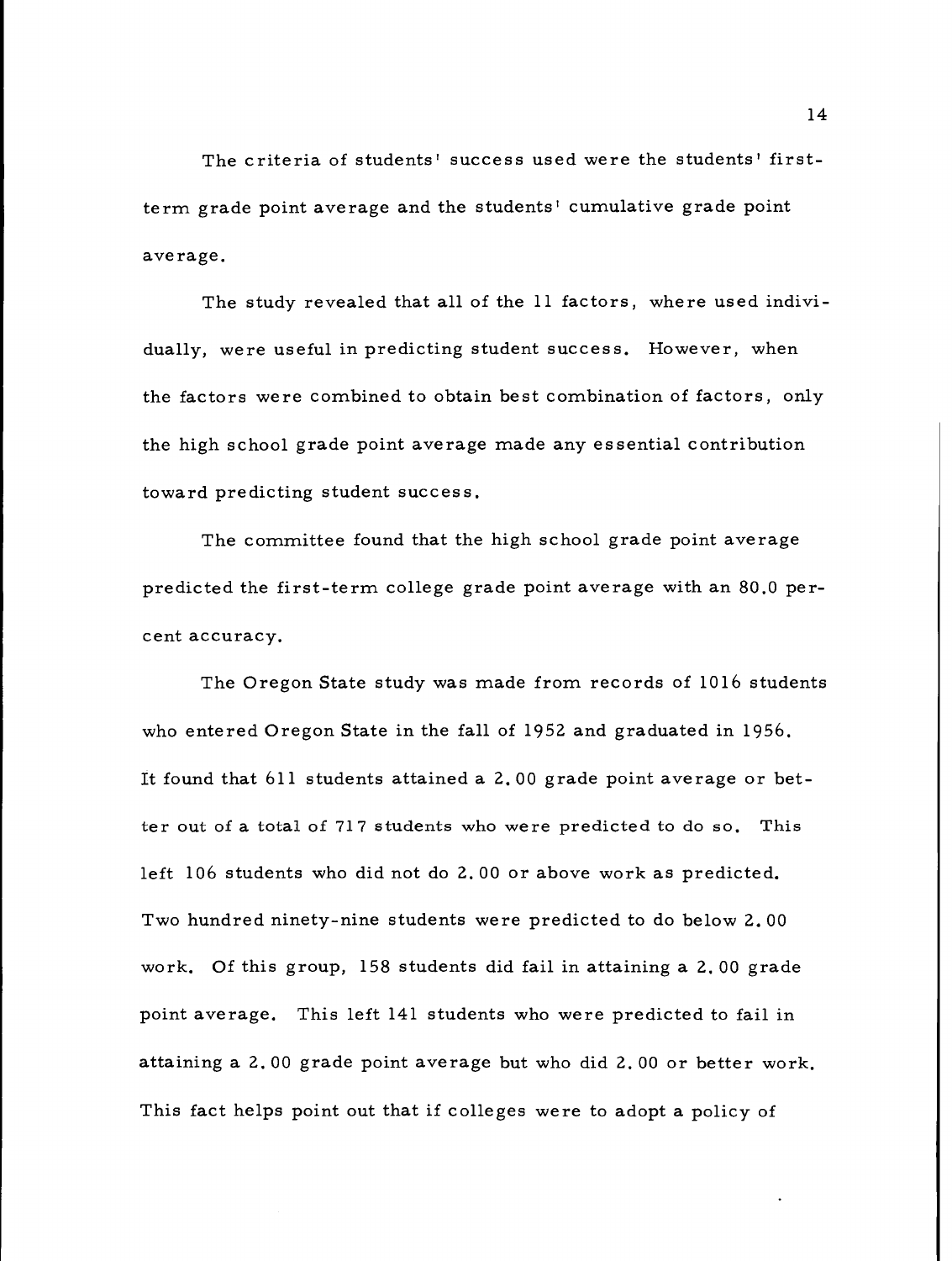The criteria of students' success used were the students' first-term grade point average and the students' cumulative grade point average.

The study revealed that all of the 11 factors, where used individually, were useful in predicting student success. However, when the factors were combined to obtain best combination of factors, only the high school grade point average made any essential contribution toward predicting student success.

The committee found that the high school grade point average predicted the first-term college grade point average with an 80.0 percent accuracy.

The Oregon State study was made from records of 1016 students who entered Oregon State in the fall of 1952 and graduated in 1956. It found that 611 students attained a 2.00 grade point average or better out of a total of 717 students who were predicted to do so. This left 106 students who did not do 2.00 or above work as predicted. Two hundred ninety-nine students were predicted to do below 2.00 work. Of this group, 158 students did fail in attaining a 2.00 grade point average. This left 141 students who were predicted to fail in attaining a 2.00 grade point average but who did 2.00 or better work. This fact helps point out that if colleges were to adopt a policy of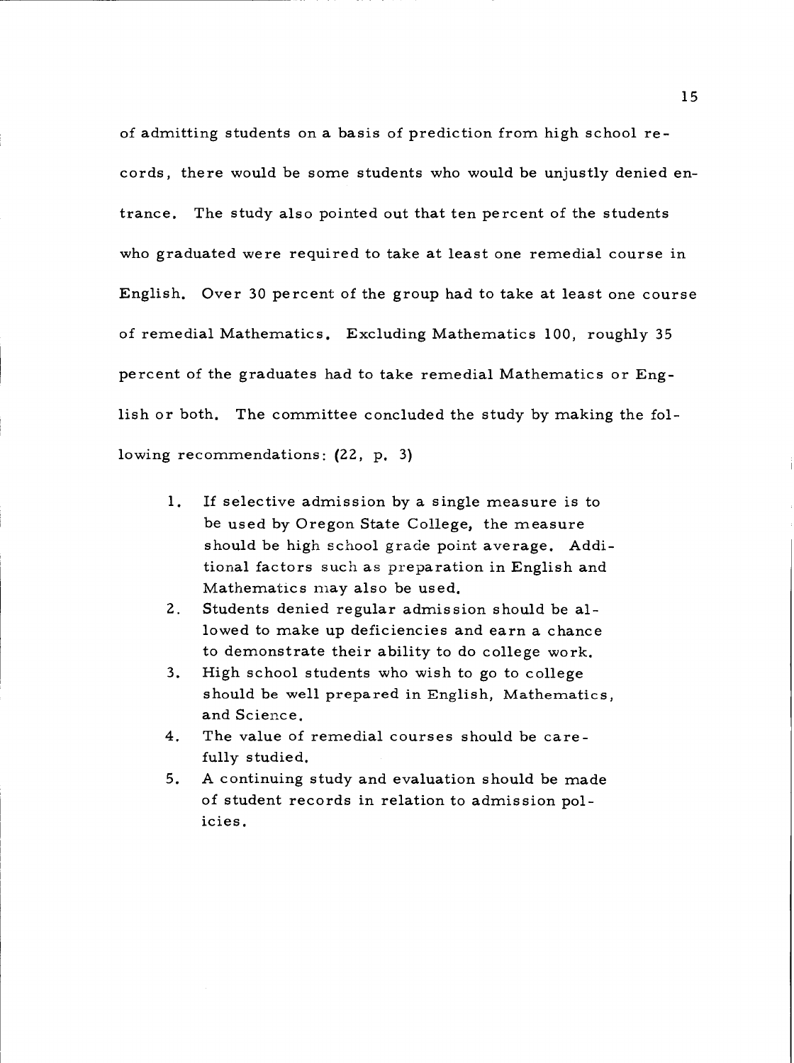of admitting students on a basis of prediction from high school records, there would be some students who would be unjustly denied entrance. The study also pointed out that ten percent of the students who graduated were required to take at least one remedial course in English. Over 30 percent of the group had to take at least one course of remedial Mathematics. Excluding Mathematics 100, roughly 35 percent of the graduates had to take remedial Mathematics or English or both. The committee concluded the study by making the following recommendations: (22, p. 3)

1. If selective admission by a single measure is to be used by Oregon State College, the measure should be high school grade point average. Additional factors such as preparation in English and Mathematics may also be used.
2. Students denied regular admission should be allowed to make up deficiencies and earn a chance to demonstrate their ability to do college work.
3. High school students who wish to go to college should be well prepared in English, Mathematics, and Science.
4. The value of remedial courses should be carefully studied.
5. A continuing study and evaluation should be made of student records in relation to admission policies.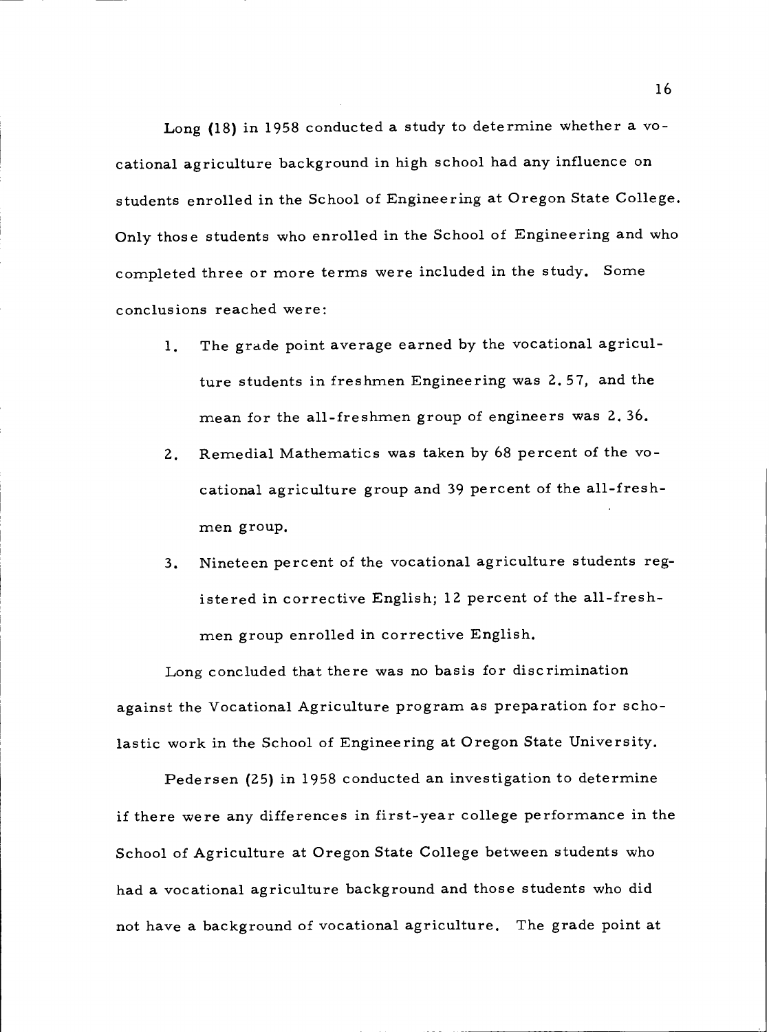Long (18) in 1958 conducted a study to determine whether a vocational agriculture background in high school had any influence on students enrolled in the School of Engineering at Oregon State College. Only those students who enrolled in the School of Engineering and who completed three or more terms were included in the study. Some conclusions reached were:

1. The grade point average earned by the vocational agriculture students in freshmen Engineering was 2.57, and the mean for the all-freshmen group of engineers was 2.36.
2. Remedial Mathematics was taken by 68 percent of the vocational agriculture group and 39 percent of the all-freshmen group.
3. Nineteen percent of the vocational agriculture students registered in corrective English; 12 percent of the all-freshmen group enrolled in corrective English.

Long concluded that there was no basis for discrimination against the Vocational Agriculture program as preparation for scholastic work in the School of Engineering at Oregon State University.

Pedersen (25) in 1958 conducted an investigation to determine if there were any differences in first-year college performance in the School of Agriculture at Oregon State College between students who had a vocational agriculture background and those students who did not have a background of vocational agriculture. The grade point at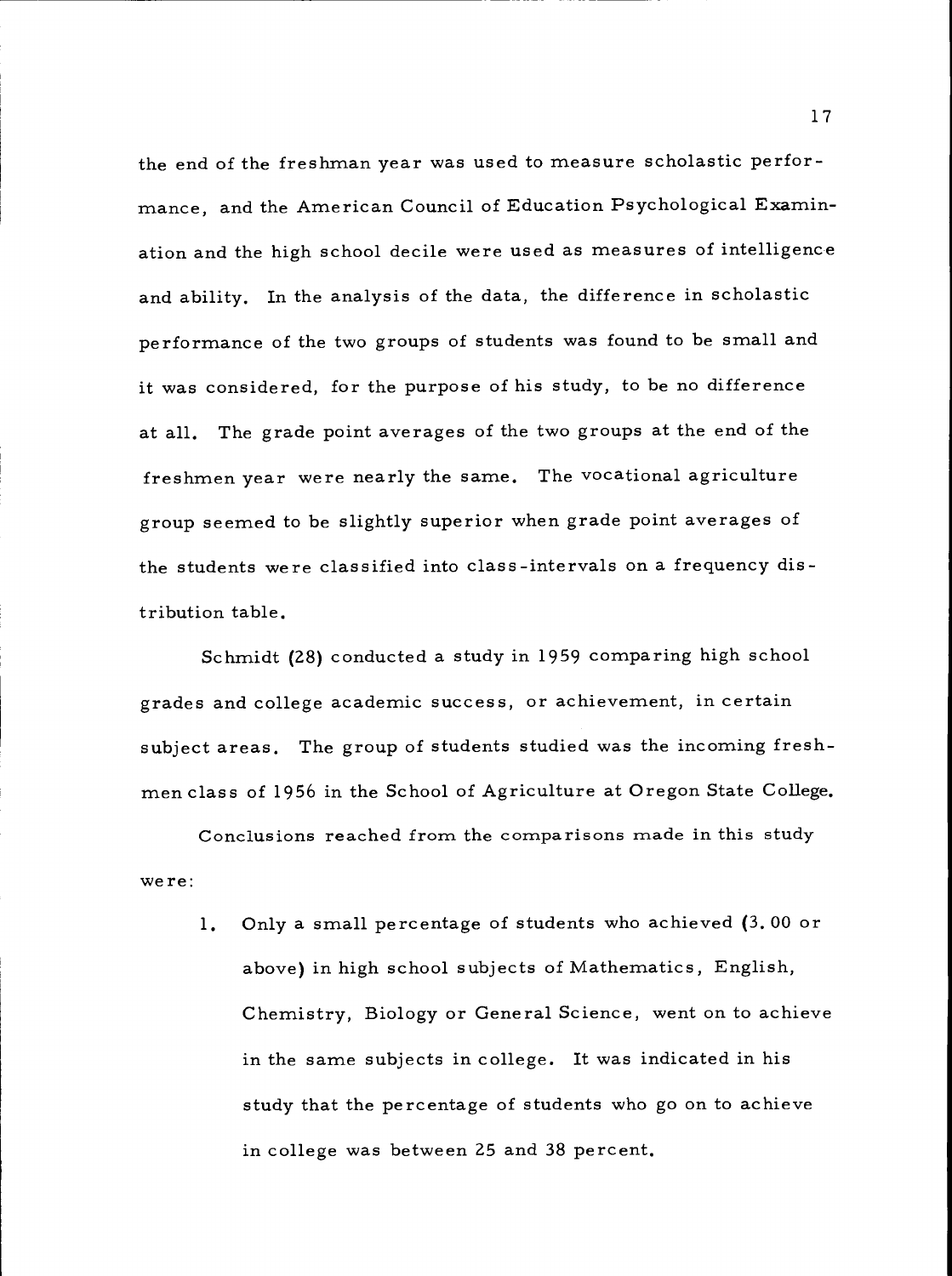the end of the freshman year was used to measure scholastic performance, and the American Council of Education Psychological Examination and the high school decile were used as measures of intelligence and ability. In the analysis of the data, the difference in scholastic performance of the two groups of students was found to be small and it was considered, for the purpose of his study, to be no difference at all. The grade point averages of the two groups at the end of the freshmen year were nearly the same. The vocational agriculture group seemed to be slightly superior when grade point averages of the students were classified into class-intervals on a frequency distribution table.

Schmidt (28) conducted a study in 1959 comparing high school grades and college academic success, or achievement, in certain subject areas. The group of students studied was the incoming freshmen class of 1956 in the School of Agriculture at Oregon State College.

Conclusions reached from the comparisons made in this study were:

1. Only a small percentage of students who achieved (3.00 or above) in high school subjects of Mathematics, English, Chemistry, Biology or General Science, went on to achieve in the same subjects in college. It was indicated in his study that the percentage of students who go on to achieve in college was between 25 and 38 percent.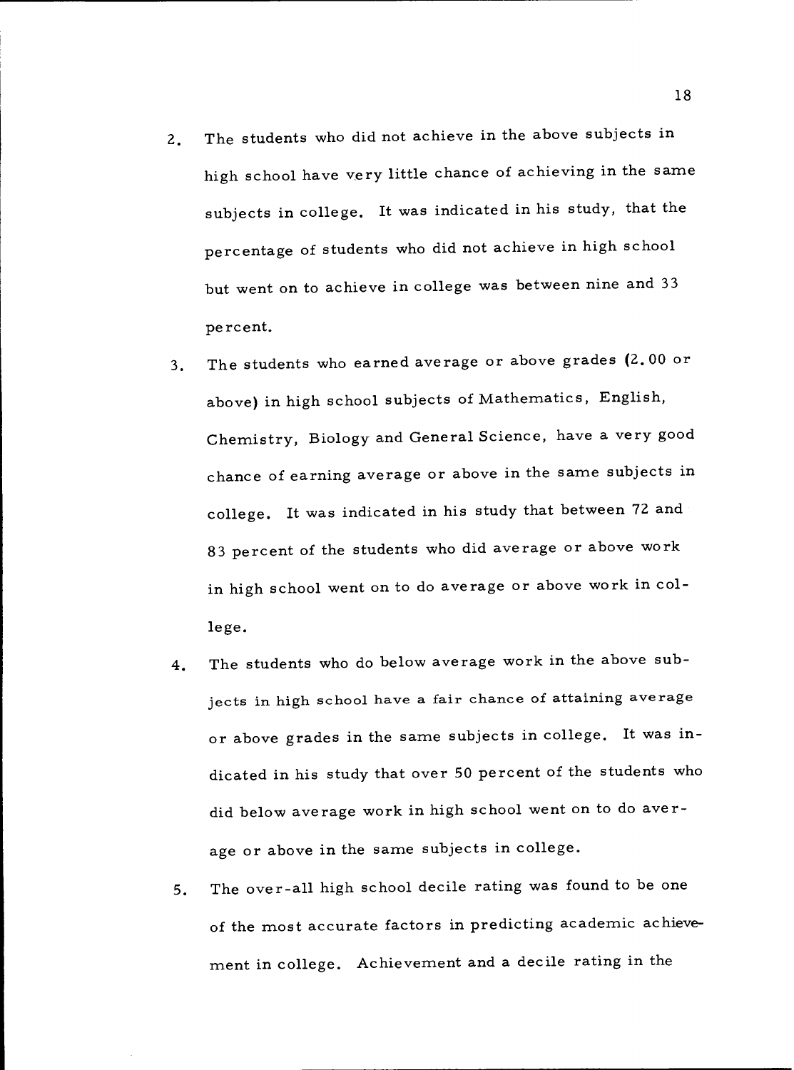2. The students who did not achieve in the above subjects in high school have very little chance of achieving in the same subjects in college. It was indicated in his study, that the percentage of students who did not achieve in high school but went on to achieve in college was between nine and 33 percent.
3. The students who earned average or above grades (2.00 or above) in high school subjects of Mathematics, English, Chemistry, Biology and General Science, have a very good chance of earning average or above in the same subjects in college. It was indicated in his study that between 72 and 83 percent of the students who did average or above work in high school went on to do average or above work in college.
4. The students who do below average work in the above subjects in high school have a fair chance of attaining average or above grades in the same subjects in college. It was indicated in his study that over 50 percent of the students who did below average work in high school went on to do average or above in the same subjects in college.
5. The over-all high school decile rating was found to be one of the most accurate factors in predicting academic achievement in college. Achievement and a decile rating in the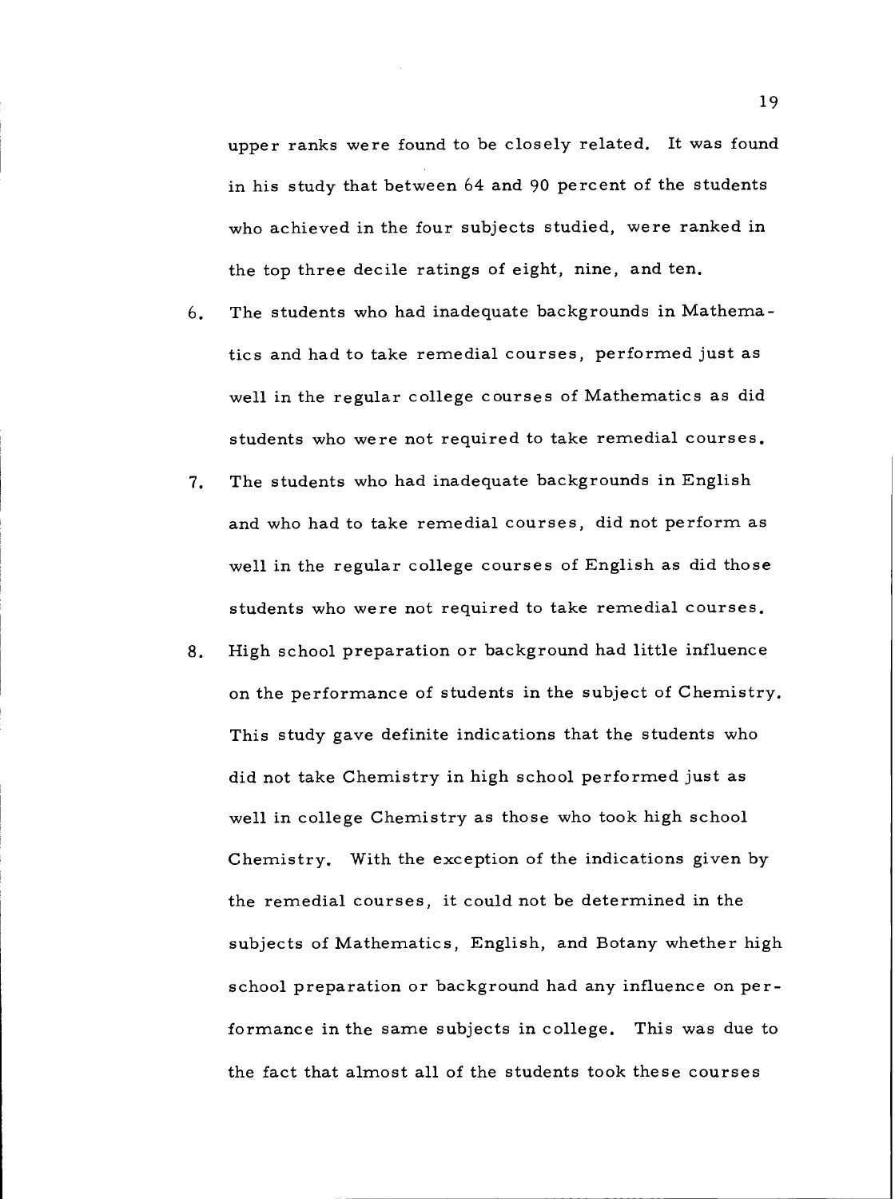upper ranks were found to be closely related. It was found in his study that between 64 and 90 percent of the students who achieved in the four subjects studied, were ranked in the top three decile ratings of eight, nine, and ten.

6. The students who had inadequate backgrounds in Mathematics and had to take remedial courses, performed just as well in the regular college courses of Mathematics as did students who were not required to take remedial courses.
7. The students who had inadequate backgrounds in English and who had to take remedial courses, did not perform as well in the regular college courses of English as did those students who were not required to take remedial courses.
8. High school preparation or background had little influence on the performance of students in the subject of Chemistry. This study gave definite indications that the students who did not take Chemistry in high school performed just as well in college Chemistry as those who took high school Chemistry. With the exception of the indications given by the remedial courses, it could not be determined in the subjects of Mathematics, English, and Botany whether high school preparation or background had any influence on performance in the same subjects in college. This was due to the fact that almost all of the students took these courses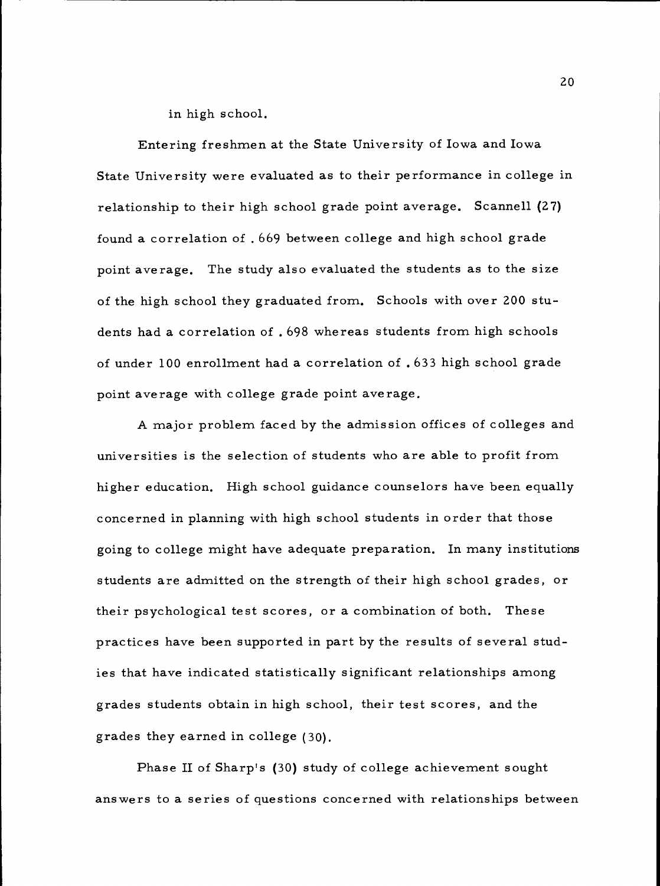in high school.

Entering freshmen at the State University of Iowa and Iowa State University were evaluated as to their performance in college in relationship to their high school grade point average. Scannell (27) found a correlation of .669 between college and high school grade point average. The study also evaluated the students as to the size of the high school they graduated from. Schools with over 200 students had a correlation of .698 whereas students from high schools of under 100 enrollment had a correlation of .633 high school grade point average with college grade point average.

A major problem faced by the admission offices of colleges and universities is the selection of students who are able to profit from higher education. High school guidance counselors have been equally concerned in planning with high school students in order that those going to college might have adequate preparation. In many institutions students are admitted on the strength of their high school grades, or their psychological test scores, or a combination of both. These practices have been supported in part by the results of several studies that have indicated statistically significant relationships among grades students obtain in high school, their test scores, and the grades they earned in college (30).

Phase II of Sharp's (30) study of college achievement sought answers to a series of questions concerned with relationships between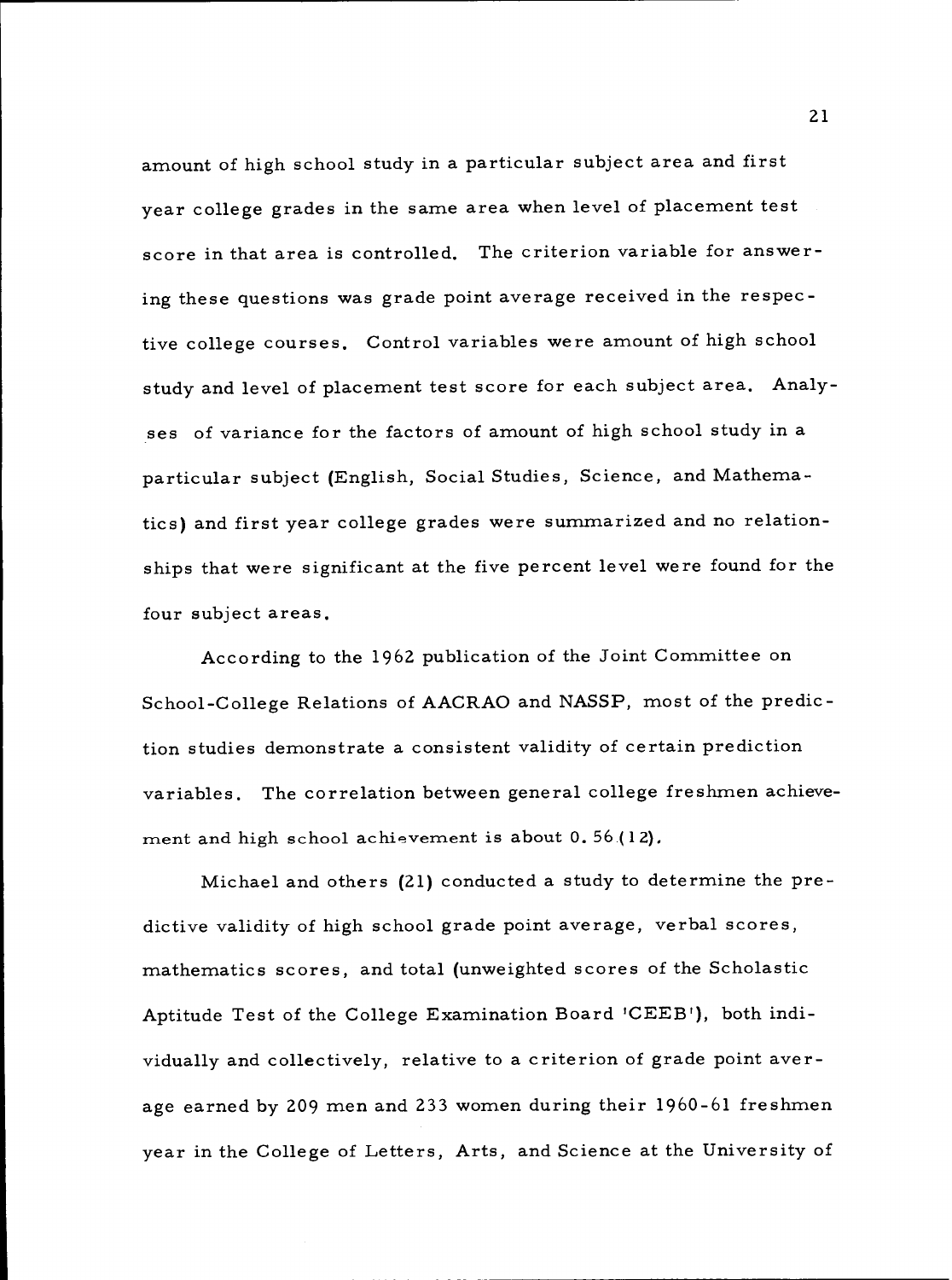amount of high school study in a particular subject area and first year college grades in the same area when level of placement test score in that area is controlled. The criterion variable for answering these questions was grade point average received in the respective college courses. Control variables were amount of high school study and level of placement test score for each subject area. Analyses of variance for the factors of amount of high school study in a particular subject (English, Social Studies, Science, and Mathematics) and first year college grades were summarized and no relationships that were significant at the five percent level were found for the four subject areas.

According to the 1962 publication of the Joint Committee on School-College Relations of AACRAO and NASSP, most of the prediction studies demonstrate a consistent validity of certain prediction variables. The correlation between general college freshmen achievement and high school achievement is about 0.56 (12).

Michael and others (21) conducted a study to determine the predictive validity of high school grade point average, verbal scores, mathematics scores, and total (unweighted scores of the Scholastic Aptitude Test of the College Examination Board 'CEEB'), both individually and collectively, relative to a criterion of grade point average earned by 209 men and 233 women during their 1960-61 freshmen year in the College of Letters, Arts, and Science at the University of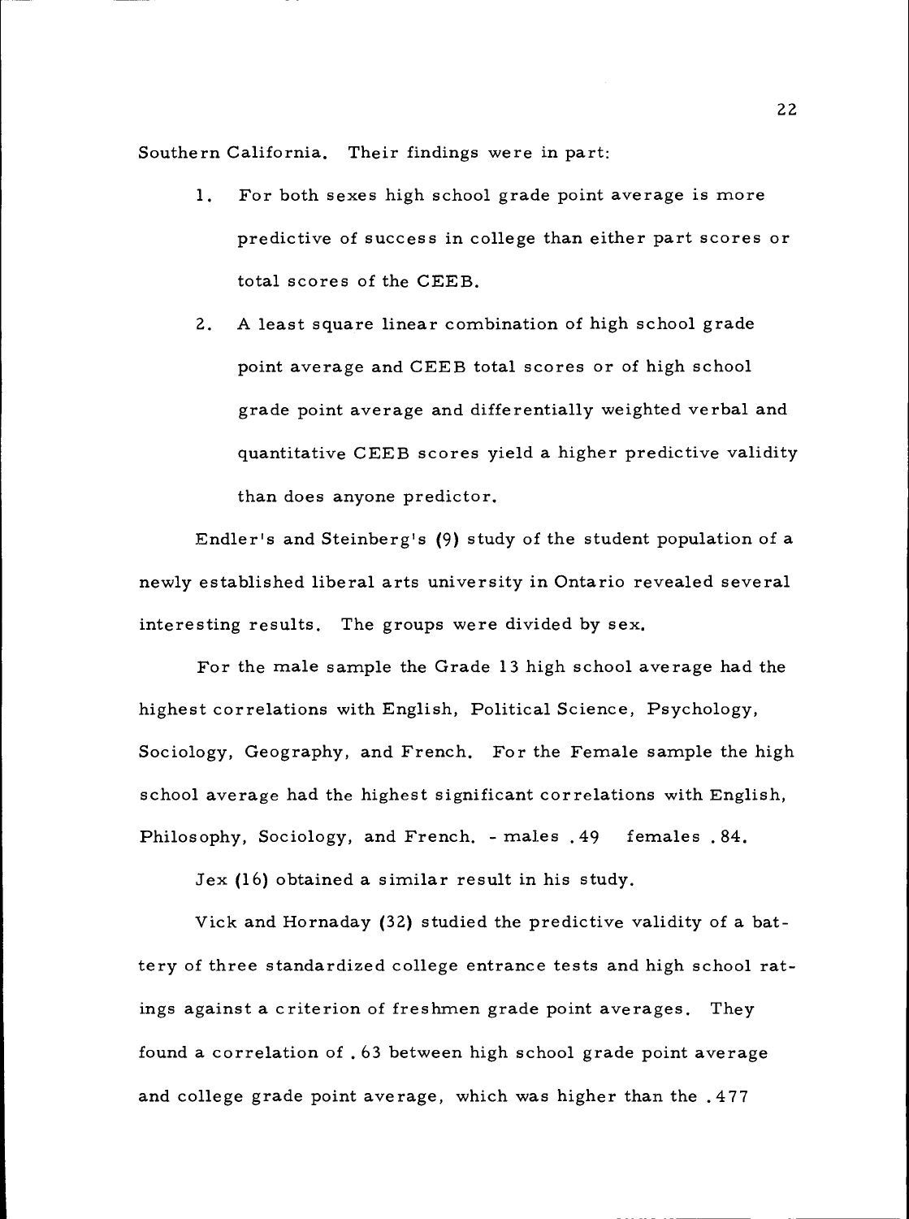Southern California. Their findings were in part:

1. For both sexes high school grade point average is more predictive of success in college than either part scores or total scores of the CEEB.

2. A least square linear combination of high school grade point average and CEEB total scores or of high school grade point average and differentially weighted verbal and quantitative CEEB scores yield a higher predictive validity than does anyone predictor.

Endler's and Steinberg's (9) study of the student population of a newly established liberal arts university in Ontario revealed several interesting results. The groups were divided by sex.

For the male sample the Grade 13 high school average had the highest correlations with English, Political Science, Psychology, Sociology, Geography, and French. For the Female sample the high school average had the highest significant correlations with English, Philosophy, Sociology, and French. - males .49  females .84.

Jex (16) obtained a similar result in his study.

Vick and Hornaday (32) studied the predictive validity of a battery of three standardized college entrance tests and high school ratings against a criterion of freshmen grade point averages. They found a correlation of .63 between high school grade point average and college grade point average, which was higher than the .477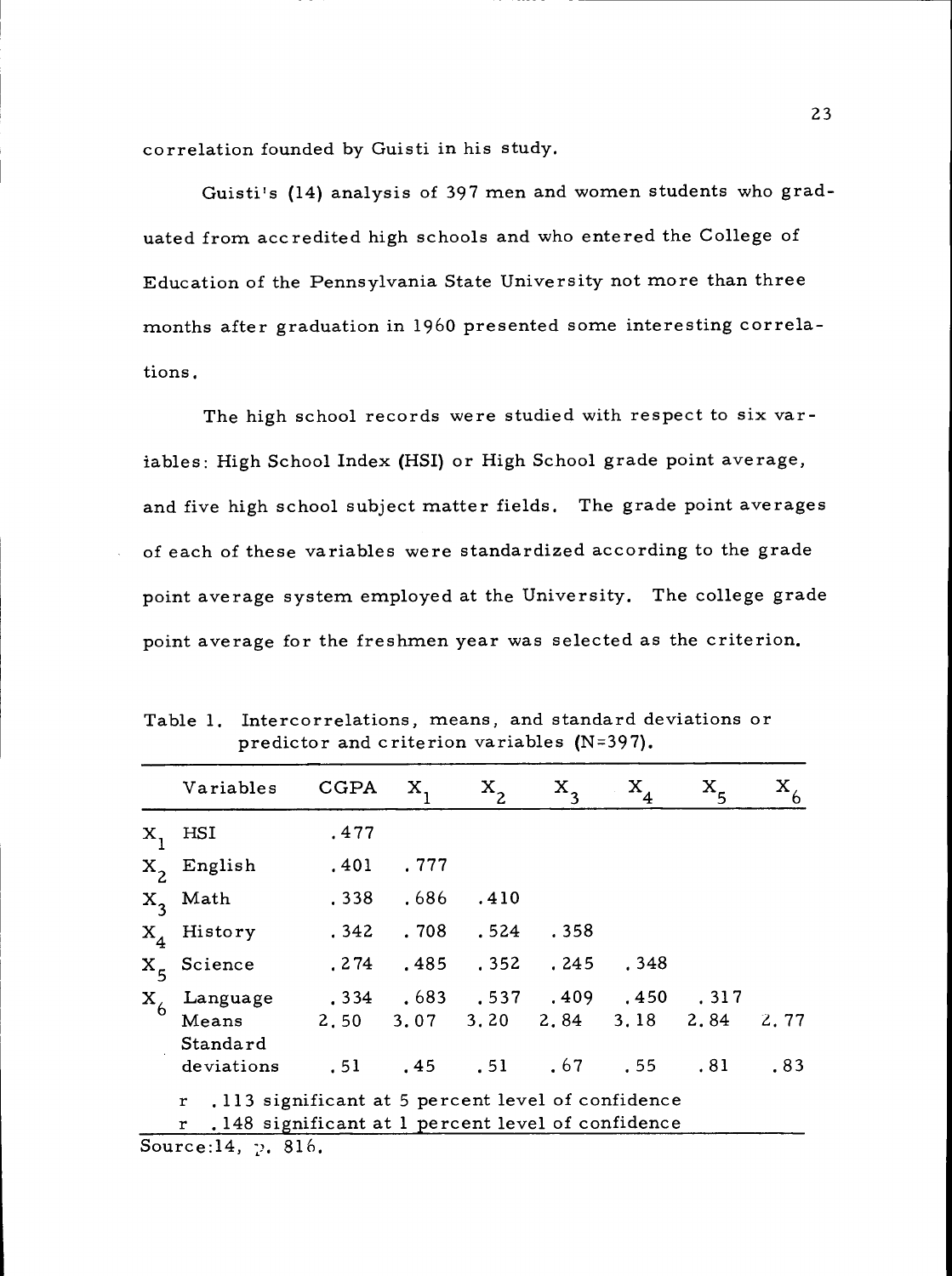correlation founded by Guisti in his study.

Guisti's (14) analysis of 397 men and women students who graduated from accredited high schools and who entered the College of Education of the Pennsylvania State University not more than three months after graduation in 1960 presented some interesting correlations.

The high school records were studied with respect to six variables: High School Index (HSI) or High School grade point average, and five high school subject matter fields. The grade point averages of each of these variables were standardized according to the grade point average system employed at the University. The college grade point average for the freshmen year was selected as the criterion.

Table 1. Intercorrelations, means, and standard deviations or predictor and criterion variables (N=397).

| | Variables | CGPA | $X_1$ | $X_2$ | $X_3$ | $X_4$ | $X_5$ | $X_6$ |
|---|---|---|---|---|---|---|---|---|
| $X_1$ | HSI | .477 | | | | | | |
| $X_2$ | English | .401 | .777 | | | | | |
| $X_3$ | Math | .338 | .686 | .410 | | | | |
| $X_4$ | History | .342 | .708 | .524 | .358 | | | |
| $X_5$ | Science | .274 | .485 | .352 | .245 | .348 | | |
| $X_6$ | Language | .334 | .683 | .537 | .409 | .450 | .317 | |
| | Means | 2.50 | 3.07 | 3.20 | 2.84 | 3.18 | 2.84 | 2.77 |
| | Standard deviations | .51 | .45 | .51 | .67 | .55 | .81 | .83 |

r .113 significant at 5 percent level of confidence
r .148 significant at 1 percent level of confidence

Source:14, p. 816.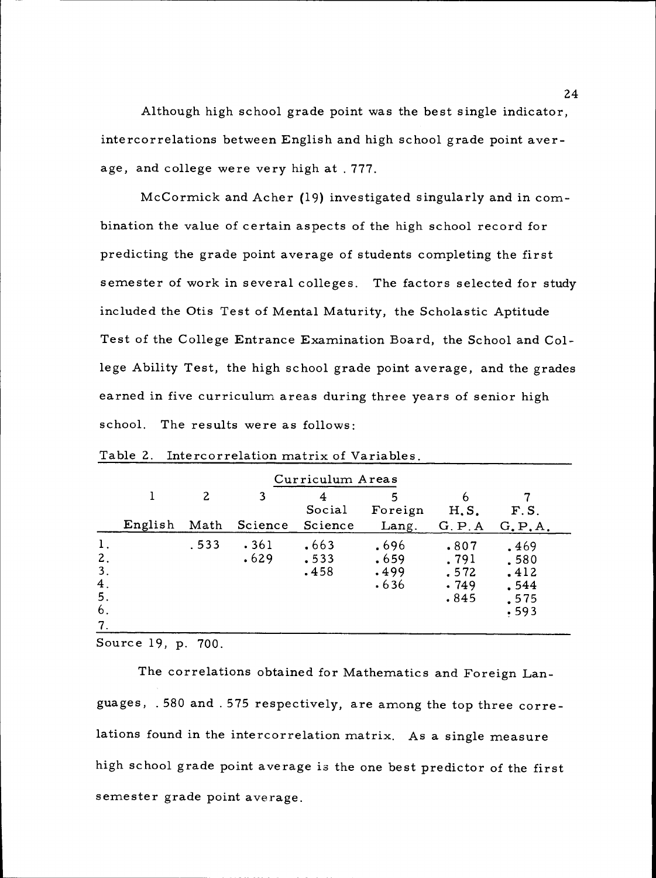Although high school grade point was the best single indicator, intercorrelations between English and high school grade point average, and college were very high at .777.

McCormick and Acher (19) investigated singularly and in combination the value of certain aspects of the high school record for predicting the grade point average of students completing the first semester of work in several colleges. The factors selected for study included the Otis Test of Mental Maturity, the Scholastic Aptitude Test of the College Entrance Examination Board, the School and College Ability Test, the high school grade point average, and the grades earned in five curriculum areas during three years of senior high school. The results were as follows:

Table 2. Intercorrelation matrix of Variables.

| | Curriculum Areas | | | | | | |
|---|---|---|---|---|---|---|---|
| | 1 English | 2 Math | 3 Science | 4 Social Science | 5 Foreign Lang. | 6 H.S. G.P.A | 7 F.S. G.P.A. |
| 1. | | .533 | .361 | .663 | .696 | .807 | .469 |
| 2. | | | .629 | .533 | .659 | .791 | .580 |
| 3. | | | | .458 | .499 | .572 | .412 |
| 4. | | | | | .636 | .749 | .544 |
| 5. | | | | | | .845 | .575 |
| 6. | | | | | | | .593 |
| 7. | | | | | | | |

Source 19, p. 700.

The correlations obtained for Mathematics and Foreign Languages, .580 and .575 respectively, are among the top three correlations found in the intercorrelation matrix. As a single measure high school grade point average is the one best predictor of the first semester grade point average.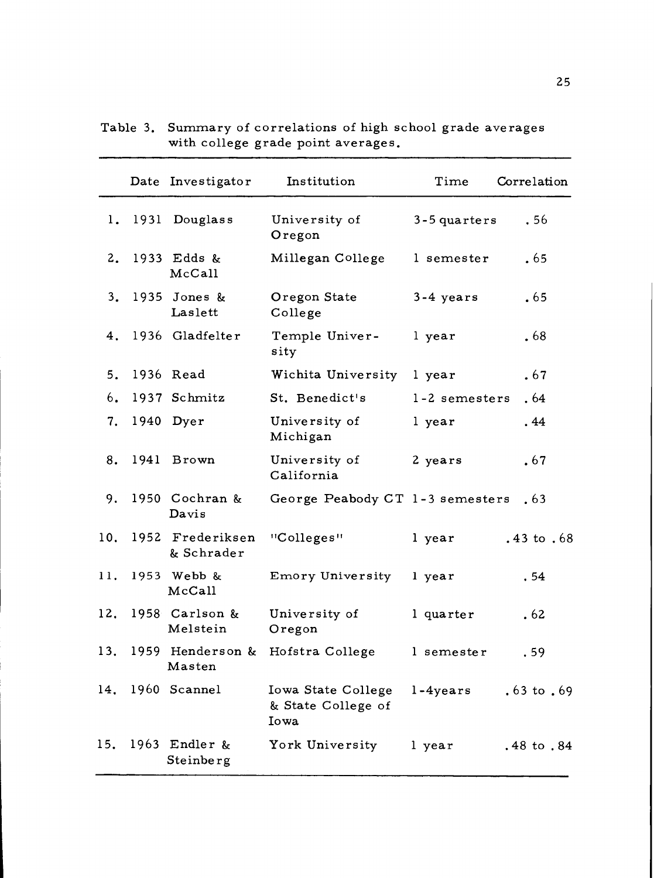Table 3. Summary of correlations of high school grade averages with college grade point averages.

| | Date | Investigator | Institution | Time | Correlation |
|---|---|---|---|---|---|
| 1. | 1931 | Douglass | University of Oregon | 3-5 quarters | .56 |
| 2. | 1933 | Edds & McCall | Millegan College | 1 semester | .65 |
| 3. | 1935 | Jones & Laslett | Oregon State College | 3-4 years | .65 |
| 4. | 1936 | Gladfelter | Temple University | 1 year | .68 |
| 5. | 1936 | Read | Wichita University | 1 year | .67 |
| 6. | 1937 | Schmitz | St. Benedict's | 1-2 semesters | .64 |
| 7. | 1940 | Dyer | University of Michigan | 1 year | .44 |
| 8. | 1941 | Brown | University of California | 2 years | .67 |
| 9. | 1950 | Cochran & Davis | George Peabody CT | 1-3 semesters | .63 |
| 10. | 1952 | Frederiksen & Schrader | "Colleges" | 1 year | .43 to .68 |
| 11. | 1953 | Webb & McCall | Emory University | 1 year | .54 |
| 12. | 1958 | Carlson & Melstein | University of Oregon | 1 quarter | .62 |
| 13. | 1959 | Henderson & Masten | Hofstra College | 1 semester | .59 |
| 14. | 1960 | Scannel | Iowa State College & State College of Iowa | 1-4years | .63 to .69 |
| 15. | 1963 | Endler & Steinberg | York University | 1 year | .48 to .84 |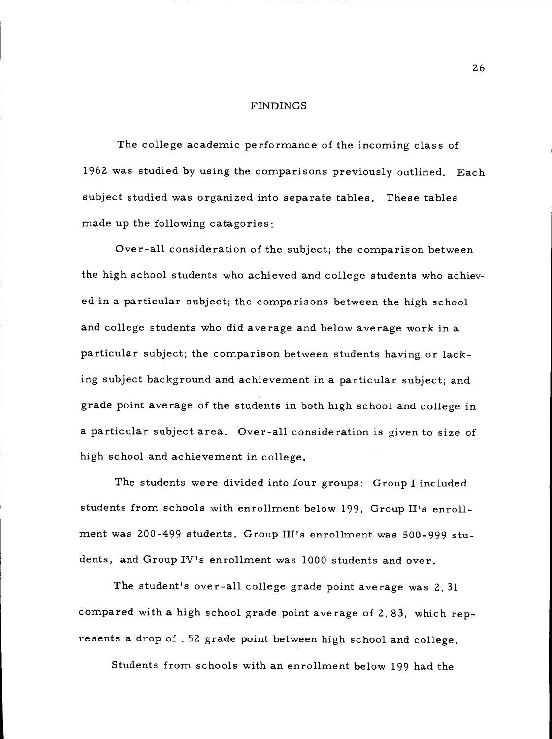# FINDINGS

The college academic performance of the incoming class of 1962 was studied by using the comparisons previously outlined. Each subject studied was organized into separate tables. These tables made up the following catagories:

Over-all consideration of the subject; the comparison between the high school students who achieved and college students who achieved in a particular subject; the comparisons between the high school and college students who did average and below average work in a particular subject; the comparison between students having or lacking subject background and achievement in a particular subject; and grade point average of the students in both high school and college in a particular subject area. Over-all consideration is given to size of high school and achievement in college.

The students were divided into four groups: Group I included students from schools with enrollment below 199, Group II's enrollment was 200-499 students, Group III's enrollment was 500-999 students, and Group IV's enrollment was 1000 students and over.

The student's over-all college grade point average was 2.31 compared with a high school grade point average of 2.83, which represents a drop of .52 grade point between high school and college.

Students from schools with an enrollment below 199 had the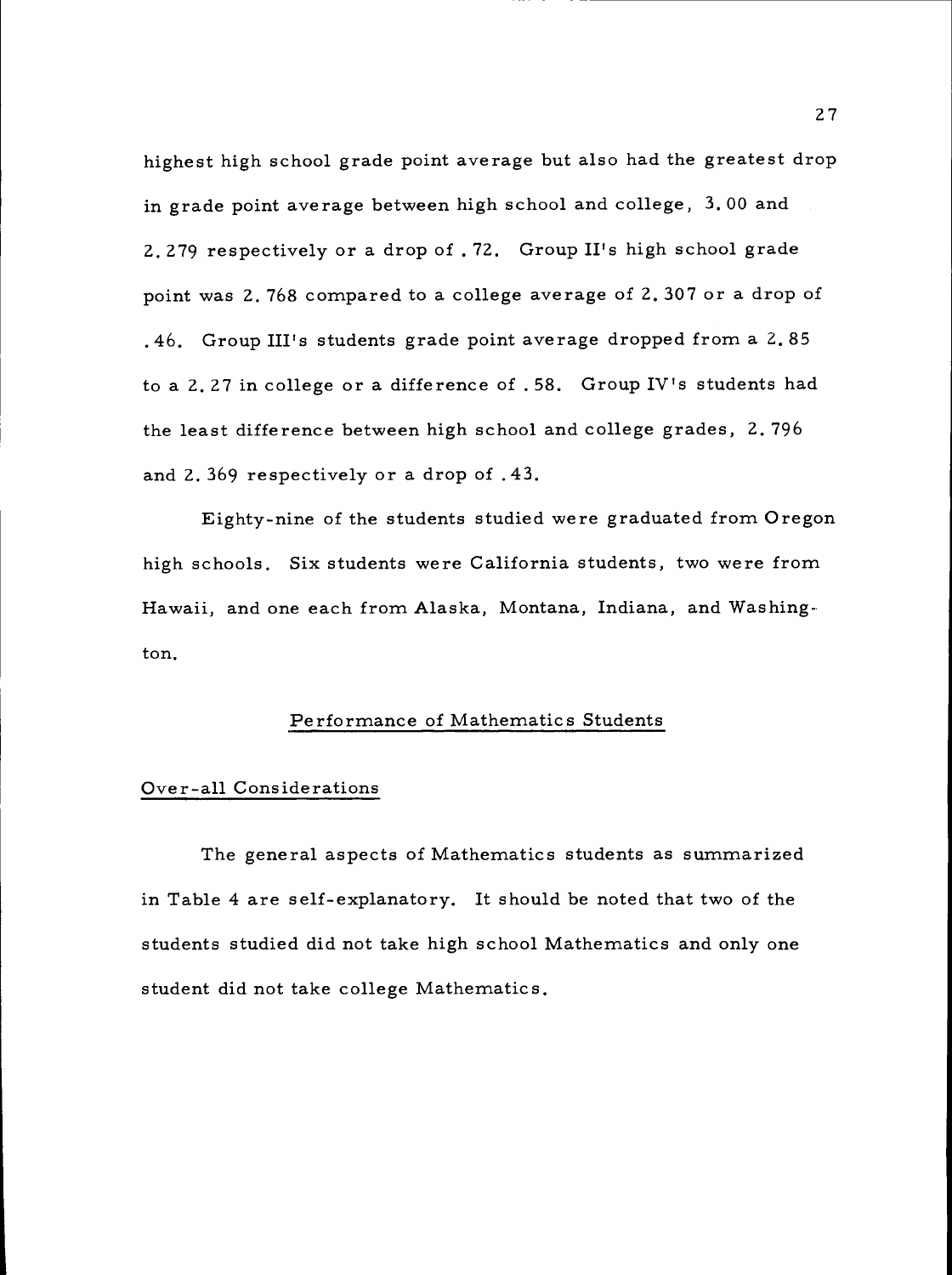highest high school grade point average but also had the greatest drop in grade point average between high school and college, 3.00 and 2.279 respectively or a drop of .72. Group II's high school grade point was 2.768 compared to a college average of 2.307 or a drop of .46. Group III's students grade point average dropped from a 2.85 to a 2.27 in college or a difference of .58. Group IV's students had the least difference between high school and college grades, 2.796 and 2.369 respectively or a drop of .43.

Eighty-nine of the students studied were graduated from Oregon high schools. Six students were California students, two were from Hawaii, and one each from Alaska, Montana, Indiana, and Washington.

## Performance of Mathematics Students

### Over-all Considerations

The general aspects of Mathematics students as summarized in Table 4 are self-explanatory. It should be noted that two of the students studied did not take high school Mathematics and only one student did not take college Mathematics.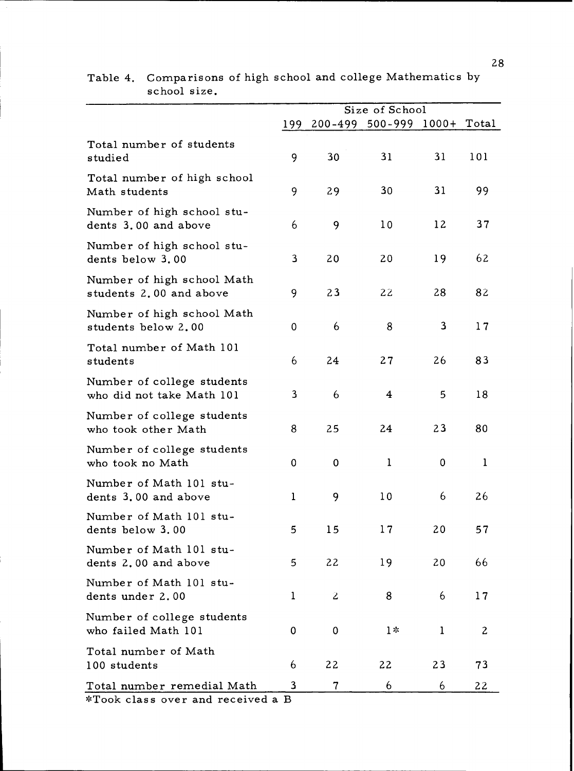Table 4. Comparisons of high school and college Mathematics by school size.

| | Size of School | | | | |
|---|---|---|---|---|---|
| | 199 | 200-499 | 500-999 | 1000+ | Total |
| Total number of students studied | 9 | 30 | 31 | 31 | 101 |
| Total number of high school Math students | 9 | 29 | 30 | 31 | 99 |
| Number of high school students 3.00 and above | 6 | 9 | 10 | 12 | 37 |
| Number of high school students below 3.00 | 3 | 20 | 20 | 19 | 62 |
| Number of high school Math students 2.00 and above | 9 | 23 | 22 | 28 | 82 |
| Number of high school Math students below 2.00 | 0 | 6 | 8 | 3 | 17 |
| Total number of Math 101 students | 6 | 24 | 27 | 26 | 83 |
| Number of college students who did not take Math 101 | 3 | 6 | 4 | 5 | 18 |
| Number of college students who took other Math | 8 | 25 | 24 | 23 | 80 |
| Number of college students who took no Math | 0 | 0 | 1 | 0 | 1 |
| Number of Math 101 students 3.00 and above | 1 | 9 | 10 | 6 | 26 |
| Number of Math 101 students below 3.00 | 5 | 15 | 17 | 20 | 57 |
| Number of Math 101 students 2.00 and above | 5 | 22 | 19 | 20 | 66 |
| Number of Math 101 students under 2.00 | 1 | 2 | 8 | 6 | 17 |
| Number of college students who failed Math 101 | 0 | 0 | 1* | 1 | 2 |
| Total number of Math 100 students | 6 | 22 | 22 | 23 | 73 |
| Total number remedial Math | 3 | 7 | 6 | 6 | 22 |

*Took class over and received a B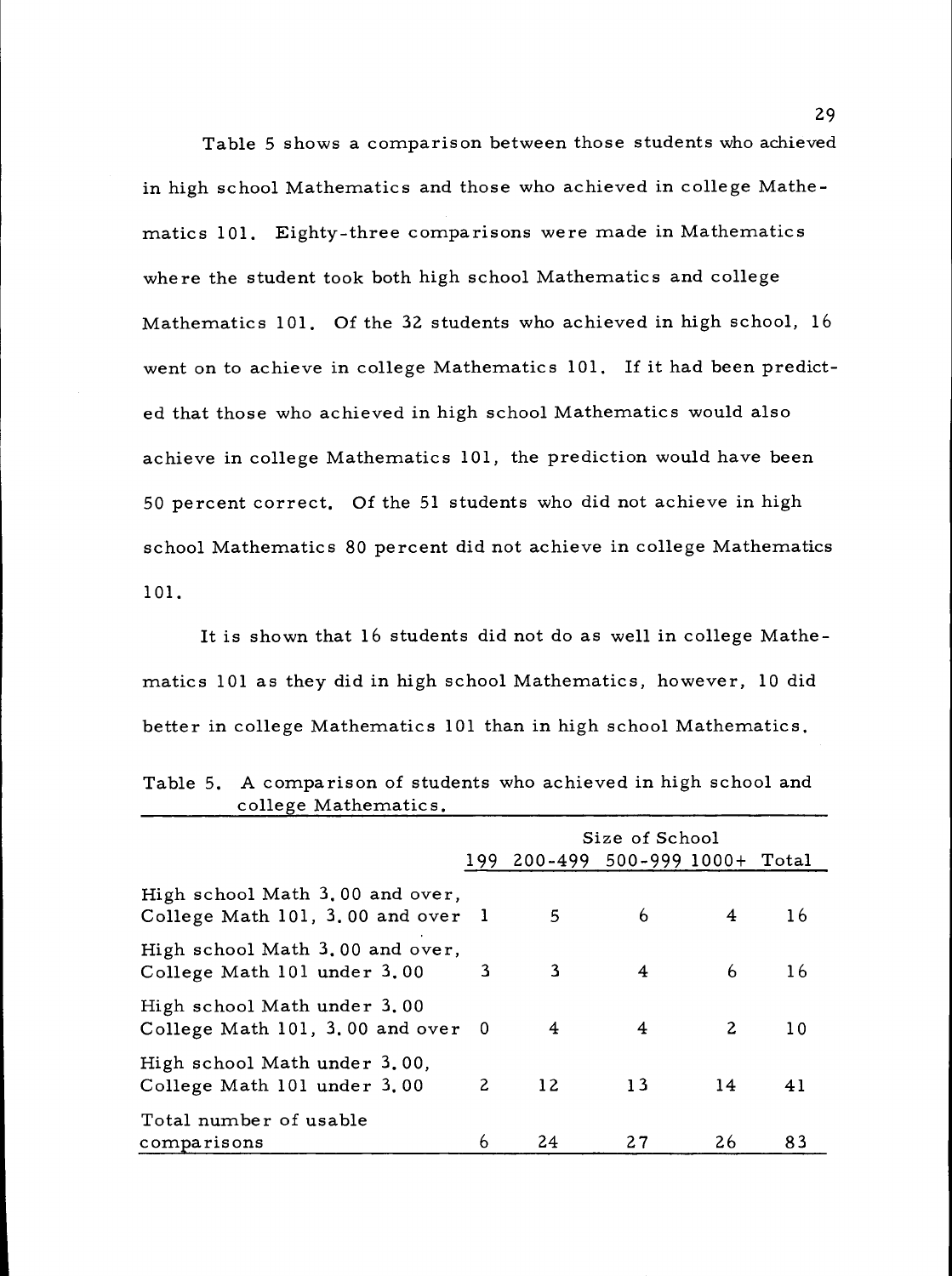Table 5 shows a comparison between those students who achieved in high school Mathematics and those who achieved in college Mathematics 101. Eighty-three comparisons were made in Mathematics where the student took both high school Mathematics and college Mathematics 101. Of the 32 students who achieved in high school, 16 went on to achieve in college Mathematics 101. If it had been predicted that those who achieved in high school Mathematics would also achieve in college Mathematics 101, the prediction would have been 50 percent correct. Of the 51 students who did not achieve in high school Mathematics 80 percent did not achieve in college Mathematics 101.

It is shown that 16 students did not do as well in college Mathematics 101 as they did in high school Mathematics, however, 10 did better in college Mathematics 101 than in high school Mathematics.

Table 5. A comparison of students who achieved in high school and college Mathematics.

| | Size of School | | | | |
|---|---|---|---|---|---|
| | 199 | 200-499 | 500-999 | 1000+ | Total |
| High school Math 3.00 and over, College Math 101, 3.00 and over | 1 | 5 | 6 | 4 | 16 |
| High school Math 3.00 and over, College Math 101 under 3.00 | 3 | 3 | 4 | 6 | 16 |
| High school Math under 3.00 College Math 101, 3.00 and over | 0 | 4 | 4 | 2 | 10 |
| High school Math under 3.00, College Math 101 under 3.00 | 2 | 12 | 13 | 14 | 41 |
| Total number of usable comparisons | 6 | 24 | 27 | 26 | 83 |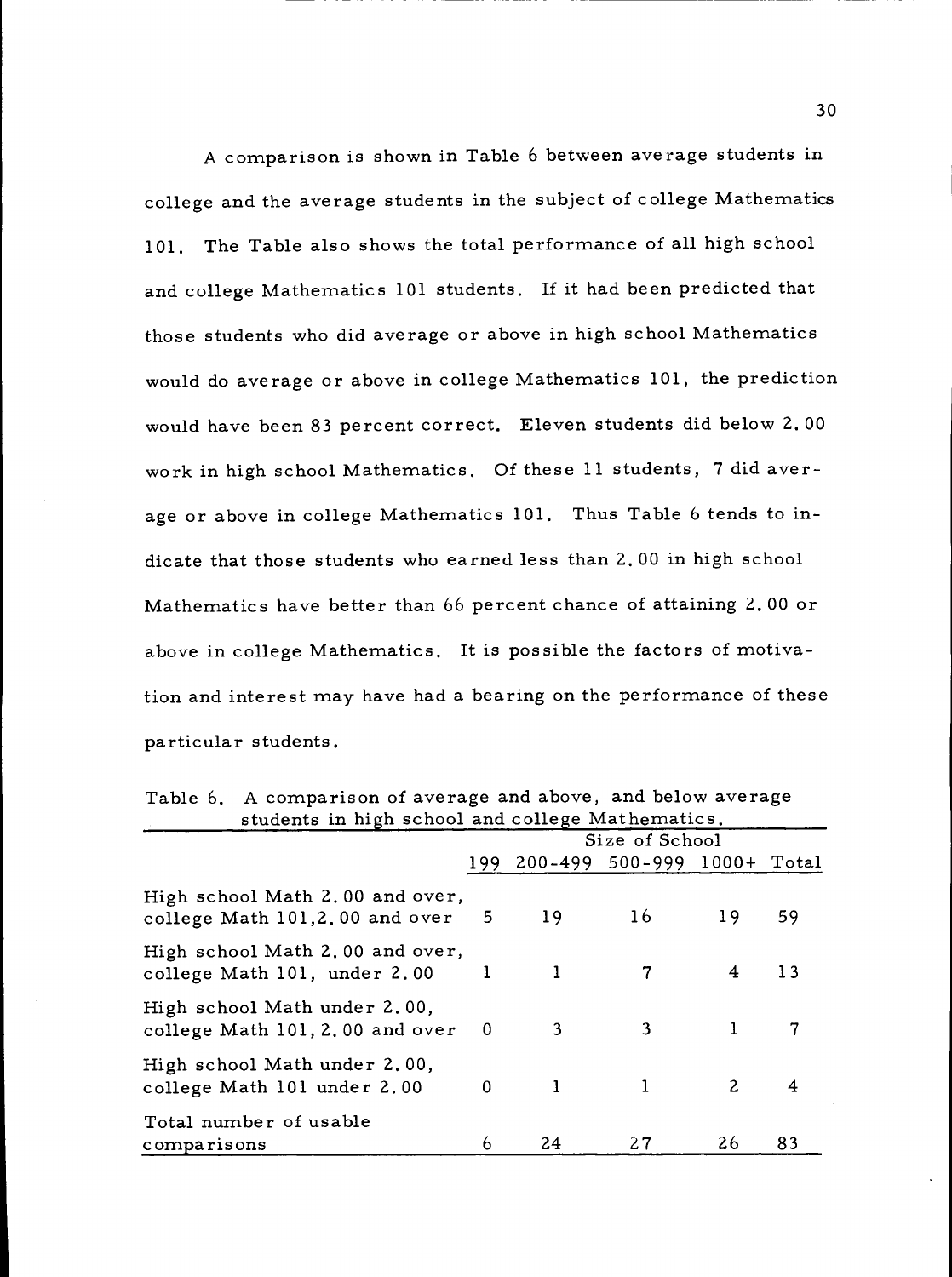A comparison is shown in Table 6 between average students in college and the average students in the subject of college Mathematics 101. The Table also shows the total performance of all high school and college Mathematics 101 students. If it had been predicted that those students who did average or above in high school Mathematics would do average or above in college Mathematics 101, the prediction would have been 83 percent correct. Eleven students did below 2.00 work in high school Mathematics. Of these 11 students, 7 did average or above in college Mathematics 101. Thus Table 6 tends to indicate that those students who earned less than 2.00 in high school Mathematics have better than 66 percent chance of attaining 2.00 or above in college Mathematics. It is possible the factors of motivation and interest may have had a bearing on the performance of these particular students.

Table 6. A comparison of average and above, and below average students in high school and college Mathematics.

| | Size of School | | | | |
|---|---|---|---|---|---|
| | 199 | 200-499 | 500-999 | 1000+ | Total |
| High school Math 2.00 and over, college Math 101, 2.00 and over | 5 | 19 | 16 | 19 | 59 |
| High school Math 2.00 and over, college Math 101, under 2.00 | 1 | 1 | 7 | 4 | 13 |
| High school Math under 2.00, college Math 101, 2.00 and over | 0 | 3 | 3 | 1 | 7 |
| High school Math under 2.00, college Math 101 under 2.00 | 0 | 1 | 1 | 2 | 4 |
| Total number of usable comparisons | 6 | 24 | 27 | 26 | 83 |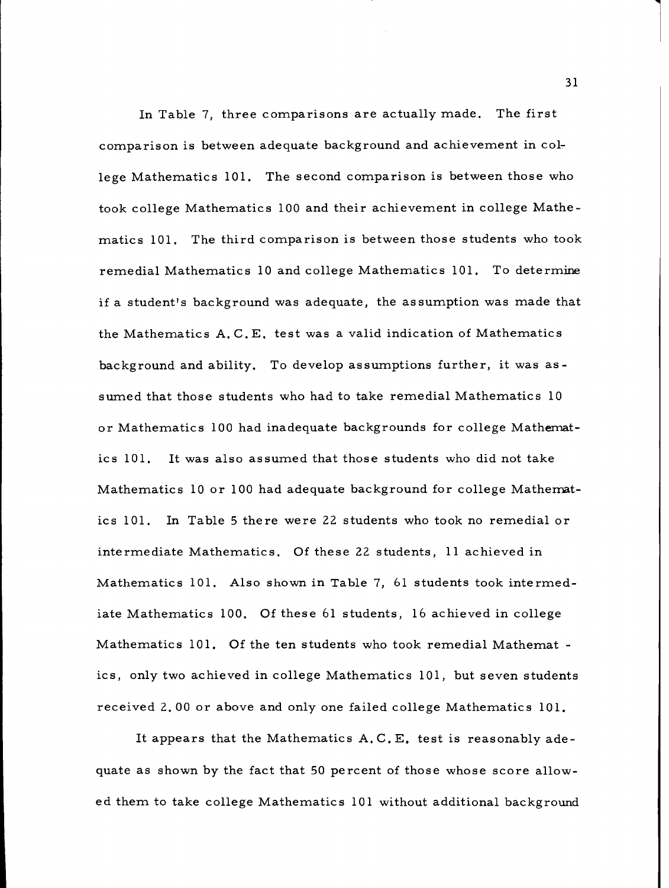In Table 7, three comparisons are actually made. The first comparison is between adequate background and achievement in college Mathematics 101. The second comparison is between those who took college Mathematics 100 and their achievement in college Mathematics 101. The third comparison is between those students who took remedial Mathematics 10 and college Mathematics 101. To determine if a student's background was adequate, the assumption was made that the Mathematics A.C.E. test was a valid indication of Mathematics background and ability. To develop assumptions further, it was assumed that those students who had to take remedial Mathematics 10 or Mathematics 100 had inadequate backgrounds for college Mathematics 101. It was also assumed that those students who did not take Mathematics 10 or 100 had adequate background for college Mathematics 101. In Table 5 there were 22 students who took no remedial or intermediate Mathematics. Of these 22 students, 11 achieved in Mathematics 101. Also shown in Table 7, 61 students took intermediate Mathematics 100. Of these 61 students, 16 achieved in college Mathematics 101. Of the ten students who took remedial Mathematics, only two achieved in college Mathematics 101, but seven students received 2.00 or above and only one failed college Mathematics 101.

It appears that the Mathematics A.C.E. test is reasonably adequate as shown by the fact that 50 percent of those whose score allowed them to take college Mathematics 101 without additional background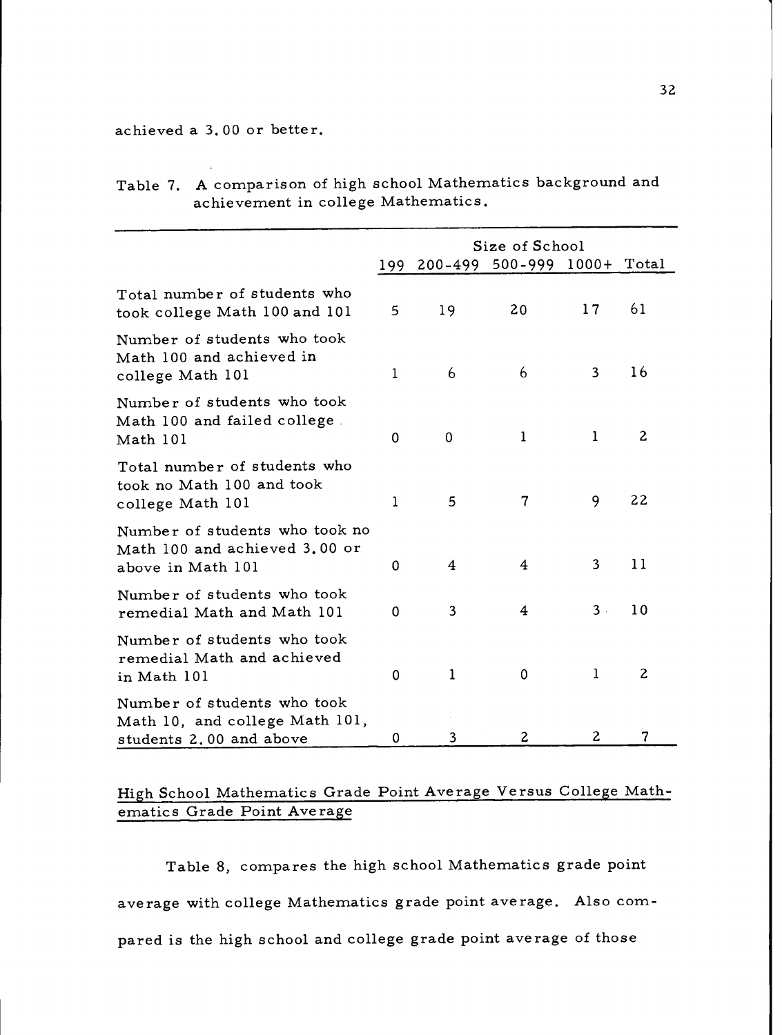achieved a 3.00 or better.

Table 7. A comparison of high school Mathematics background and achievement in college Mathematics.

| | Size of School | | | | |
|---|---|---|---|---|---|
| | 199 | 200-499 | 500-999 | 1000+ | Total |
| Total number of students who took college Math 100 and 101 | 5 | 19 | 20 | 17 | 61 |
| Number of students who took Math 100 and achieved in college Math 101 | 1 | 6 | 6 | 3 | 16 |
| Number of students who took Math 100 and failed college Math 101 | 0 | 0 | 1 | 1 | 2 |
| Total number of students who took no Math 100 and took college Math 101 | 1 | 5 | 7 | 9 | 22 |
| Number of students who took no Math 100 and achieved 3.00 or above in Math 101 | 0 | 4 | 4 | 3 | 11 |
| Number of students who took remedial Math and Math 101 | 0 | 3 | 4 | 3 | 10 |
| Number of students who took remedial Math and achieved in Math 101 | 0 | 1 | 0 | 1 | 2 |
| Number of students who took Math 10, and college Math 101, students 2.00 and above | 0 | 3 | 2 | 2 | 7 |

## High School Mathematics Grade Point Average Versus College Mathematics Grade Point Average

Table 8, compares the high school Mathematics grade point average with college Mathematics grade point average. Also compared is the high school and college grade point average of those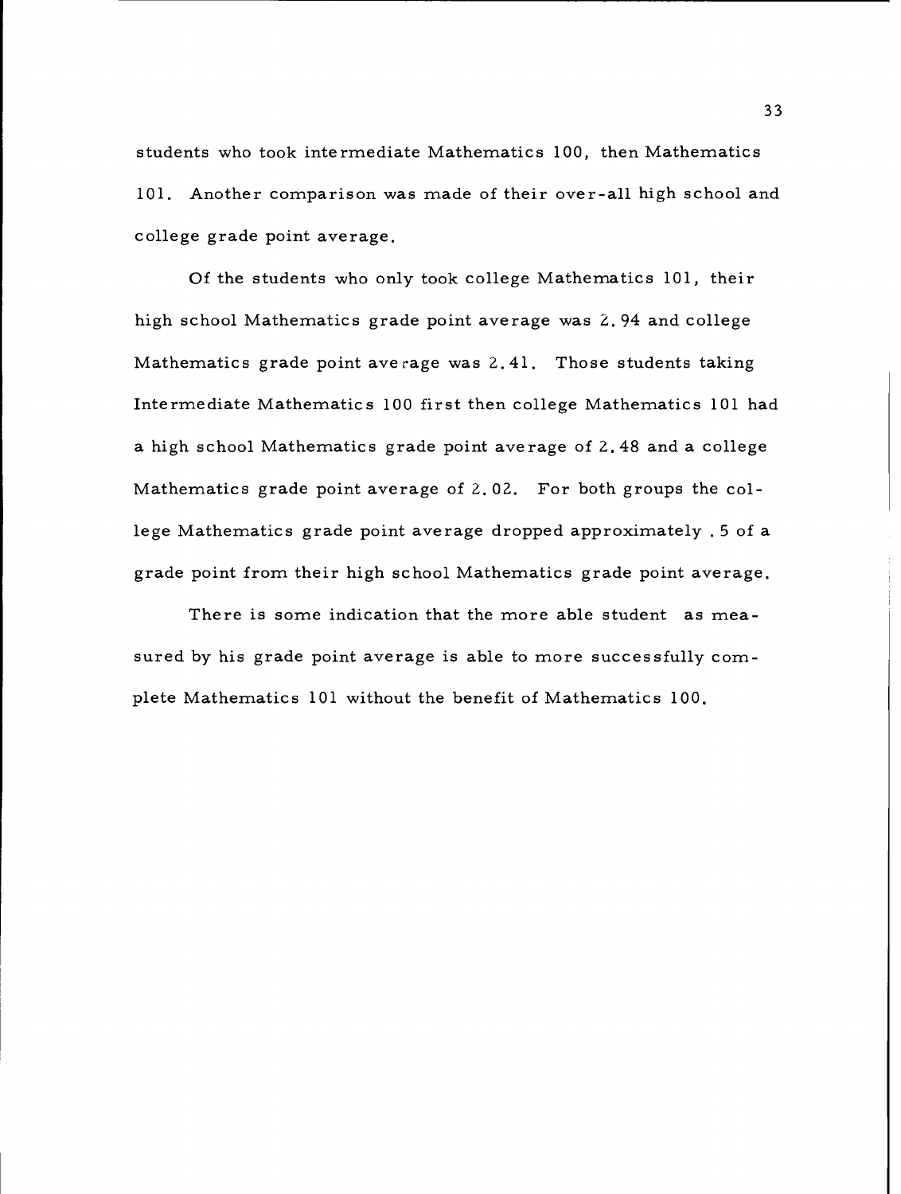students who took intermediate Mathematics 100, then Mathematics 101. Another comparison was made of their over-all high school and college grade point average.

Of the students who only took college Mathematics 101, their high school Mathematics grade point average was 2.94 and college Mathematics grade point average was 2.41. Those students taking Intermediate Mathematics 100 first then college Mathematics 101 had a high school Mathematics grade point average of 2.48 and a college Mathematics grade point average of 2.02. For both groups the college Mathematics grade point average dropped approximately .5 of a grade point from their high school Mathematics grade point average.

There is some indication that the more able student as measured by his grade point average is able to more successfully complete Mathematics 101 without the benefit of Mathematics 100.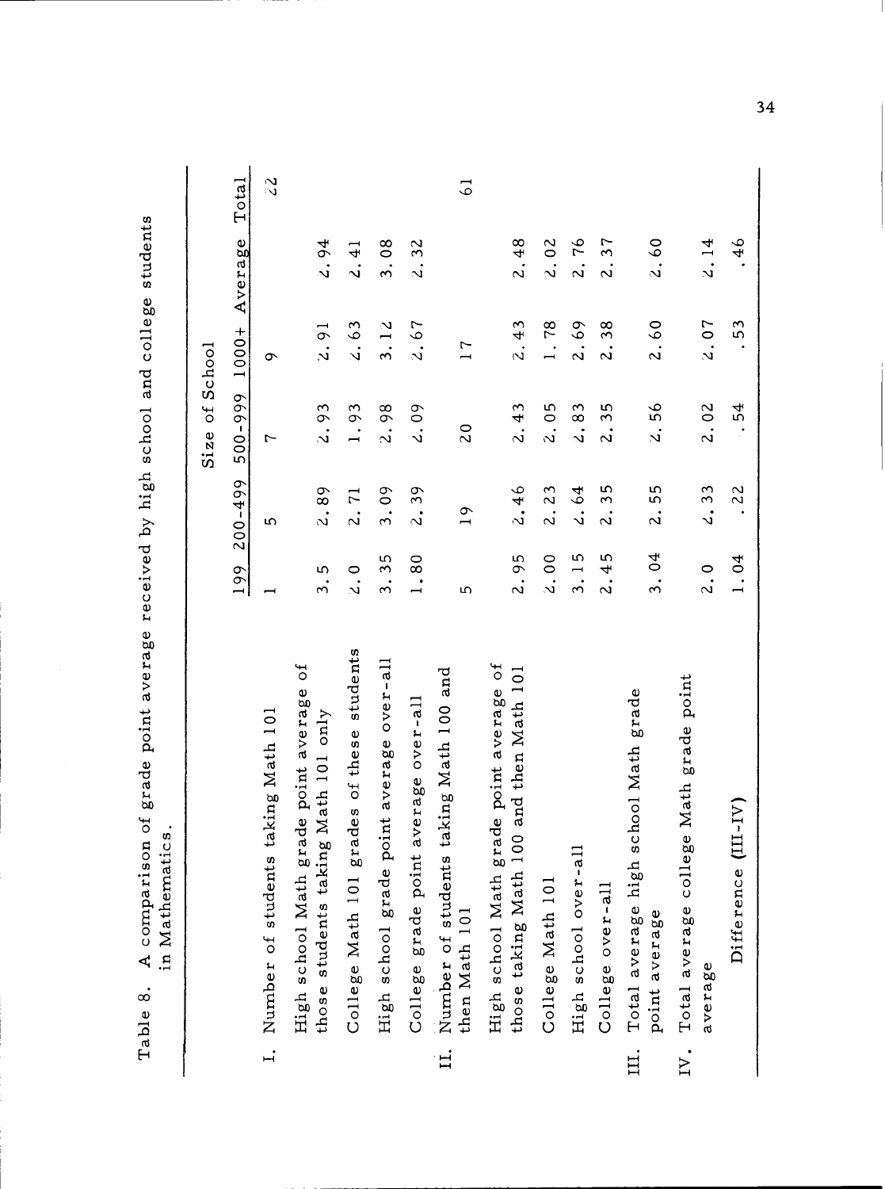Table 8. A comparison of grade point average received by high school and college students in Mathematics.

| | Size of School | | | | | |
|---|---|---|---|---|---|---|
| | 199 | 200-499 | 500-999 | 1000+ | Average | Total |
| I. Number of students taking Math 101 | 1 | 5 | 7 | 9 | | 22 |
| High school Math grade point average of those students taking Math 101 only | 3.5 | 2.89 | 2.93 | 2.91 | 2.94 | |
| College Math 101 grades of these students | 2.0 | 2.71 | 1.93 | 2.63 | 2.41 | |
| High school grade point average over-all | 3.35 | 3.09 | 2.98 | 3.12 | 3.08 | |
| College grade point average over-all | 1.80 | 2.39 | 2.09 | 2.67 | 2.32 | |
| II. Number of students taking Math 100 and then Math 101 | 5 | 19 | 20 | 17 | | 61 |
| High school Math grade point average of those taking Math 100 and then Math 101 | 2.95 | 2.46 | 2.43 | 2.43 | 2.48 | |
| College Math 101 | 2.00 | 2.23 | 2.05 | 1.78 | 2.02 | |
| High school over-all | 3.15 | 2.64 | 2.83 | 2.69 | 2.76 | |
| College over-all | 2.45 | 2.35 | 2.35 | 2.38 | 2.37 | |
| III. Total average high school Math grade point average | 3.04 | 2.55 | 2.56 | 2.60 | 2.60 | |
| IV. Total average college Math grade point average | 2.0 | 2.33 | 2.02 | 2.07 | 2.14 | |
| Difference (III-IV) | 1.04 | .22 | .54 | .53 | .46 | |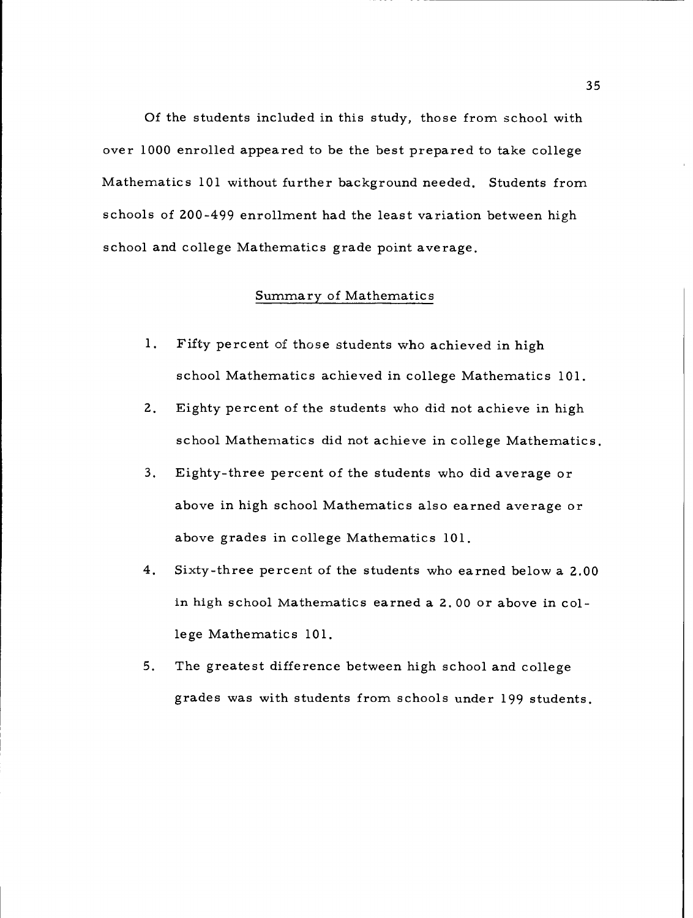Of the students included in this study, those from school with over 1000 enrolled appeared to be the best prepared to take college Mathematics 101 without further background needed. Students from schools of 200-499 enrollment had the least variation between high school and college Mathematics grade point average.

## Summary of Mathematics

1. Fifty percent of those students who achieved in high school Mathematics achieved in college Mathematics 101.
2. Eighty percent of the students who did not achieve in high school Mathematics did not achieve in college Mathematics.
3. Eighty-three percent of the students who did average or above in high school Mathematics also earned average or above grades in college Mathematics 101.
4. Sixty-three percent of the students who earned below a 2.00 in high school Mathematics earned a 2.00 or above in college Mathematics 101.
5. The greatest difference between high school and college grades was with students from schools under 199 students.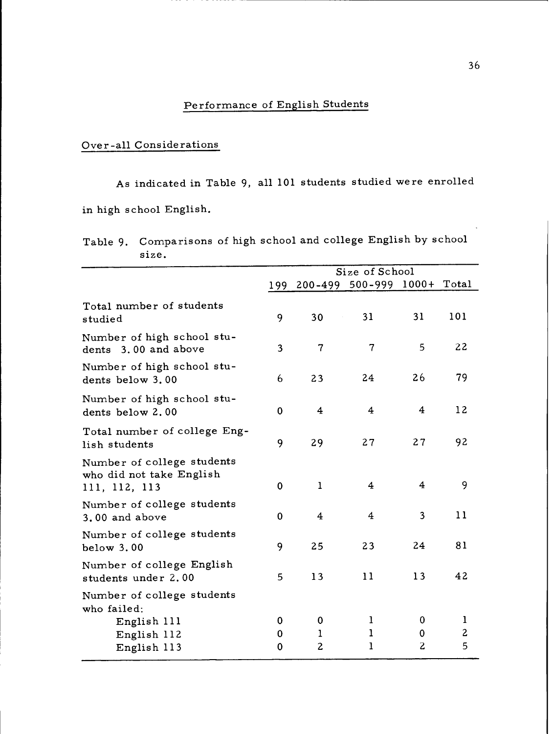## Performance of English Students

### Over-all Considerations

As indicated in Table 9, all 101 students studied were enrolled in high school English.

Table 9. Comparisons of high school and college English by school size.

| | Size of School | | | | |
|---|---|---|---|---|---|
| | 199 | 200-499 | 500-999 | 1000+ | Total |
| Total number of students studied | 9 | 30 | 31 | 31 | 101 |
| Number of high school students 3.00 and above | 3 | 7 | 7 | 5 | 22 |
| Number of high school students below 3.00 | 6 | 23 | 24 | 26 | 79 |
| Number of high school students below 2.00 | 0 | 4 | 4 | 4 | 12 |
| Total number of college English students | 9 | 29 | 27 | 27 | 92 |
| Number of college students who did not take English 111, 112, 113 | 0 | 1 | 4 | 4 | 9 |
| Number of college students 3.00 and above | 0 | 4 | 4 | 3 | 11 |
| Number of college students below 3.00 | 9 | 25 | 23 | 24 | 81 |
| Number of college English students under 2.00 | 5 | 13 | 11 | 13 | 42 |
| Number of college students who failed: | | | | | |
| English 111 | 0 | 0 | 1 | 0 | 1 |
| English 112 | 0 | 1 | 1 | 0 | 2 |
| English 113 | 0 | 2 | 1 | 2 | 5 |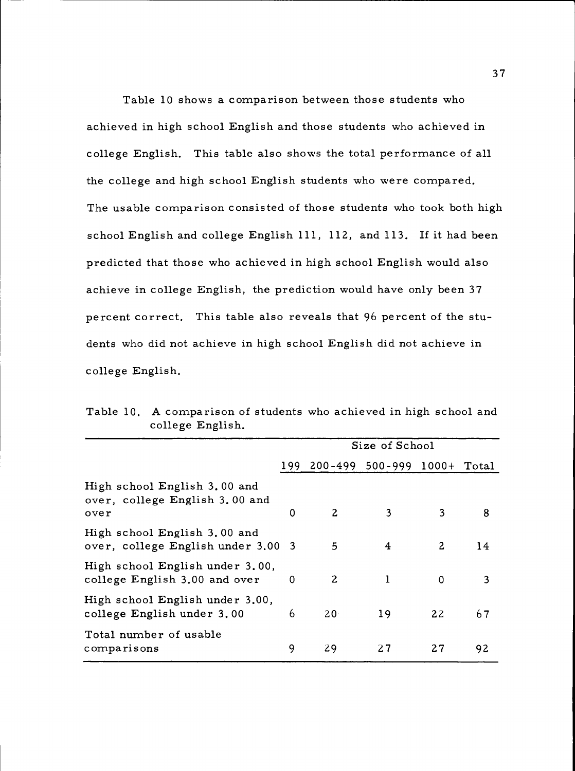Table 10 shows a comparison between those students who achieved in high school English and those students who achieved in college English. This table also shows the total performance of all the college and high school English students who were compared. The usable comparison consisted of those students who took both high school English and college English 111, 112, and 113. If it had been predicted that those who achieved in high school English would also achieve in college English, the prediction would have only been 37 percent correct. This table also reveals that 96 percent of the students who did not achieve in high school English did not achieve in college English.

Table 10. A comparison of students who achieved in high school and college English.

| | Size of School | | | | |
|---|---|---|---|---|---|
| | 199 | 200-499 | 500-999 | 1000+ | Total |
| High school English 3.00 and over, college English 3.00 and over | 0 | 2 | 3 | 3 | 8 |
| High school English 3.00 and over, college English under 3.00 | 3 | 5 | 4 | 2 | 14 |
| High school English under 3.00, college English 3.00 and over | 0 | 2 | 1 | 0 | 3 |
| High school English under 3.00, college English under 3.00 | 6 | 20 | 19 | 22 | 67 |
| Total number of usable comparisons | 9 | 29 | 27 | 27 | 92 |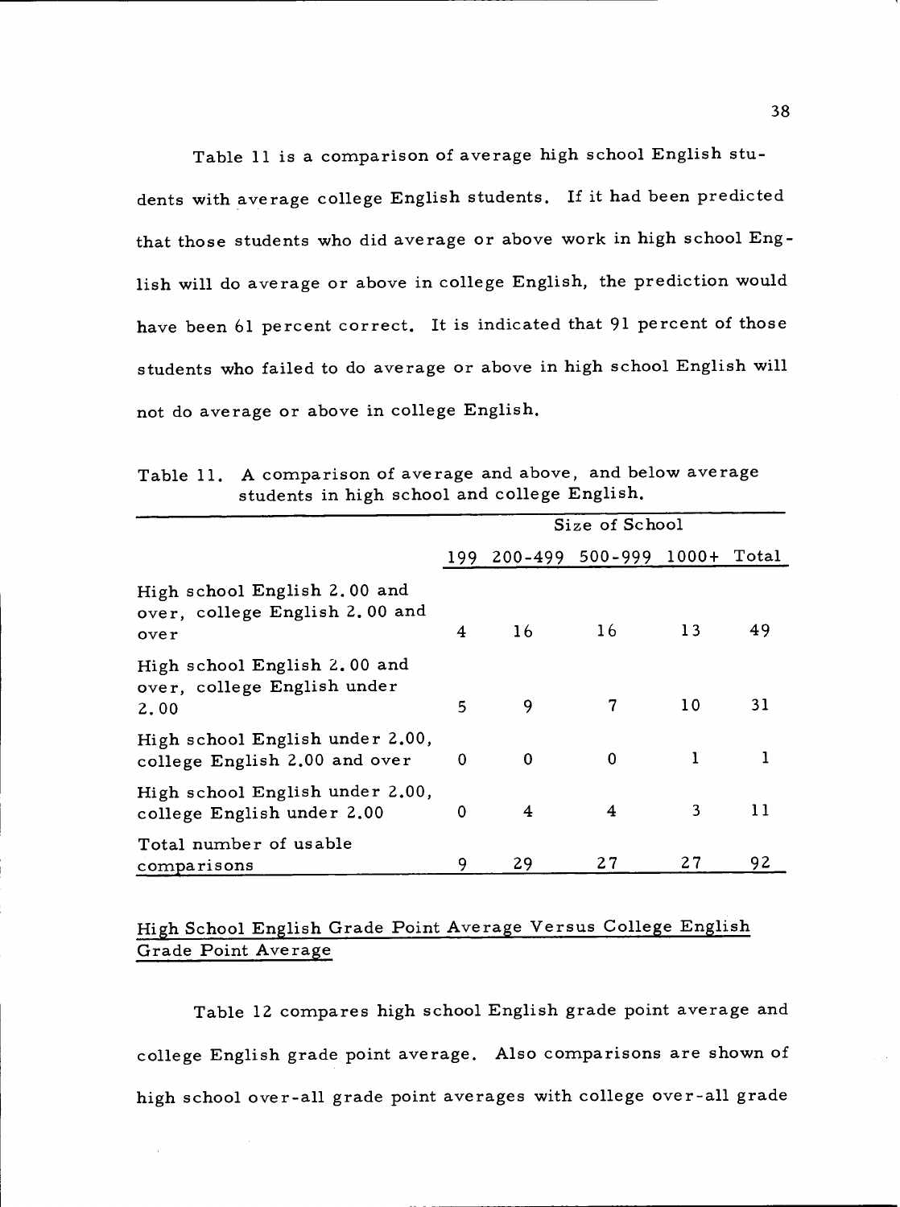Table 11 is a comparison of average high school English students with average college English students. If it had been predicted that those students who did average or above work in high school English will do average or above in college English, the prediction would have been 61 percent correct. It is indicated that 91 percent of those students who failed to do average or above in high school English will not do average or above in college English.

Table 11. A comparison of average and above, and below average students in high school and college English.

| | Size of School | | | | |
|---|---|---|---|---|---|
| | 199 | 200-499 | 500-999 | 1000+ | Total |
| High school English 2.00 and over, college English 2.00 and over | 4 | 16 | 16 | 13 | 49 |
| High school English 2.00 and over, college English under 2.00 | 5 | 9 | 7 | 10 | 31 |
| High school English under 2.00, college English 2.00 and over | 0 | 0 | 0 | 1 | 1 |
| High school English under 2.00, college English under 2.00 | 0 | 4 | 4 | 3 | 11 |
| Total number of usable comparisons | 9 | 29 | 27 | 27 | 92 |

## High School English Grade Point Average Versus College English Grade Point Average

Table 12 compares high school English grade point average and college English grade point average. Also comparisons are shown of high school over-all grade point averages with college over-all grade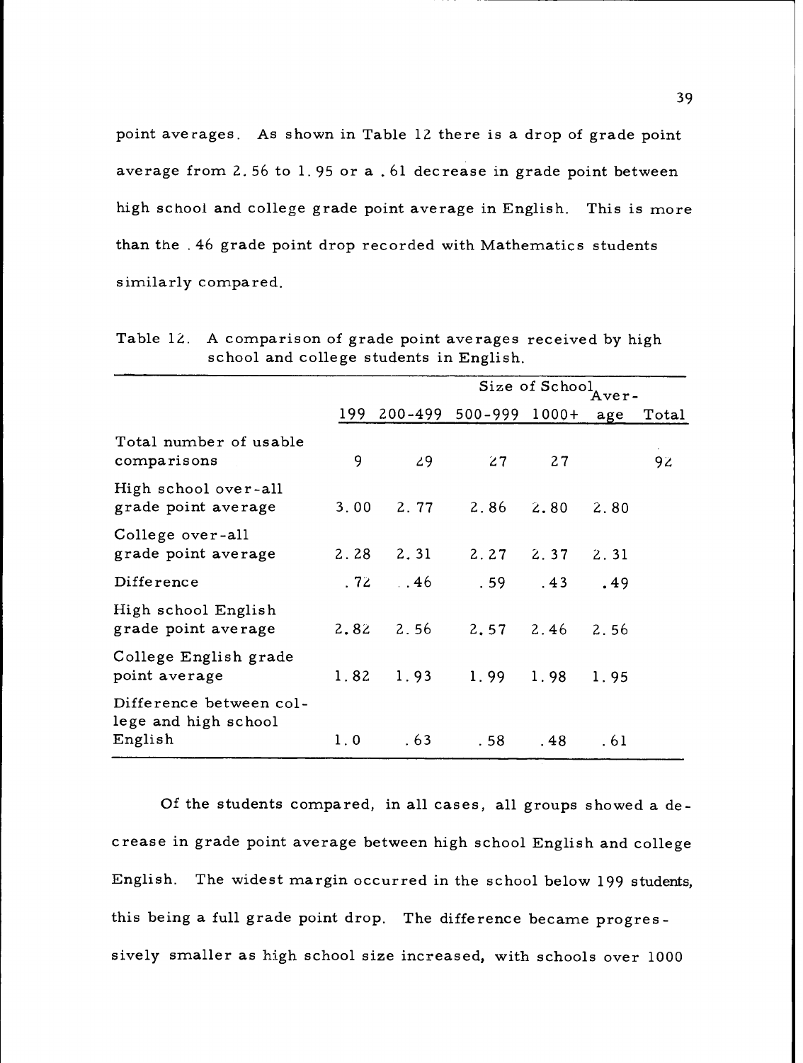point averages. As shown in Table 12 there is a drop of grade point average from 2.56 to 1.95 or a .61 decrease in grade point between high school and college grade point average in English. This is more than the .46 grade point drop recorded with Mathematics students similarly compared.

Table 12. A comparison of grade point averages received by high school and college students in English.

| | Size of School | | | | Average | Total |
|---|---|---|---|---|---|---|
| | 199 | 200-499 | 500-999 | 1000+ | | |
| Total number of usable comparisons | 9 | 29 | 27 | 27 | | 92 |
| High school over-all grade point average | 3.00 | 2.77 | 2.86 | 2.80 | 2.80 | |
| College over-all grade point average | 2.28 | 2.31 | 2.27 | 2.37 | 2.31 | |
| Difference | .72 | .46 | .59 | .43 | .49 | |
| High school English grade point average | 2.82 | 2.56 | 2.57 | 2.46 | 2.56 | |
| College English grade point average | 1.82 | 1.93 | 1.99 | 1.98 | 1.95 | |
| Difference between college and high school English | 1.0 | .63 | .58 | .48 | .61 | |

Of the students compared, in all cases, all groups showed a decrease in grade point average between high school English and college English. The widest margin occurred in the school below 199 students, this being a full grade point drop. The difference became progressively smaller as high school size increased, with schools over 1000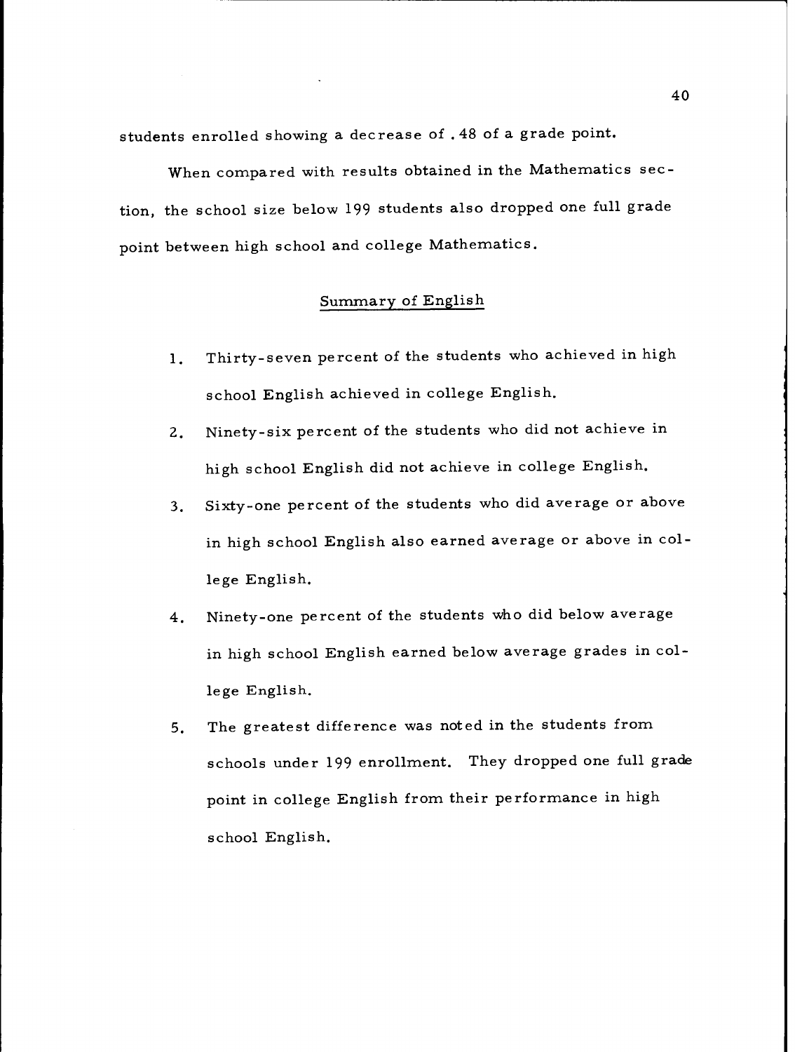students enrolled showing a decrease of .48 of a grade point.

When compared with results obtained in the Mathematics section, the school size below 199 students also dropped one full grade point between high school and college Mathematics.

## Summary of English

1. Thirty-seven percent of the students who achieved in high school English achieved in college English.
2. Ninety-six percent of the students who did not achieve in high school English did not achieve in college English.
3. Sixty-one percent of the students who did average or above in high school English also earned average or above in college English.
4. Ninety-one percent of the students who did below average in high school English earned below average grades in college English.
5. The greatest difference was noted in the students from schools under 199 enrollment. They dropped one full grade point in college English from their performance in high school English.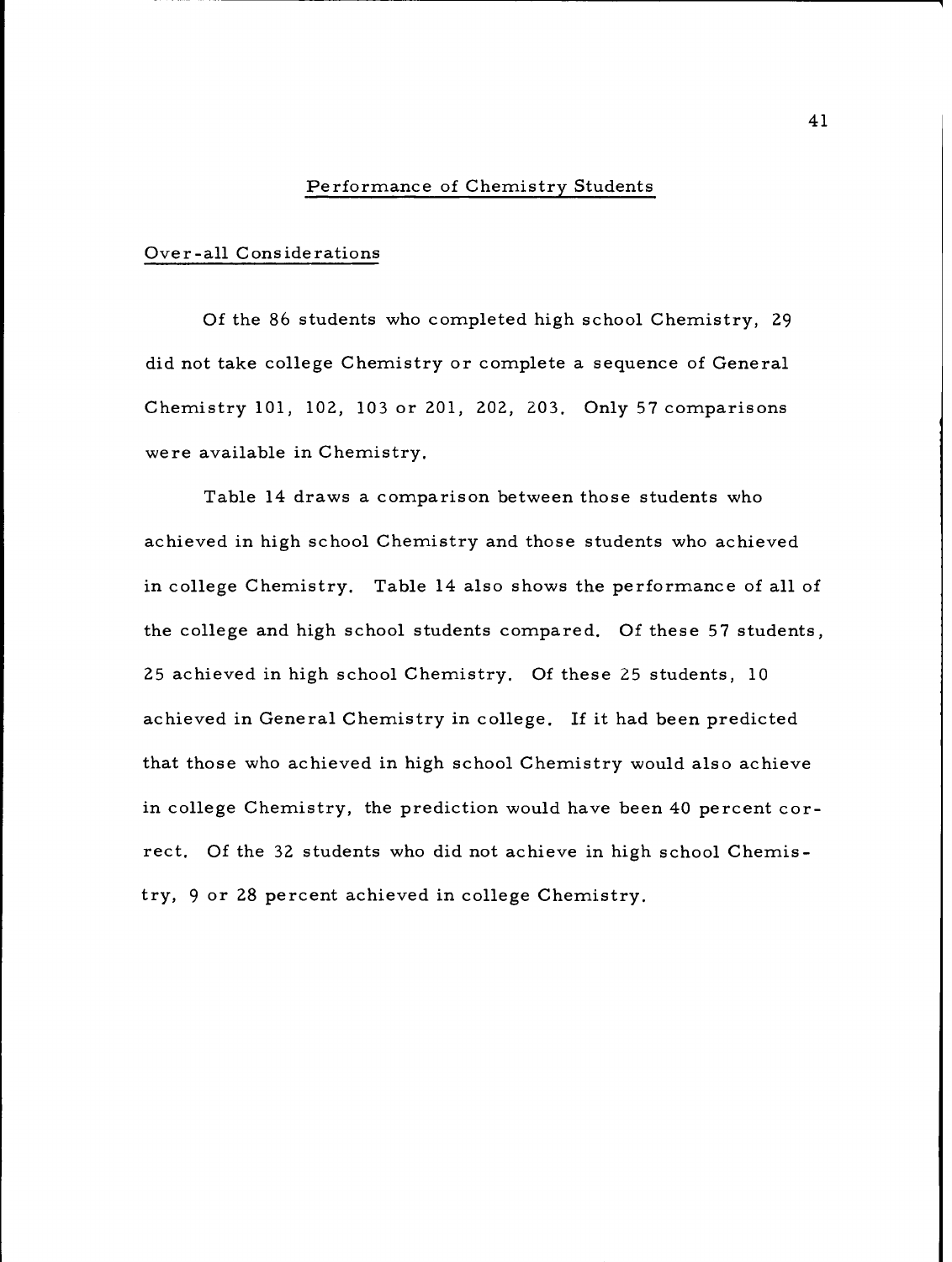## Performance of Chemistry Students

### Over-all Considerations

Of the 86 students who completed high school Chemistry, 29 did not take college Chemistry or complete a sequence of General Chemistry 101, 102, 103 or 201, 202, 203. Only 57 comparisons were available in Chemistry.

Table 14 draws a comparison between those students who achieved in high school Chemistry and those students who achieved in college Chemistry. Table 14 also shows the performance of all of the college and high school students compared. Of these 57 students, 25 achieved in high school Chemistry. Of these 25 students, 10 achieved in General Chemistry in college. If it had been predicted that those who achieved in high school Chemistry would also achieve in college Chemistry, the prediction would have been 40 percent correct. Of the 32 students who did not achieve in high school Chemistry, 9 or 28 percent achieved in college Chemistry.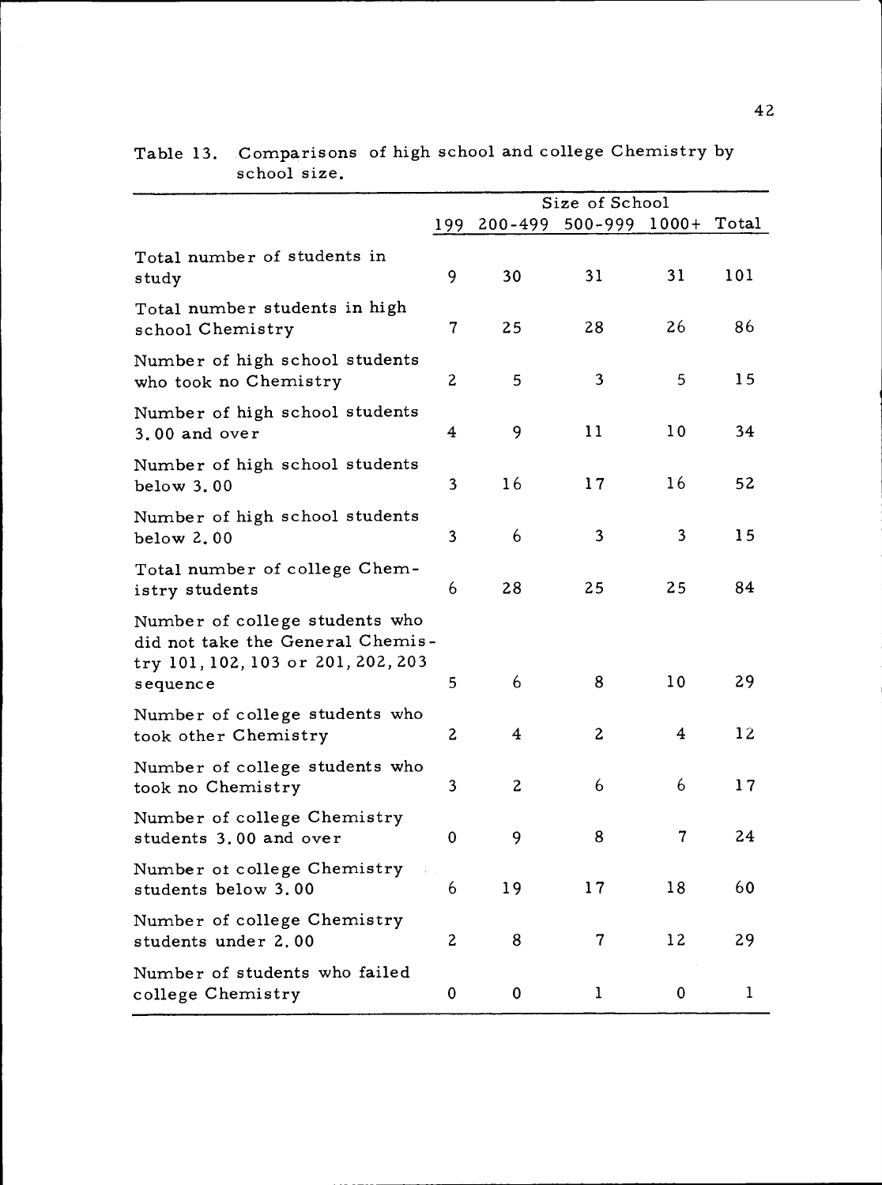Table 13. Comparisons of high school and college Chemistry by school size.

| | Size of School | | | | |
|---|---|---|---|---|---|
| | 199 | 200-499 | 500-999 | 1000+ | Total |
| Total number of students in study | 9 | 30 | 31 | 31 | 101 |
| Total number students in high school Chemistry | 7 | 25 | 28 | 26 | 86 |
| Number of high school students who took no Chemistry | 2 | 5 | 3 | 5 | 15 |
| Number of high school students 3.00 and over | 4 | 9 | 11 | 10 | 34 |
| Number of high school students below 3.00 | 3 | 16 | 17 | 16 | 52 |
| Number of high school students below 2.00 | 3 | 6 | 3 | 3 | 15 |
| Total number of college Chemistry students | 6 | 28 | 25 | 25 | 84 |
| Number of college students who did not take the General Chemistry 101, 102, 103 or 201, 202, 203 sequence | 5 | 6 | 8 | 10 | 29 |
| Number of college students who took other Chemistry | 2 | 4 | 2 | 4 | 12 |
| Number of college students who took no Chemistry | 3 | 2 | 6 | 6 | 17 |
| Number of college Chemistry students 3.00 and over | 0 | 9 | 8 | 7 | 24 |
| Number ot college Chemistry students below 3.00 | 6 | 19 | 17 | 18 | 60 |
| Number of college Chemistry students under 2.00 | 2 | 8 | 7 | 12 | 29 |
| Number of students who failed college Chemistry | 0 | 0 | 1 | 0 | 1 |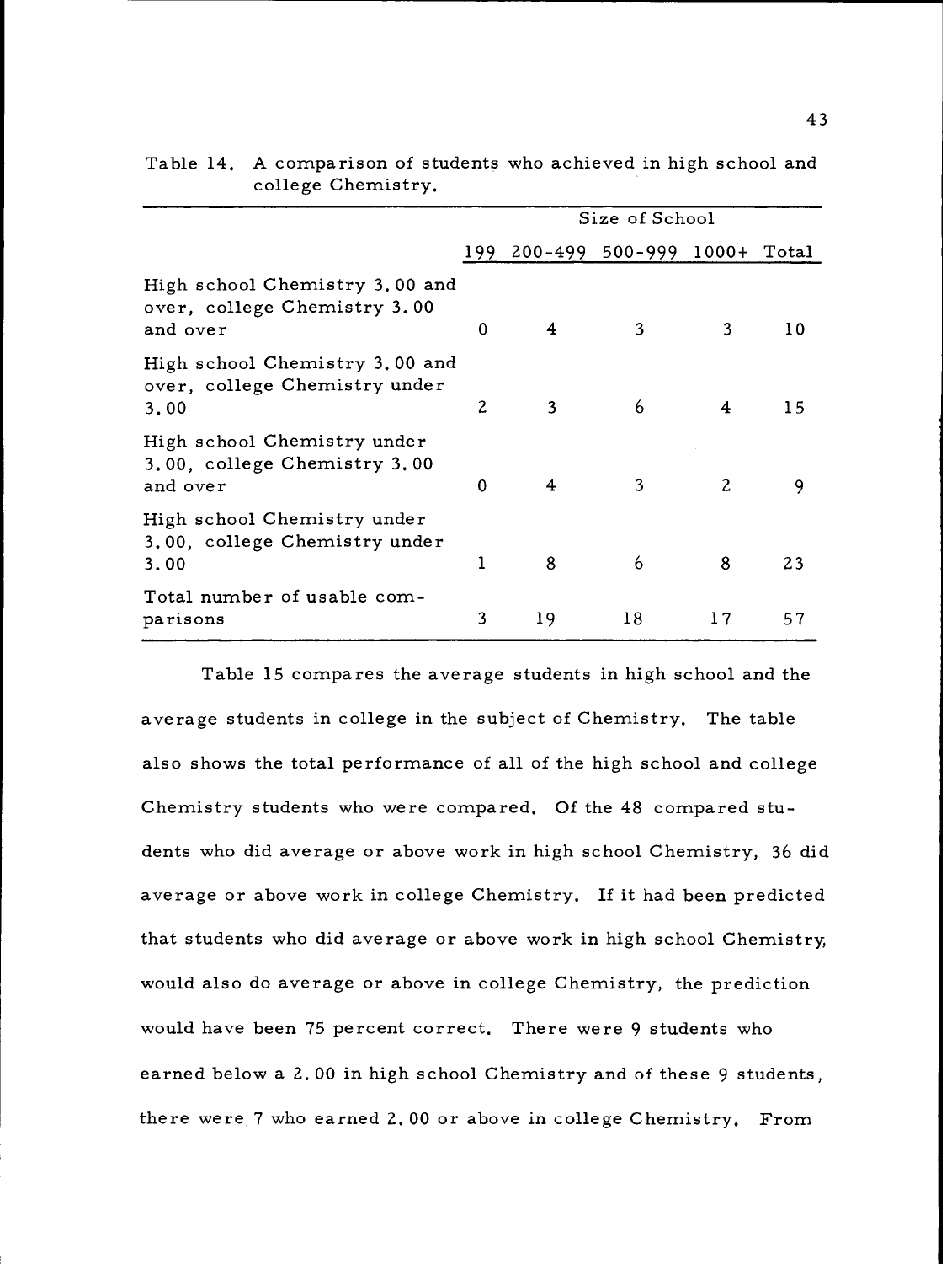Table 14. A comparison of students who achieved in high school and college Chemistry.

| | Size of School | | | | |
|---|---|---|---|---|---|
| | 199 | 200-499 | 500-999 | 1000+ | Total |
| High school Chemistry 3.00 and over, college Chemistry 3.00 and over | 0 | 4 | 3 | 3 | 10 |
| High school Chemistry 3.00 and over, college Chemistry under 3.00 | 2 | 3 | 6 | 4 | 15 |
| High school Chemistry under 3.00, college Chemistry 3.00 and over | 0 | 4 | 3 | 2 | 9 |
| High school Chemistry under 3.00, college Chemistry under 3.00 | 1 | 8 | 6 | 8 | 23 |
| Total number of usable comparisons | 3 | 19 | 18 | 17 | 57 |

Table 15 compares the average students in high school and the average students in college in the subject of Chemistry. The table also shows the total performance of all of the high school and college Chemistry students who were compared. Of the 48 compared students who did average or above work in high school Chemistry, 36 did average or above work in college Chemistry. If it had been predicted that students who did average or above work in high school Chemistry, would also do average or above in college Chemistry, the prediction would have been 75 percent correct. There were 9 students who earned below a 2.00 in high school Chemistry and of these 9 students, there were 7 who earned 2.00 or above in college Chemistry. From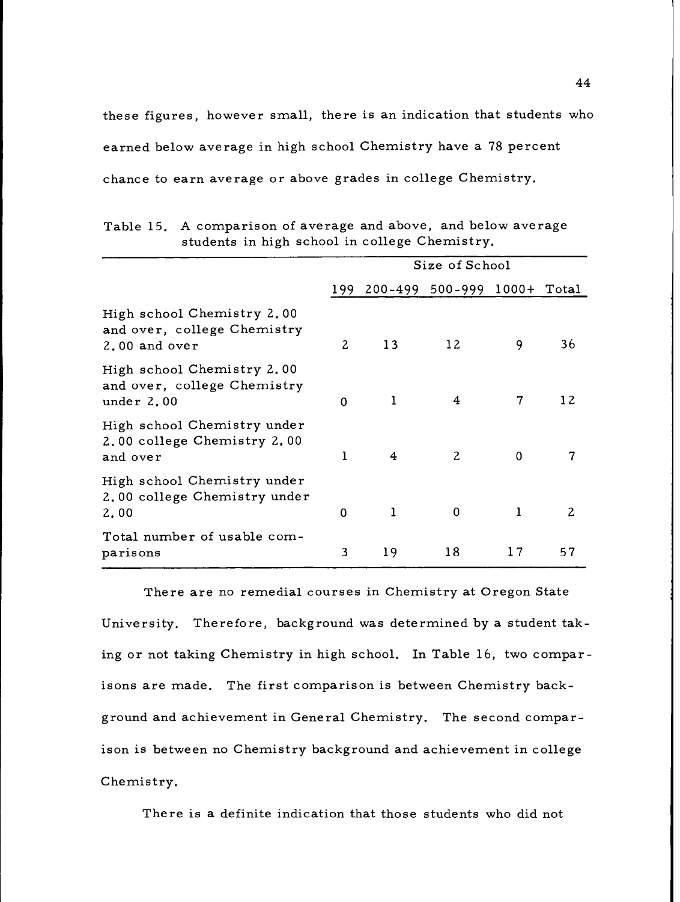these figures, however small, there is an indication that students who earned below average in high school Chemistry have a 78 percent chance to earn average or above grades in college Chemistry.

Table 15. A comparison of average and above, and below average students in high school in college Chemistry.

| | Size of School | | | | |
|---|---|---|---|---|---|
| | 199 | 200-499 | 500-999 | 1000+ | Total |
| High school Chemistry 2.00 and over, college Chemistry 2.00 and over | 2 | 13 | 12 | 9 | 36 |
| High school Chemistry 2.00 and over, college Chemistry under 2.00 | 0 | 1 | 4 | 7 | 12 |
| High school Chemistry under 2.00 college Chemistry 2.00 and over | 1 | 4 | 2 | 0 | 7 |
| High school Chemistry under 2.00 college Chemistry under 2.00 | 0 | 1 | 0 | 1 | 2 |
| Total number of usable comparisons | 3 | 19 | 18 | 17 | 57 |

There are no remedial courses in Chemistry at Oregon State University. Therefore, background was determined by a student taking or not taking Chemistry in high school. In Table 16, two comparisons are made. The first comparison is between Chemistry background and achievement in General Chemistry. The second comparison is between no Chemistry background and achievement in college Chemistry.

There is a definite indication that those students who did not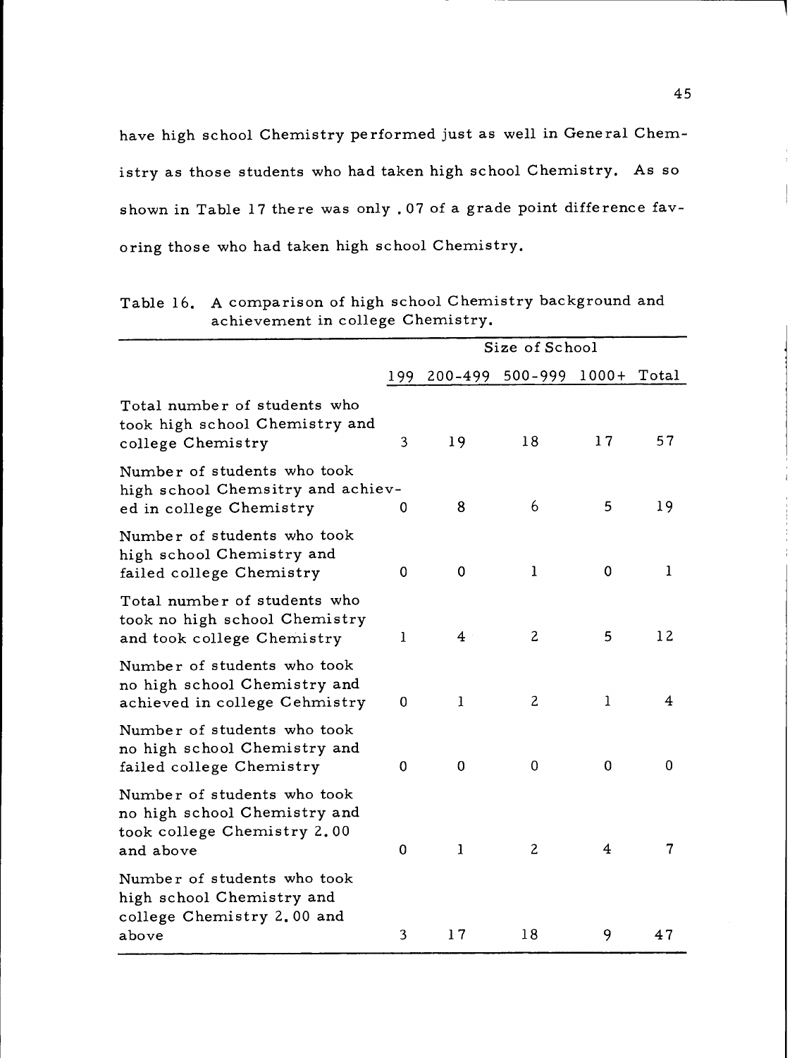have high school Chemistry performed just as well in General Chemistry as those students who had taken high school Chemistry. As so shown in Table 17 there was only .07 of a grade point difference favoring those who had taken high school Chemistry.

Table 16. A comparison of high school Chemistry background and achievement in college Chemistry.

| | Size of School | | | | |
|---|---|---|---|---|---|
| | 199 | 200-499 | 500-999 | 1000+ | Total |
| Total number of students who took high school Chemistry and college Chemistry | 3 | 19 | 18 | 17 | 57 |
| Number of students who took high school Chemsitry and achieved in college Chemistry | 0 | 8 | 6 | 5 | 19 |
| Number of students who took high school Chemistry and failed college Chemistry | 0 | 0 | 1 | 0 | 1 |
| Total number of students who took no high school Chemistry and took college Chemistry | 1 | 4 | 2 | 5 | 12 |
| Number of students who took no high school Chemistry and achieved in college Cehmistry | 0 | 1 | 2 | 1 | 4 |
| Number of students who took no high school Chemistry and failed college Chemistry | 0 | 0 | 0 | 0 | 0 |
| Number of students who took no high school Chemistry and took college Chemistry 2.00 and above | 0 | 1 | 2 | 4 | 7 |
| Number of students who took high school Chemistry and college Chemistry 2.00 and above | 3 | 17 | 18 | 9 | 47 |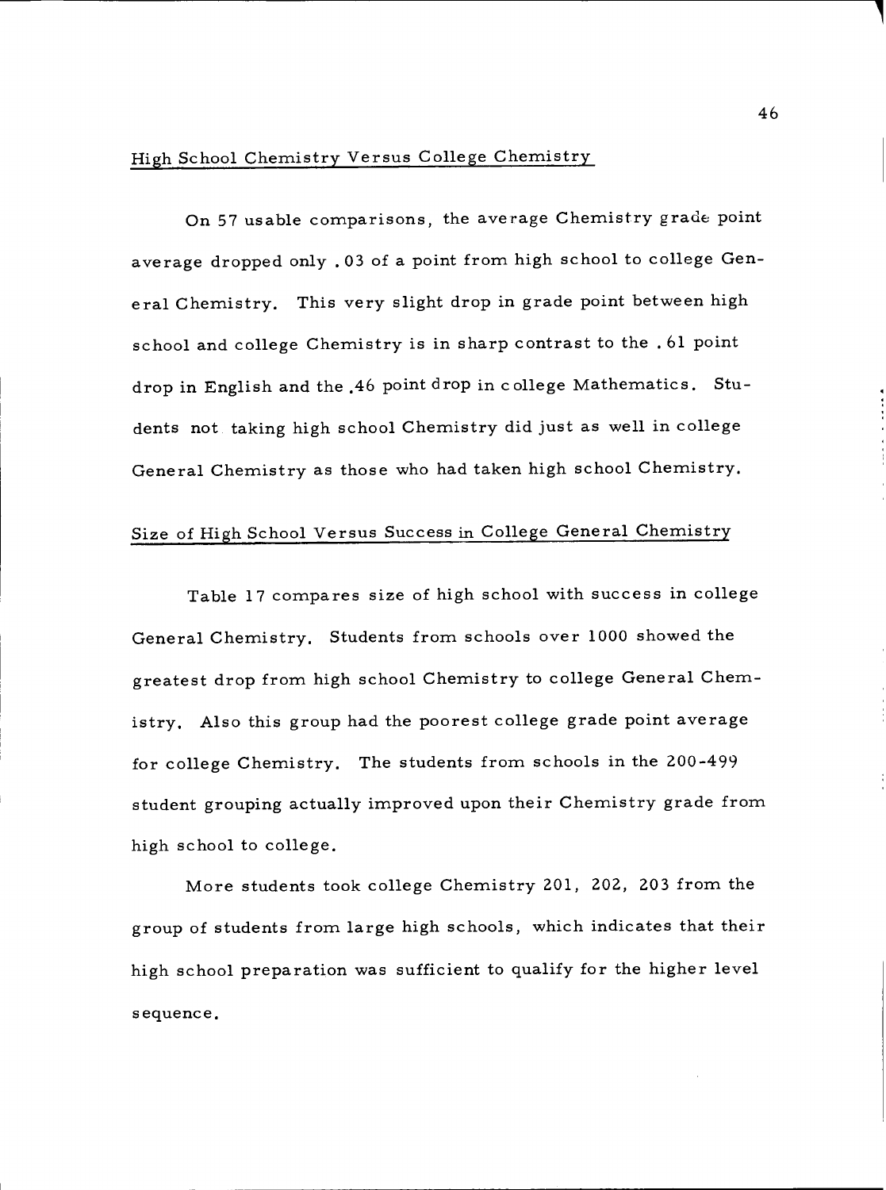## High School Chemistry Versus College Chemistry

On 57 usable comparisons, the average Chemistry grade point average dropped only .03 of a point from high school to college General Chemistry. This very slight drop in grade point between high school and college Chemistry is in sharp contrast to the .61 point drop in English and the .46 point drop in college Mathematics. Students not taking high school Chemistry did just as well in college General Chemistry as those who had taken high school Chemistry.

## Size of High School Versus Success in College General Chemistry

Table 17 compares size of high school with success in college General Chemistry. Students from schools over 1000 showed the greatest drop from high school Chemistry to college General Chemistry. Also this group had the poorest college grade point average for college Chemistry. The students from schools in the 200-499 student grouping actually improved upon their Chemistry grade from high school to college.

More students took college Chemistry 201, 202, 203 from the group of students from large high schools, which indicates that their high school preparation was sufficient to qualify for the higher level sequence.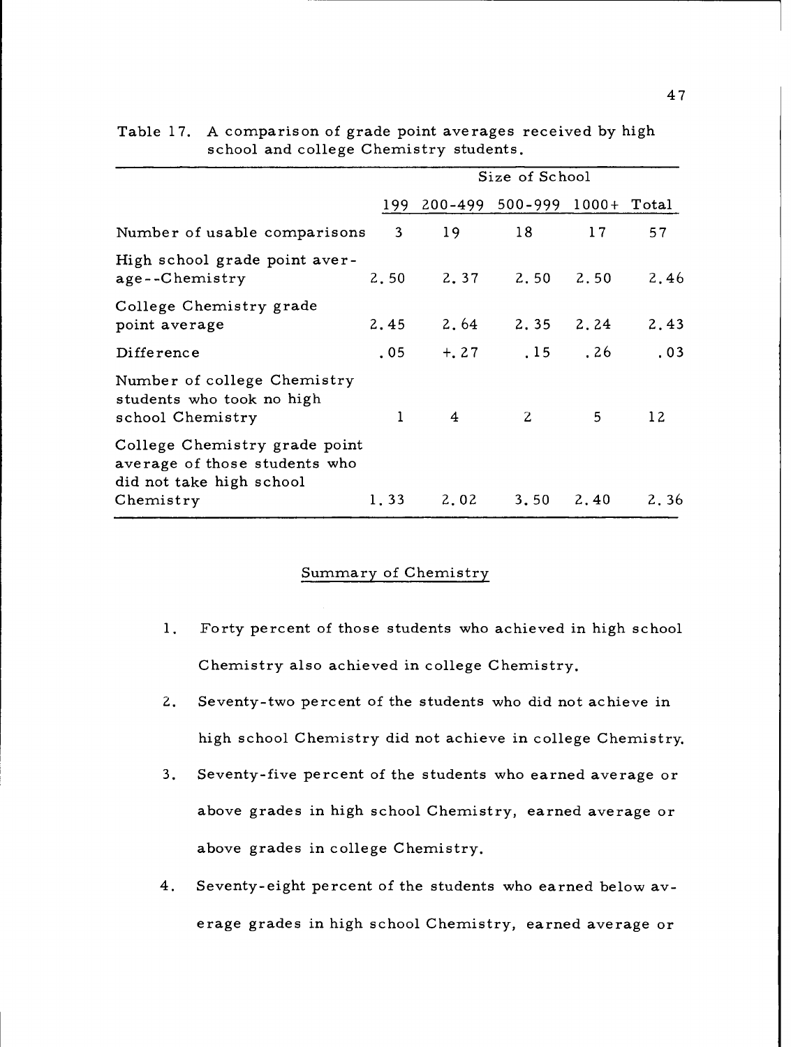Table 17. A comparison of grade point averages received by high school and college Chemistry students.

| | Size of School | | | | |
|---|---|---|---|---|---|
| | 199 | 200-499 | 500-999 | 1000+ | Total |
| Number of usable comparisons | 3 | 19 | 18 | 17 | 57 |
| High school grade point average--Chemistry | 2.50 | 2.37 | 2.50 | 2.50 | 2.46 |
| College Chemistry grade point average | 2.45 | 2.64 | 2.35 | 2.24 | 2.43 |
| Difference | .05 | +.27 | .15 | .26 | .03 |
| Number of college Chemistry students who took no high school Chemistry | 1 | 4 | 2 | 5 | 12 |
| College Chemistry grade point average of those students who did not take high school Chemistry | 1.33 | 2.02 | 3.50 | 2.40 | 2.36 |

## Summary of Chemistry

1. Forty percent of those students who achieved in high school Chemistry also achieved in college Chemistry.
2. Seventy-two percent of the students who did not achieve in high school Chemistry did not achieve in college Chemistry.
3. Seventy-five percent of the students who earned average or above grades in high school Chemistry, earned average or above grades in college Chemistry.
4. Seventy-eight percent of the students who earned below average grades in high school Chemistry, earned average or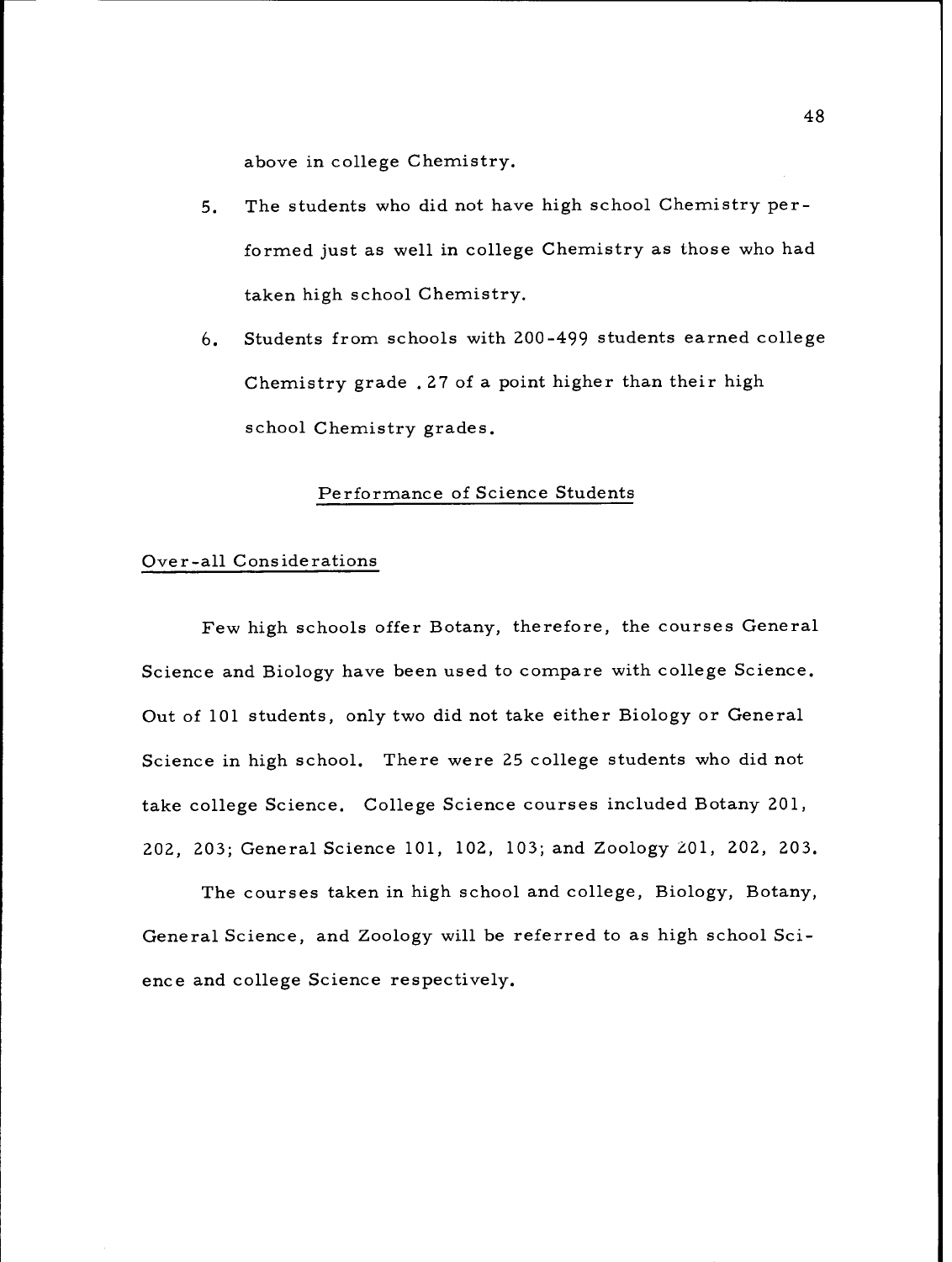above in college Chemistry.

5. The students who did not have high school Chemistry performed just as well in college Chemistry as those who had taken high school Chemistry.

6. Students from schools with 200-499 students earned college Chemistry grade .27 of a point higher than their high school Chemistry grades.

## Performance of Science Students

### Over-all Considerations

Few high schools offer Botany, therefore, the courses General Science and Biology have been used to compare with college Science. Out of 101 students, only two did not take either Biology or General Science in high school. There were 25 college students who did not take college Science. College Science courses included Botany 201, 202, 203; General Science 101, 102, 103; and Zoology 201, 202, 203.

The courses taken in high school and college, Biology, Botany, General Science, and Zoology will be referred to as high school Science and college Science respectively.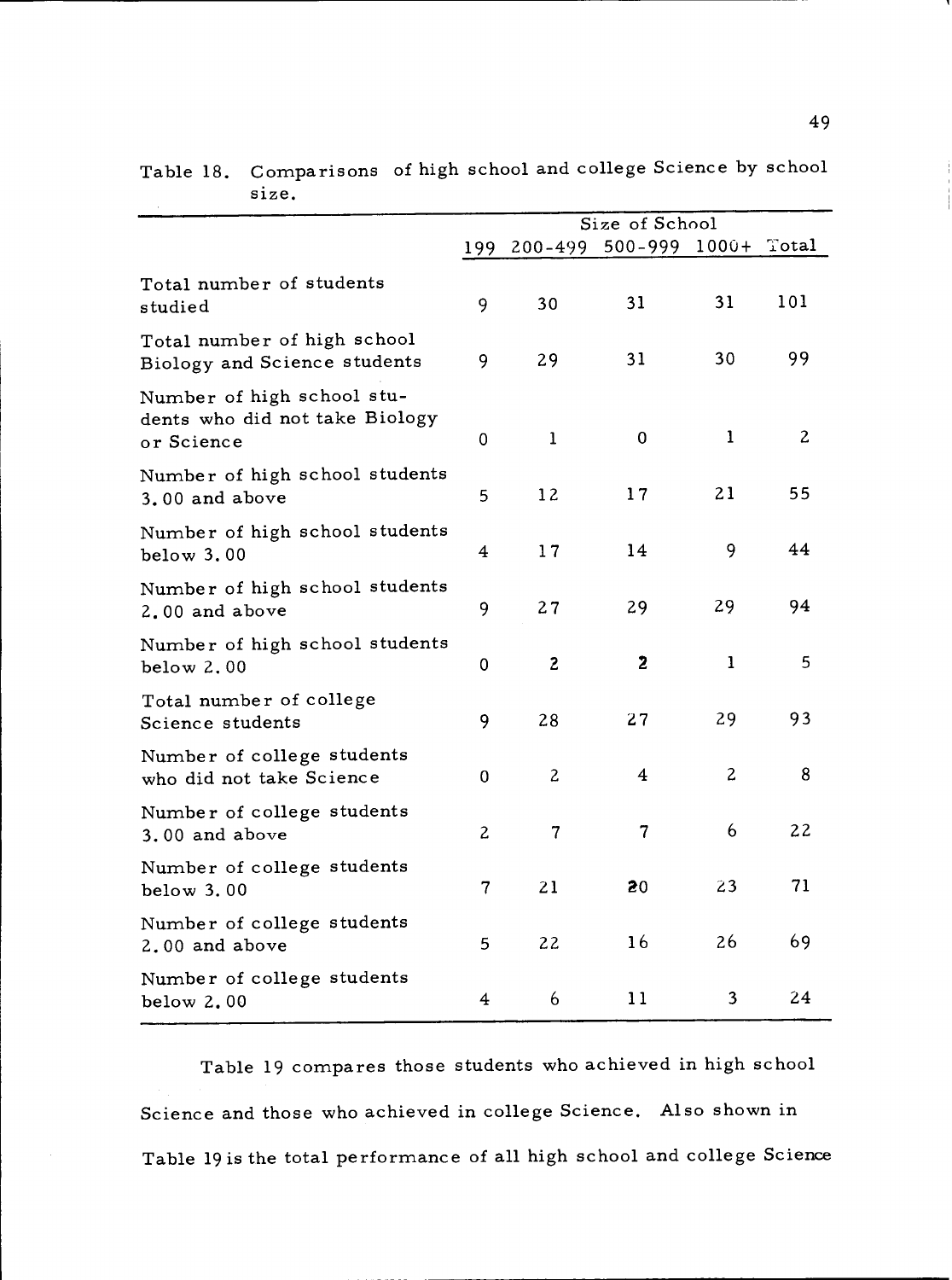Table 18. Comparisons of high school and college Science by school size.

| | Size of School | | | | |
|---|---|---|---|---|---|
| | 199 | 200-499 | 500-999 | 1000+ | Total |
| Total number of students studied | 9 | 30 | 31 | 31 | 101 |
| Total number of high school Biology and Science students | 9 | 29 | 31 | 30 | 99 |
| Number of high school students who did not take Biology or Science | 0 | 1 | 0 | 1 | 2 |
| Number of high school students 3.00 and above | 5 | 12 | 17 | 21 | 55 |
| Number of high school students below 3.00 | 4 | 17 | 14 | 9 | 44 |
| Number of high school students 2.00 and above | 9 | 27 | 29 | 29 | 94 |
| Number of high school students below 2.00 | 0 | 2 | 2 | 1 | 5 |
| Total number of college Science students | 9 | 28 | 27 | 29 | 93 |
| Number of college students who did not take Science | 0 | 2 | 4 | 2 | 8 |
| Number of college students 3.00 and above | 2 | 7 | 7 | 6 | 22 |
| Number of college students below 3.00 | 7 | 21 | 20 | 23 | 71 |
| Number of college students 2.00 and above | 5 | 22 | 16 | 26 | 69 |
| Number of college students below 2.00 | 4 | 6 | 11 | 3 | 24 |

Table 19 compares those students who achieved in high school Science and those who achieved in college Science. Also shown in Table 19 is the total performance of all high school and college Science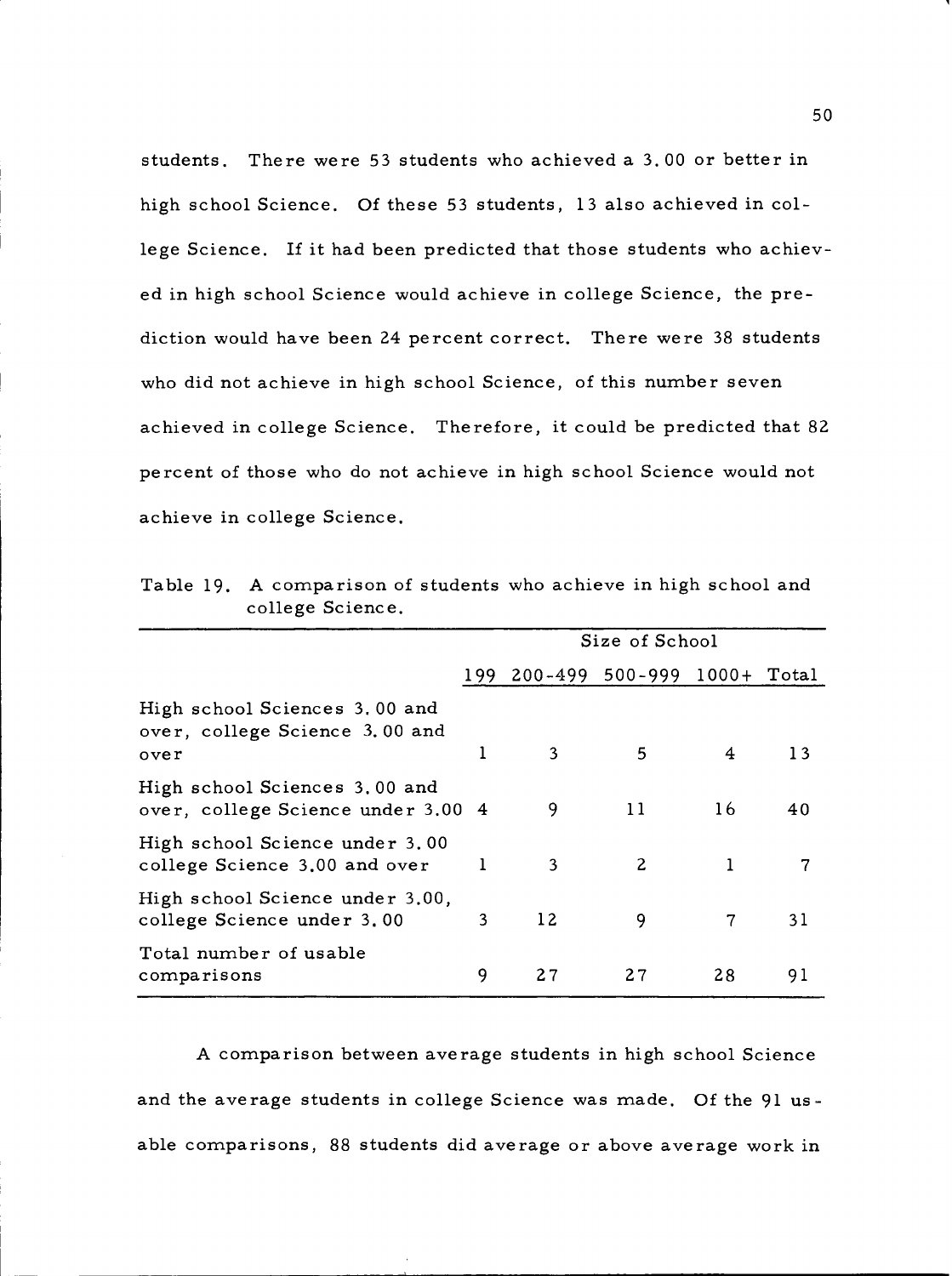students. There were 53 students who achieved a 3.00 or better in high school Science. Of these 53 students, 13 also achieved in college Science. If it had been predicted that those students who achieved in high school Science would achieve in college Science, the prediction would have been 24 percent correct. There were 38 students who did not achieve in high school Science, of this number seven achieved in college Science. Therefore, it could be predicted that 82 percent of those who do not achieve in high school Science would not achieve in college Science.

Table 19. A comparison of students who achieve in high school and college Science.

| | Size of School | | | | |
|---|---|---|---|---|---|
| | 199 | 200-499 | 500-999 | 1000+ | Total |
| High school Sciences 3.00 and over, college Science 3.00 and over | 1 | 3 | 5 | 4 | 13 |
| High school Sciences 3.00 and over, college Science under 3.00 | 4 | 9 | 11 | 16 | 40 |
| High school Science under 3.00 college Science 3.00 and over | 1 | 3 | 2 | 1 | 7 |
| High school Science under 3.00, college Science under 3.00 | 3 | 12 | 9 | 7 | 31 |
| Total number of usable comparisons | 9 | 27 | 27 | 28 | 91 |

A comparison between average students in high school Science and the average students in college Science was made. Of the 91 usable comparisons, 88 students did average or above average work in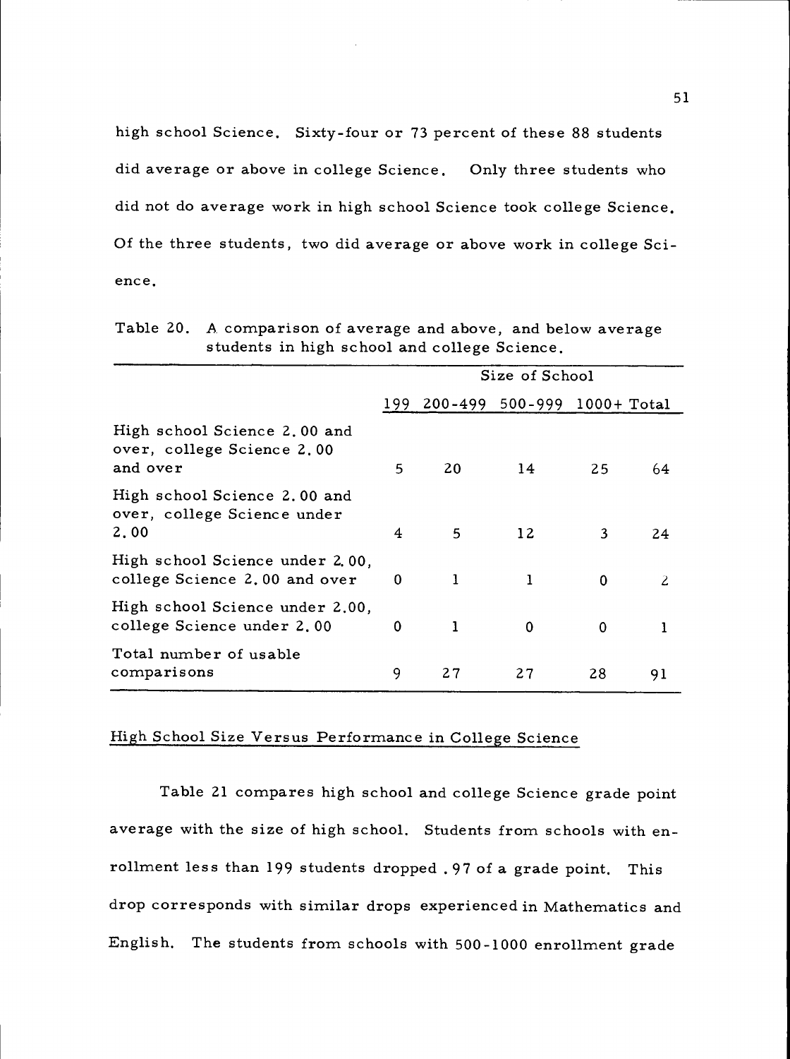high school Science. Sixty-four or 73 percent of these 88 students did average or above in college Science. Only three students who did not do average work in high school Science took college Science. Of the three students, two did average or above work in college Science.

Table 20. A comparison of average and above, and below average students in high school and college Science.

| | Size of School | | | | |
|---|---|---|---|---|---|
| | 199 | 200-499 | 500-999 | 1000+ | Total |
| High school Science 2.00 and over, college Science 2.00 and over | 5 | 20 | 14 | 25 | 64 |
| High school Science 2.00 and over, college Science under 2.00 | 4 | 5 | 12 | 3 | 24 |
| High school Science under 2.00, college Science 2.00 and over | 0 | 1 | 1 | 0 | 2 |
| High school Science under 2.00, college Science under 2.00 | 0 | 1 | 0 | 0 | 1 |
| Total number of usable comparisons | 9 | 27 | 27 | 28 | 91 |

## High School Size Versus Performance in College Science

Table 21 compares high school and college Science grade point average with the size of high school. Students from schools with enrollment less than 199 students dropped .97 of a grade point. This drop corresponds with similar drops experienced in Mathematics and English. The students from schools with 500-1000 enrollment grade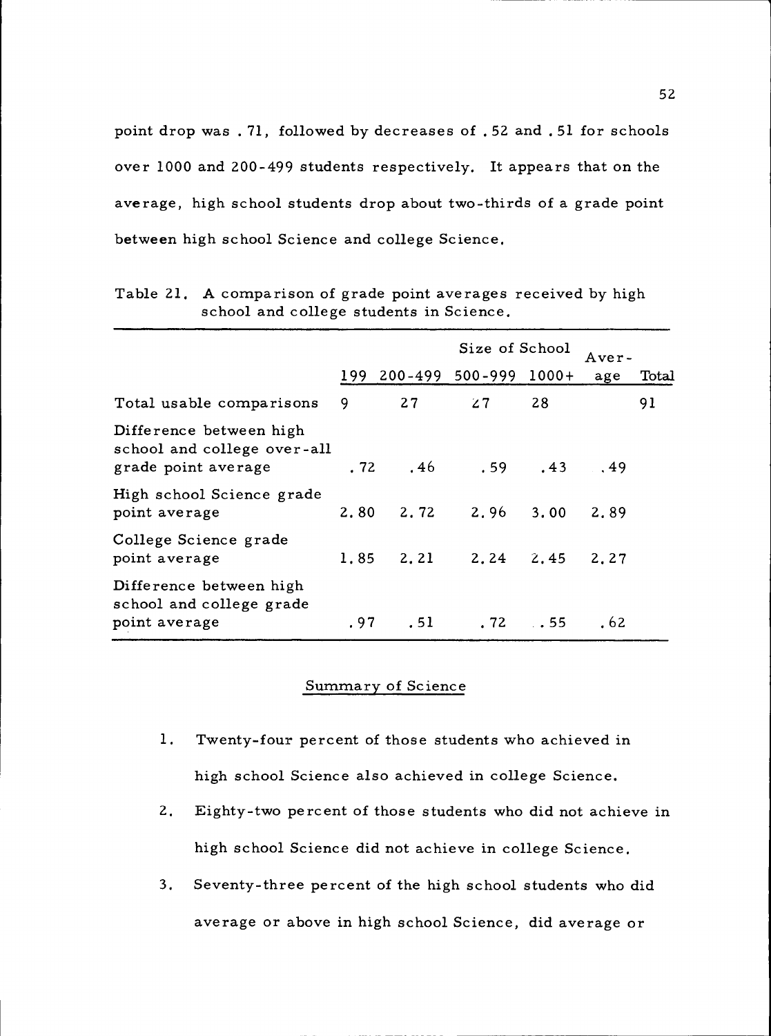point drop was .71, followed by decreases of .52 and .51 for schools over 1000 and 200-499 students respectively. It appears that on the average, high school students drop about two-thirds of a grade point between high school Science and college Science.

Table 21. A comparison of grade point averages received by high school and college students in Science.

| | Size of School | | | | Aver- | |
|---|---|---|---|---|---|---|
| | 199 | 200-499 | 500-999 | 1000+ | age | Total |
| Total usable comparisons | 9 | 27 | 27 | 28 | | 91 |
| Difference between high school and college over-all grade point average | .72 | .46 | .59 | .43 | .49 | |
| High school Science grade point average | 2.80 | 2.72 | 2.96 | 3.00 | 2.89 | |
| College Science grade point average | 1.85 | 2.21 | 2.24 | 2.45 | 2.27 | |
| Difference between high school and college grade point average | .97 | .51 | .72 | .55 | .62 | |

## Summary of Science

1. Twenty-four percent of those students who achieved in high school Science also achieved in college Science.
2. Eighty-two percent of those students who did not achieve in high school Science did not achieve in college Science.
3. Seventy-three percent of the high school students who did average or above in high school Science, did average or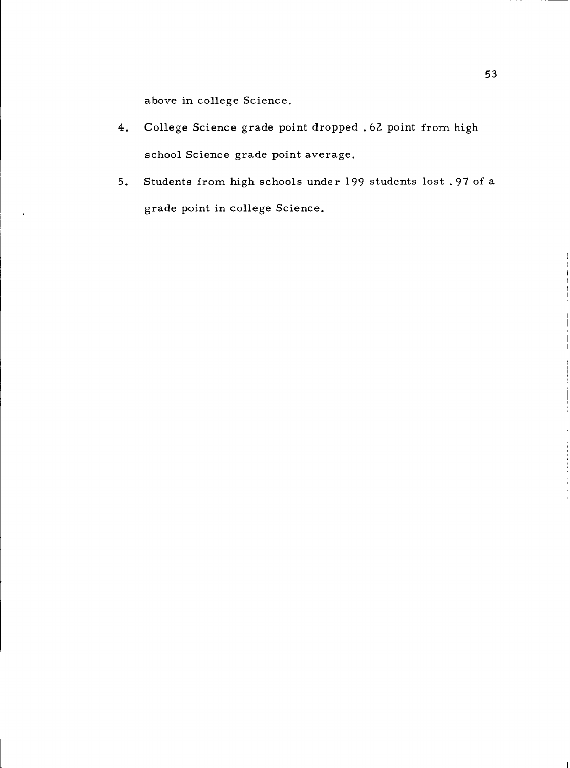above in college Science.

4. College Science grade point dropped .62 point from high school Science grade point average.
5. Students from high schools under 199 students lost .97 of a grade point in college Science.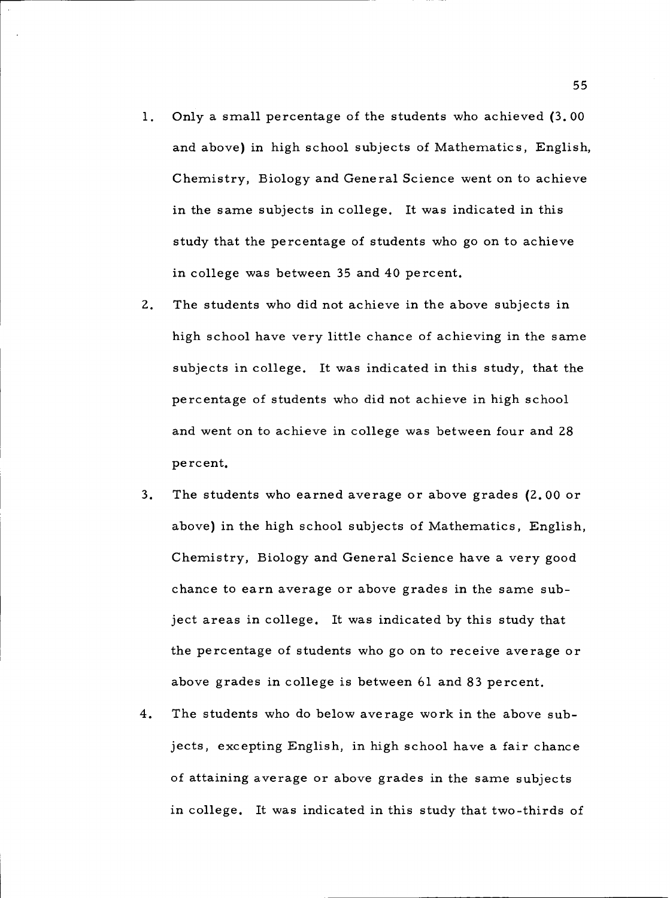1. Only a small percentage of the students who achieved (3.00 and above) in high school subjects of Mathematics, English, Chemistry, Biology and General Science went on to achieve in the same subjects in college. It was indicated in this study that the percentage of students who go on to achieve in college was between 35 and 40 percent.

2. The students who did not achieve in the above subjects in high school have very little chance of achieving in the same subjects in college. It was indicated in this study, that the percentage of students who did not achieve in high school and went on to achieve in college was between four and 28 percent.

3. The students who earned average or above grades (2.00 or above) in the high school subjects of Mathematics, English, Chemistry, Biology and General Science have a very good chance to earn average or above grades in the same subject areas in college. It was indicated by this study that the percentage of students who go on to receive average or above grades in college is between 61 and 83 percent.

4. The students who do below average work in the above subjects, excepting English, in high school have a fair chance of attaining average or above grades in the same subjects in college. It was indicated in this study that two-thirds of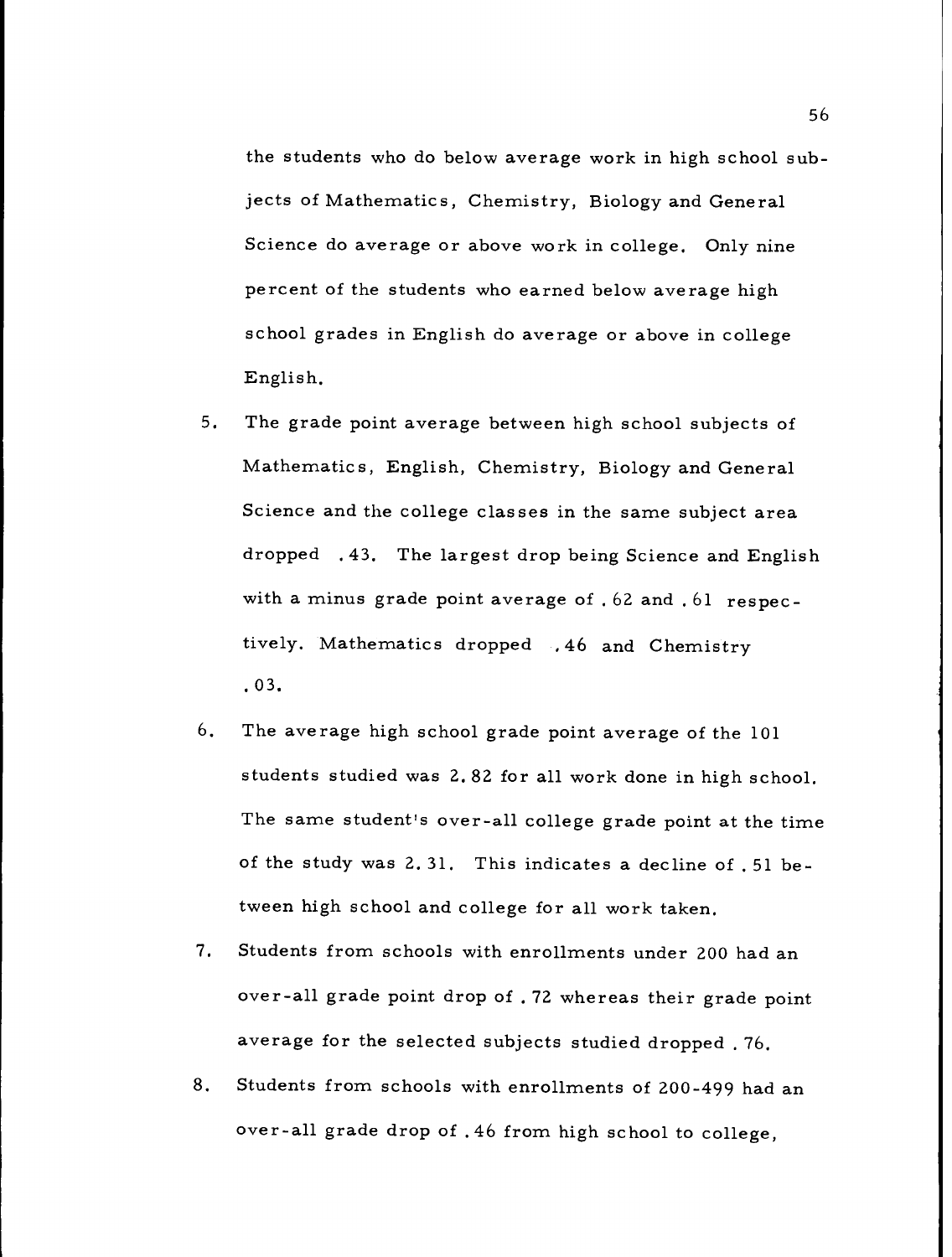the students who do below average work in high school subjects of Mathematics, Chemistry, Biology and General Science do average or above work in college. Only nine percent of the students who earned below average high school grades in English do average or above in college English.

5. The grade point average between high school subjects of Mathematics, English, Chemistry, Biology and General Science and the college classes in the same subject area dropped .43. The largest drop being Science and English with a minus grade point average of .62 and .61 respectively. Mathematics dropped .46 and Chemistry .03.

6. The average high school grade point average of the 101 students studied was 2.82 for all work done in high school. The same student's over-all college grade point at the time of the study was 2.31. This indicates a decline of .51 between high school and college for all work taken.

7. Students from schools with enrollments under 200 had an over-all grade point drop of .72 whereas their grade point average for the selected subjects studied dropped .76.

8. Students from schools with enrollments of 200-499 had an over-all grade drop of .46 from high school to college,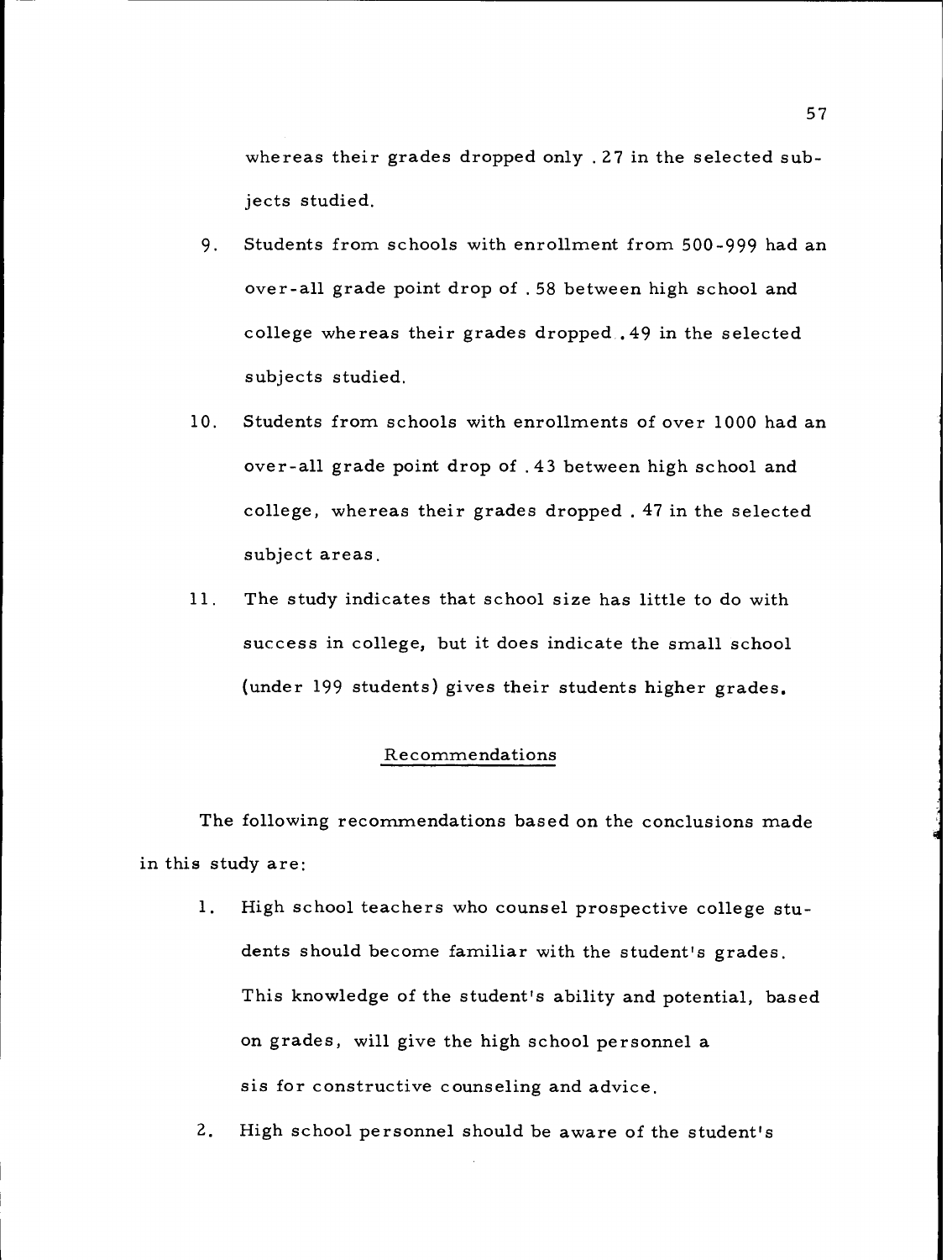whereas their grades dropped only .27 in the selected subjects studied.

9. Students from schools with enrollment from 500-999 had an over-all grade point drop of .58 between high school and college whereas their grades dropped .49 in the selected subjects studied.

10. Students from schools with enrollments of over 1000 had an over-all grade point drop of .43 between high school and college, whereas their grades dropped .47 in the selected subject areas.

11. The study indicates that school size has little to do with success in college, but it does indicate the small school (under 199 students) gives their students higher grades.

## Recommendations

The following recommendations based on the conclusions made in this study are:

1. High school teachers who counsel prospective college students should become familiar with the student's grades. This knowledge of the student's ability and potential, based on grades, will give the high school personnel a sis for constructive counseling and advice.

2. High school personnel should be aware of the student's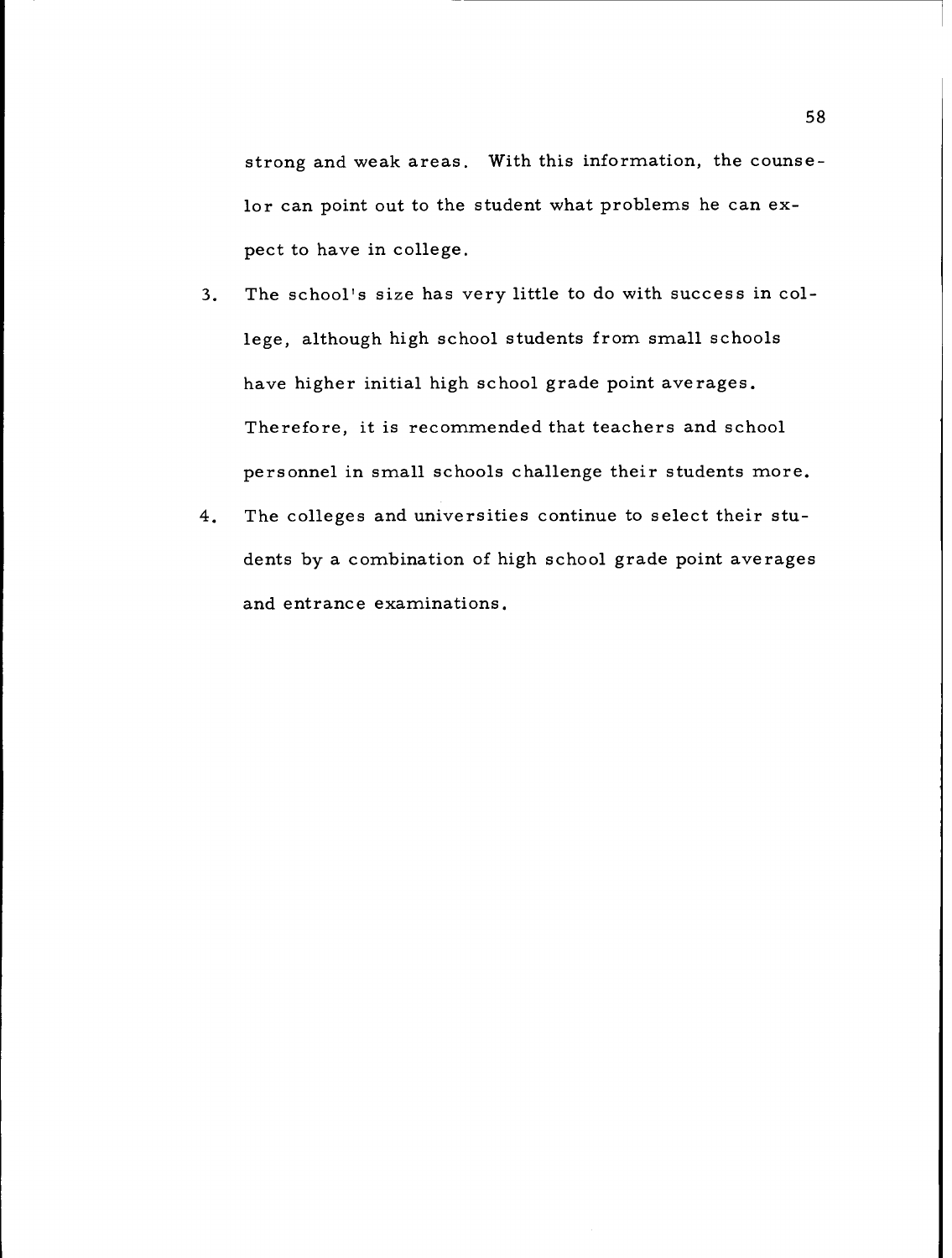strong and weak areas. With this information, the counselor can point out to the student what problems he can expect to have in college.

3. The school's size has very little to do with success in college, although high school students from small schools have higher initial high school grade point averages. Therefore, it is recommended that teachers and school personnel in small schools challenge their students more.

4. The colleges and universities continue to select their students by a combination of high school grade point averages and entrance examinations.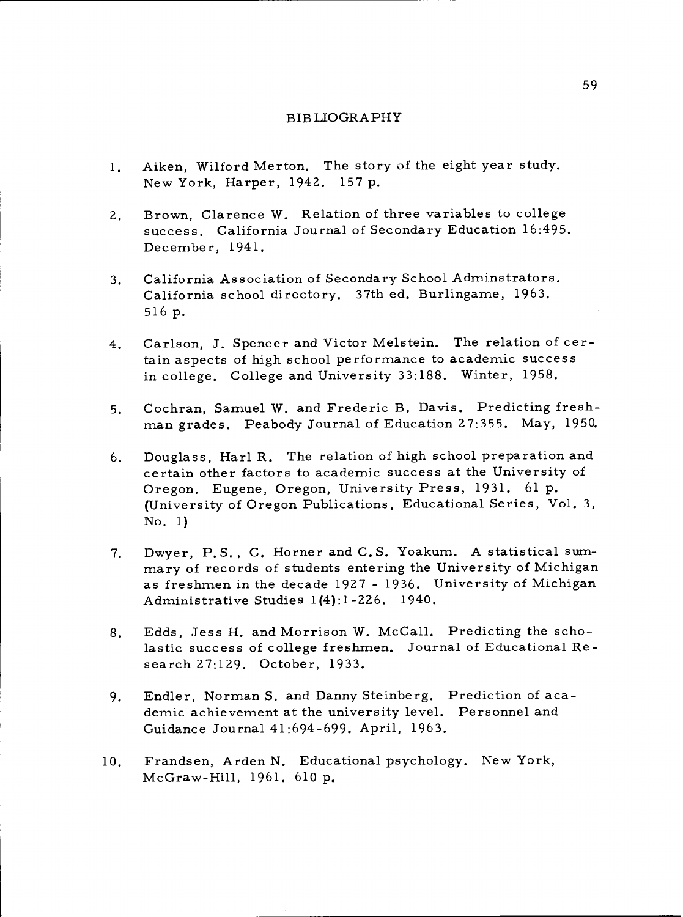# BIBLIOGRAPHY

1. Aiken, Wilford Merton. The story of the eight year study. New York, Harper, 1942. 157 p.

2. Brown, Clarence W. Relation of three variables to college success. California Journal of Secondary Education 16:495. December, 1941.

3. California Association of Secondary School Adminstrators. California school directory. 37th ed. Burlingame, 1963. 516 p.

4. Carlson, J. Spencer and Victor Melstein. The relation of certain aspects of high school performance to academic success in college. College and University 33:188. Winter, 1958.

5. Cochran, Samuel W. and Frederic B. Davis. Predicting freshman grades. Peabody Journal of Education 27:355. May, 1950.

6. Douglass, Harl R. The relation of high school preparation and certain other factors to academic success at the University of Oregon. Eugene, Oregon, University Press, 1931. 61 p. (University of Oregon Publications, Educational Series, Vol. 3, No. 1)

7. Dwyer, P.S., C. Horner and C.S. Yoakum. A statistical summary of records of students entering the University of Michigan as freshmen in the decade 1927 - 1936. University of Michigan Administrative Studies 1(4):1-226. 1940.

8. Edds, Jess H. and Morrison W. McCall. Predicting the scholastic success of college freshmen. Journal of Educational Research 27:129. October, 1933.

9. Endler, Norman S. and Danny Steinberg. Prediction of academic achievement at the university level. Personnel and Guidance Journal 41:694-699. April, 1963.

10. Frandsen, Arden N. Educational psychology. New York, McGraw-Hill, 1961. 610 p.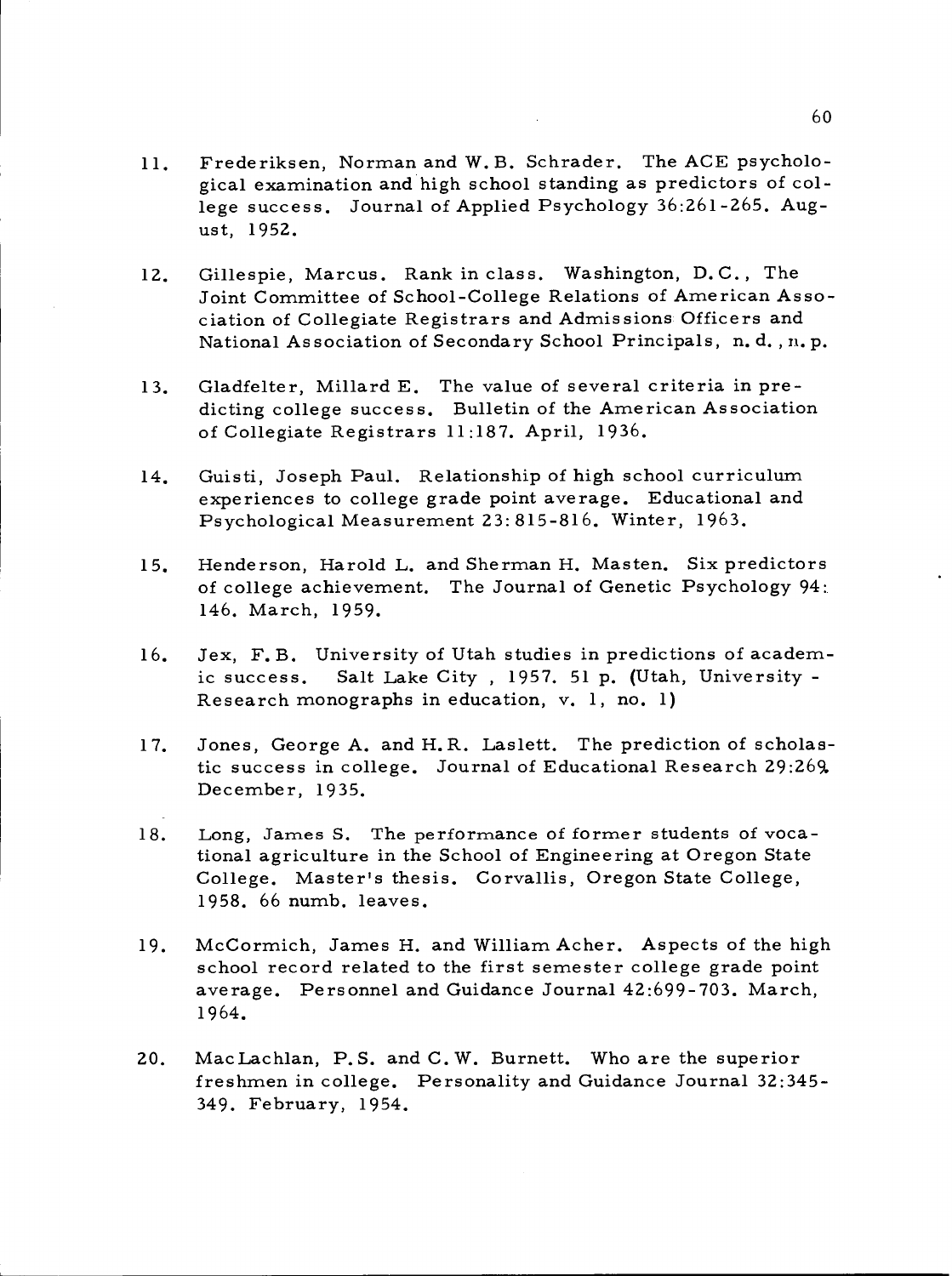11. Frederiksen, Norman and W. B. Schrader. The ACE psychological examination and high school standing as predictors of college success. Journal of Applied Psychology 36:261-265. August, 1952.

12. Gillespie, Marcus. Rank in class. Washington, D.C., The Joint Committee of School-College Relations of American Association of Collegiate Registrars and Admissions Officers and National Association of Secondary School Principals, n. d., n. p.

13. Gladfelter, Millard E. The value of several criteria in predicting college success. Bulletin of the American Association of Collegiate Registrars 11:187. April, 1936.

14. Guisti, Joseph Paul. Relationship of high school curriculum experiences to college grade point average. Educational and Psychological Measurement 23:815-816. Winter, 1963.

15. Henderson, Harold L. and Sherman H. Masten. Six predictors of college achievement. The Journal of Genetic Psychology 94: 146. March, 1959.

16. Jex, F. B. University of Utah studies in predictions of academic success. Salt Lake City, 1957. 51 p. (Utah, University - Research monographs in education, v. 1, no. 1)

17. Jones, George A. and H. R. Laslett. The prediction of scholastic success in college. Journal of Educational Research 29:269. December, 1935.

18. Long, James S. The performance of former students of vocational agriculture in the School of Engineering at Oregon State College. Master's thesis. Corvallis, Oregon State College, 1958. 66 numb. leaves.

19. McCormich, James H. and William Acher. Aspects of the high school record related to the first semester college grade point average. Personnel and Guidance Journal 42:699-703. March, 1964.

20. MacLachlan, P. S. and C. W. Burnett. Who are the superior freshmen in college. Personality and Guidance Journal 32:345-349. February, 1954.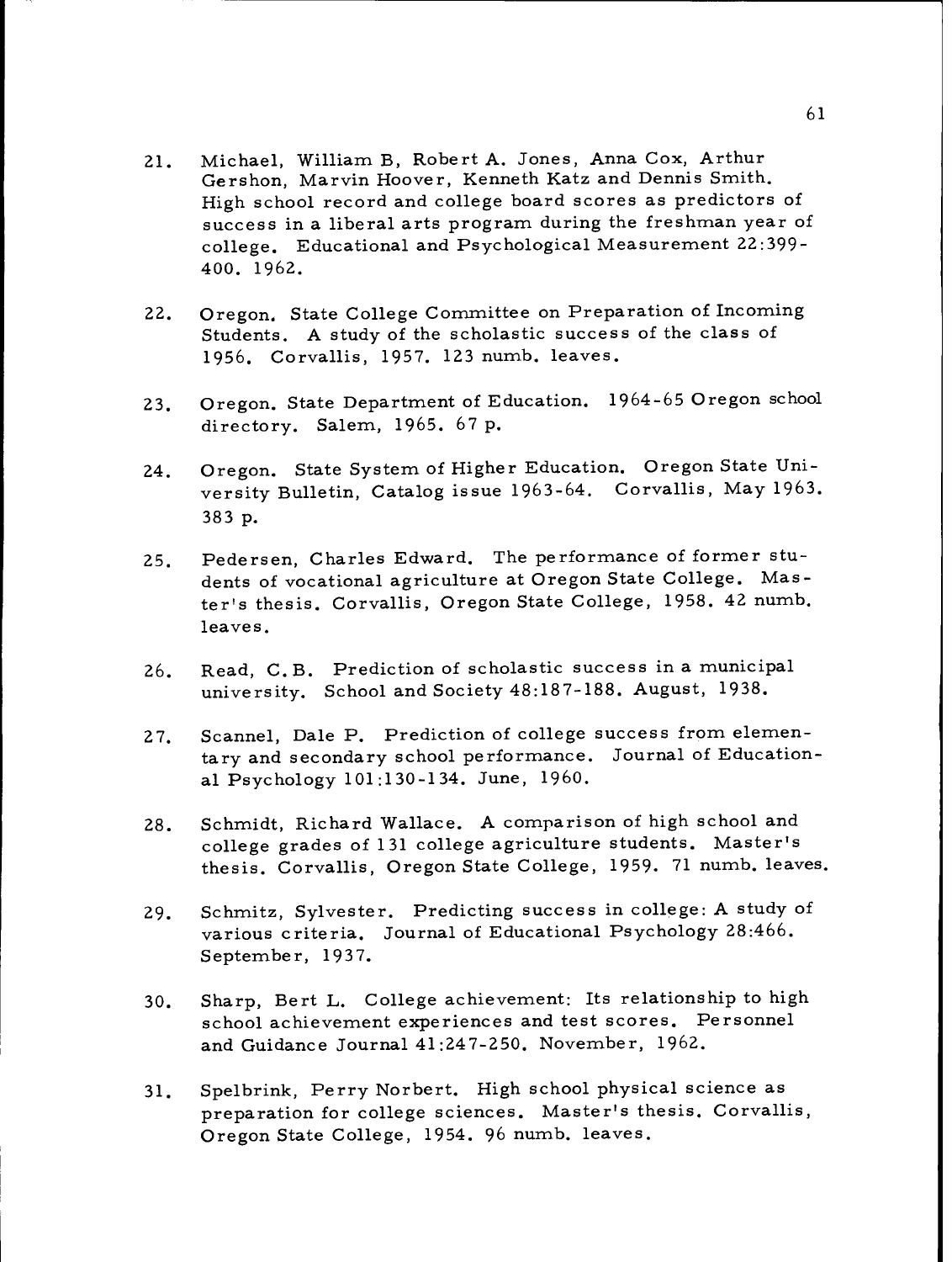21. Michael, William B, Robert A. Jones, Anna Cox, Arthur Gershon, Marvin Hoover, Kenneth Katz and Dennis Smith. High school record and college board scores as predictors of success in a liberal arts program during the freshman year of college. Educational and Psychological Measurement 22:399-400. 1962.

22. Oregon. State College Committee on Preparation of Incoming Students. A study of the scholastic success of the class of 1956. Corvallis, 1957. 123 numb. leaves.

23. Oregon. State Department of Education. 1964-65 Oregon school directory. Salem, 1965. 67 p.

24. Oregon. State System of Higher Education. Oregon State University Bulletin, Catalog issue 1963-64. Corvallis, May 1963. 383 p.

25. Pedersen, Charles Edward. The performance of former students of vocational agriculture at Oregon State College. Master's thesis. Corvallis, Oregon State College, 1958. 42 numb. leaves.

26. Read, C.B. Prediction of scholastic success in a municipal university. School and Society 48:187-188. August, 1938.

27. Scannel, Dale P. Prediction of college success from elementary and secondary school performance. Journal of Educational Psychology 101:130-134. June, 1960.

28. Schmidt, Richard Wallace. A comparison of high school and college grades of 131 college agriculture students. Master's thesis. Corvallis, Oregon State College, 1959. 71 numb. leaves.

29. Schmitz, Sylvester. Predicting success in college: A study of various criteria. Journal of Educational Psychology 28:466. September, 1937.

30. Sharp, Bert L. College achievement: Its relationship to high school achievement experiences and test scores. Personnel and Guidance Journal 41:247-250. November, 1962.

31. Spelbrink, Perry Norbert. High school physical science as preparation for college sciences. Master's thesis. Corvallis, Oregon State College, 1954. 96 numb. leaves.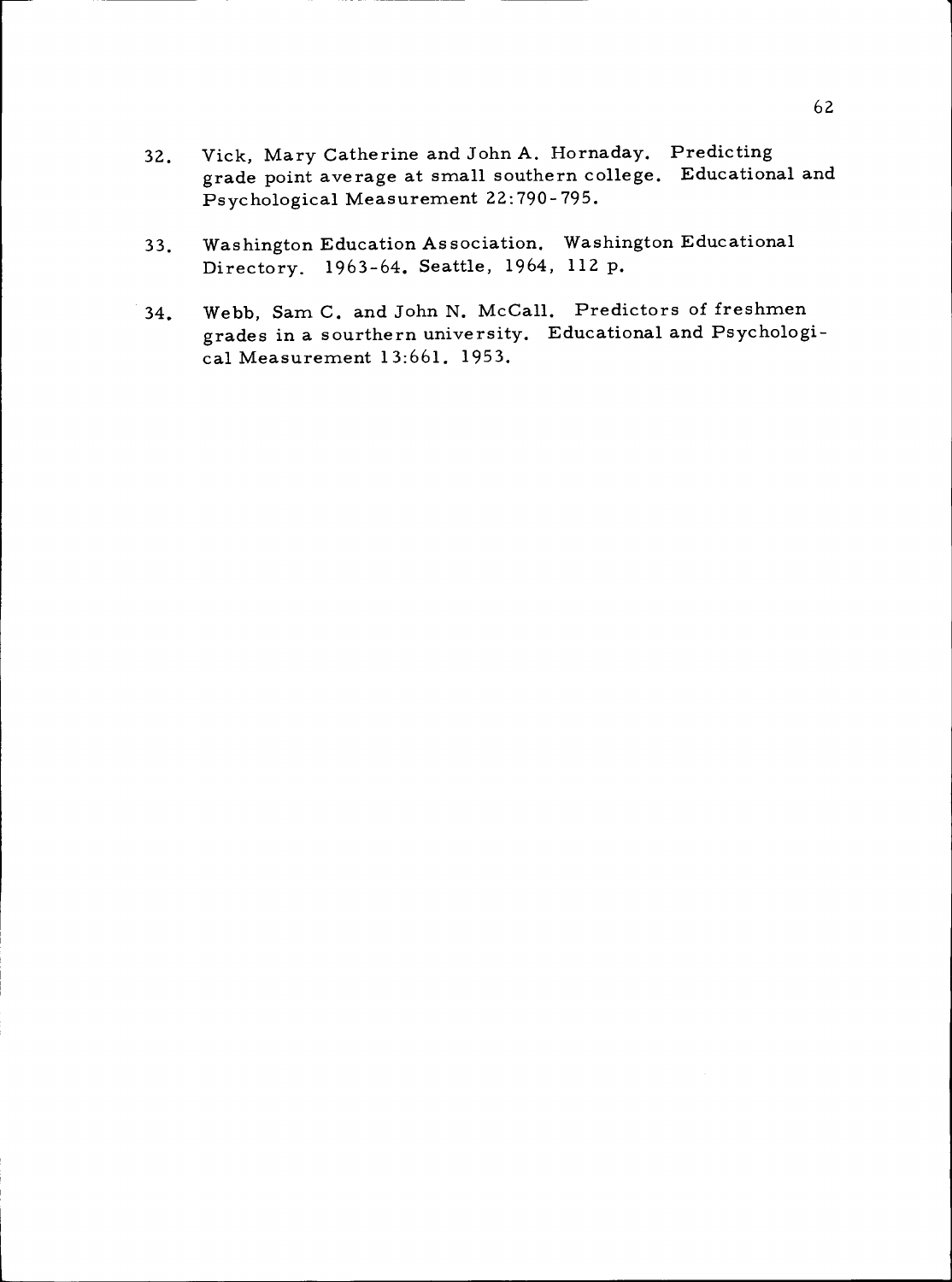32. Vick, Mary Catherine and John A. Hornaday. Predicting grade point average at small southern college. Educational and Psychological Measurement 22:790-795.

33. Washington Education Association. Washington Educational Directory. 1963-64. Seattle, 1964, 112 p.

34. Webb, Sam C. and John N. McCall. Predictors of freshmen grades in a sourthern university. Educational and Psychological Measurement 13:661. 1953.